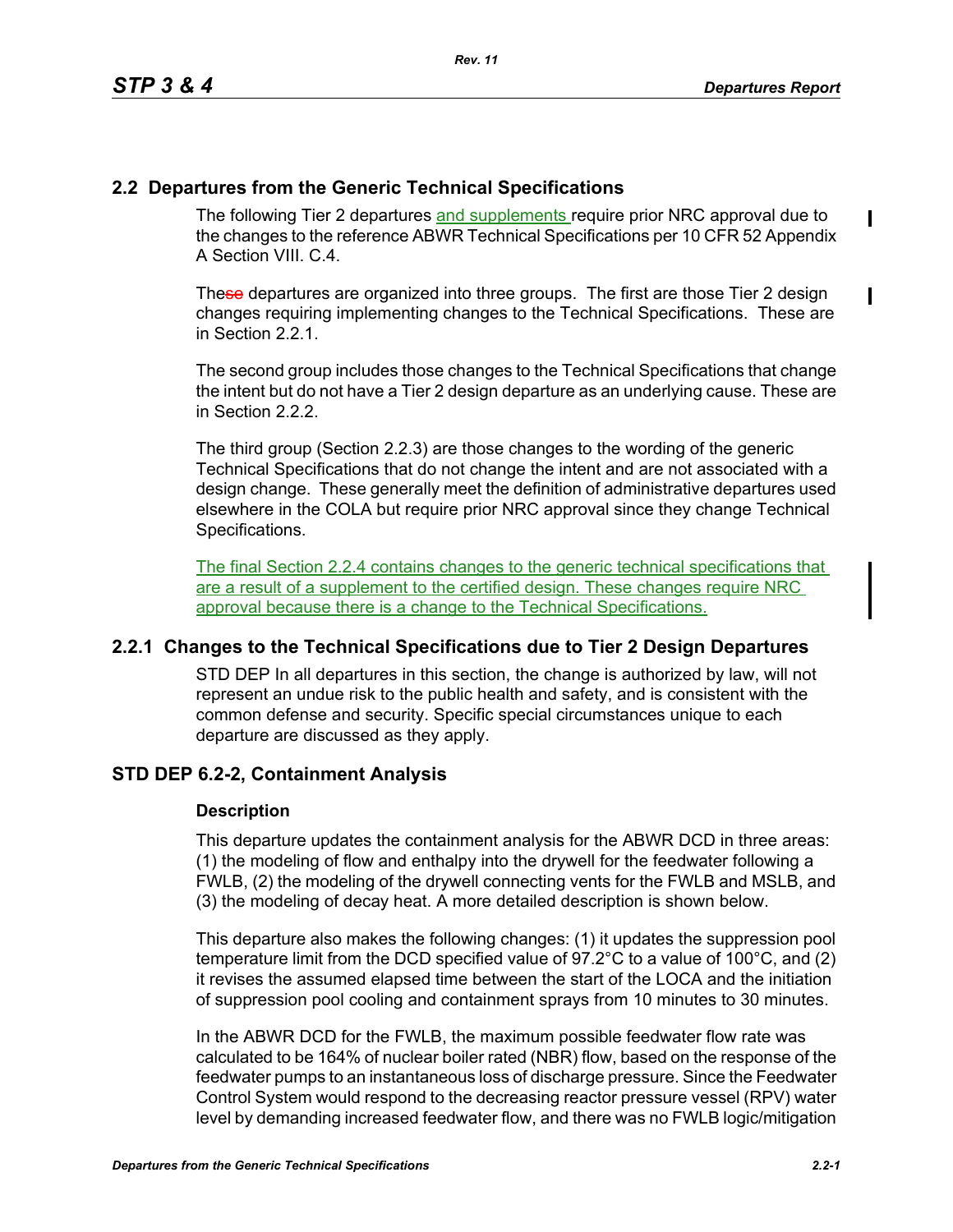## 2.2 Departures from the Generic Technical Specifications

The following Tier 2 departures and supplements require prior NRC approval due to the changes to the reference ABWR Technical Specifications per 10 CFR 52 Appendix A Section VIII. C.4.

These departures are organized into three groups. The first are those Tier 2 design changes requiring implementing changes to the Technical Specifications. These are in Section 2.2.1.

The second group includes those changes to the Technical Specifications that change the intent but do not have a Tier 2 design departure as an underlying cause. These are in Section 2.2.2.

The third group (Section 2.2.3) are those changes to the wording of the generic Technical Specifications that do not change the intent and are not associated with a design change. These generally meet the definition of administrative departures used elsewhere in the COLA but require prior NRC approval since they change Technical Specifications.

The final Section 2.2.4 contains changes to the generic technical specifications that are a result of a supplement to the certified design. These changes require NRC approval because there is a change to the Technical Specifications.

### 2.2.1 Changes to the Technical Specifications due to Tier 2 Design Departures

STD DEP In all departures in this section, the change is authorized by law, will not represent an undue risk to the public health and safety, and is consistent with the common defense and security. Specific special circumstances unique to each departure are discussed as they apply.

### STD DEP 6.2-2, Containment Analysis

**Description**

This departure updates the containment analysis for the ABWR DCD in three areas: (1) the modeling of flow and enthalpy into the drywell for the feedwater following a FWLB, (2) the modeling of the drywell connecting vents for the FWLB and MSLB, and (3) the modeling of decay heat. A more detailed description is shown below.

This departure also makes the following changes: (1) it updates the suppression pool temperature limit from the DCD specified value of 97.2°C to a value of 100°C, and (2) it revises the assumed elapsed time between the start of the LOCA and the initiation of suppression pool cooling and containment sprays from 10 minutes to 30 minutes.

In the ABWR DCD for the FWLB, the maximum possible feedwater flow rate was calculated to be 164% of nuclear boiler rated (NBR) flow, based on the response of the feedwater pumps to an instantaneous loss of discharge pressure. Since the Feedwater Control System would respond to the decreasing reactor pressure vessel (RPV) water level by demanding increased feedwater flow, and there was no FWLB logic/mitigation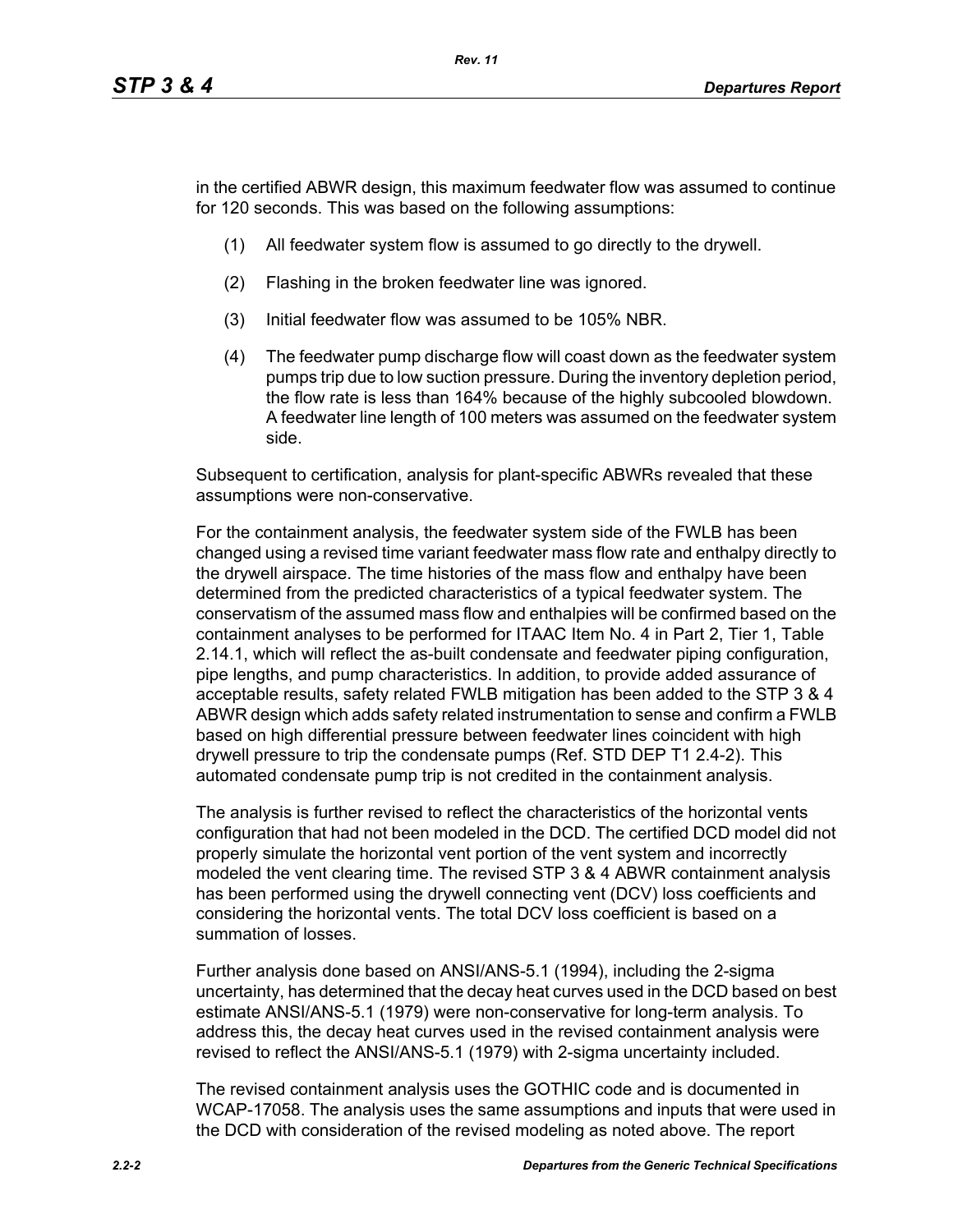in the certified ABWR design, this maximum feedwater flow was assumed to continue for 120 seconds. This was based on the following assumptions:

(1) All feedwater system flow is assumed to go directly to the drywell.

(2) Flashing in the broken feedwater line was ignored.

(3) Initial feedwater flow was assumed to be 105% NBR.

(4) The feedwater pump discharge flow will coast down as the feedwater system pumps trip due to low suction pressure. During the inventory depletion period, the flow rate is less than 164% because of the highly subcooled blowdown. A feedwater line length of 100 meters was assumed on the feedwater system side.

Subsequent to certification, analysis for plant-specific ABWRs revealed that these assumptions were non-conservative.

For the containment analysis, the feedwater system side of the FWLB has been changed using a revised time variant feedwater mass flow rate and enthalpy directly to the drywell airspace. The time histories of the mass flow and enthalpy have been determined from the predicted characteristics of a typical feedwater system. The conservatism of the assumed mass flow and enthalpies will be confirmed based on the containment analyses to be performed for ITAAC Item No. 4 in Part 2, Tier 1, Table 2.14.1, which will reflect the as-built condensate and feedwater piping configuration, pipe lengths, and pump characteristics. In addition, to provide added assurance of acceptable results, safety related FWLB mitigation has been added to the STP 3 & 4 ABWR design which adds safety related instrumentation to sense and confirm a FWLB based on high differential pressure between feedwater lines coincident with high drywell pressure to trip the condensate pumps (Ref. STD DEP T1 2.4-2). This automated condensate pump trip is not credited in the containment analysis.

The analysis is further revised to reflect the characteristics of the horizontal vents configuration that had not been modeled in the DCD. The certified DCD model did not properly simulate the horizontal vent portion of the vent system and incorrectly modeled the vent clearing time. The revised STP 3 & 4 ABWR containment analysis has been performed using the drywell connecting vent (DCV) loss coefficients and considering the horizontal vents. The total DCV loss coefficient is based on a summation of losses.

Further analysis done based on ANSI/ANS-5.1 (1994), including the 2-sigma uncertainty, has determined that the decay heat curves used in the DCD based on best estimate ANSI/ANS-5.1 (1979) were non-conservative for long-term analysis. To address this, the decay heat curves used in the revised containment analysis were revised to reflect the ANSI/ANS-5.1 (1979) with 2-sigma uncertainty included.

The revised containment analysis uses the GOTHIC code and is documented in WCAP-17058. The analysis uses the same assumptions and inputs that were used in the DCD with consideration of the revised modeling as noted above. The report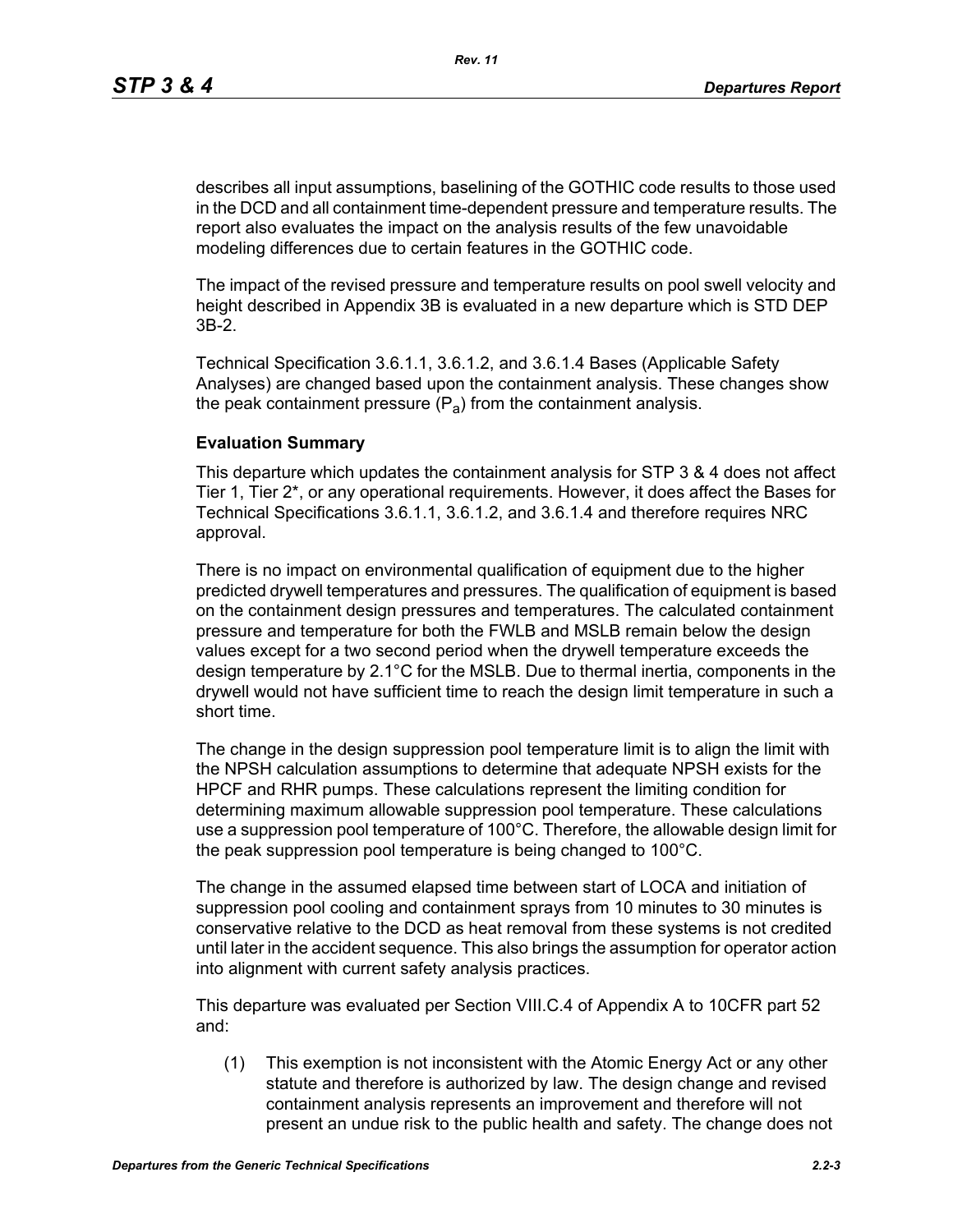describes all input assumptions, baselining of the GOTHIC code results to those used in the DCD and all containment time-dependent pressure and temperature results. The report also evaluates the impact on the analysis results of the few unavoidable modeling differences due to certain features in the GOTHIC code.

The impact of the revised pressure and temperature results on pool swell velocity and height described in Appendix 3B is evaluated in a new departure which is STD DEP 3B-2.

Technical Specification 3.6.1.1, 3.6.1.2, and 3.6.1.4 Bases (Applicable Safety Analyses) are changed based upon the containment analysis. These changes show the peak containment pressure ($P_a$) from the containment analysis.

**Evaluation Summary**

This departure which updates the containment analysis for STP 3 & 4 does not affect Tier 1, Tier 2*, or any operational requirements. However, it does affect the Bases for Technical Specifications 3.6.1.1, 3.6.1.2, and 3.6.1.4 and therefore requires NRC approval.

There is no impact on environmental qualification of equipment due to the higher predicted drywell temperatures and pressures. The qualification of equipment is based on the containment design pressures and temperatures. The calculated containment pressure and temperature for both the FWLB and MSLB remain below the design values except for a two second period when the drywell temperature exceeds the design temperature by 2.1°C for the MSLB. Due to thermal inertia, components in the drywell would not have sufficient time to reach the design limit temperature in such a short time.

The change in the design suppression pool temperature limit is to align the limit with the NPSH calculation assumptions to determine that adequate NPSH exists for the HPCF and RHR pumps. These calculations represent the limiting condition for determining maximum allowable suppression pool temperature. These calculations use a suppression pool temperature of 100°C. Therefore, the allowable design limit for the peak suppression pool temperature is being changed to 100°C.

The change in the assumed elapsed time between start of LOCA and initiation of suppression pool cooling and containment sprays from 10 minutes to 30 minutes is conservative relative to the DCD as heat removal from these systems is not credited until later in the accident sequence. This also brings the assumption for operator action into alignment with current safety analysis practices.

This departure was evaluated per Section VIII.C.4 of Appendix A to 10CFR part 52 and:

(1) This exemption is not inconsistent with the Atomic Energy Act or any other statute and therefore is authorized by law. The design change and revised containment analysis represents an improvement and therefore will not present an undue risk to the public health and safety. The change does not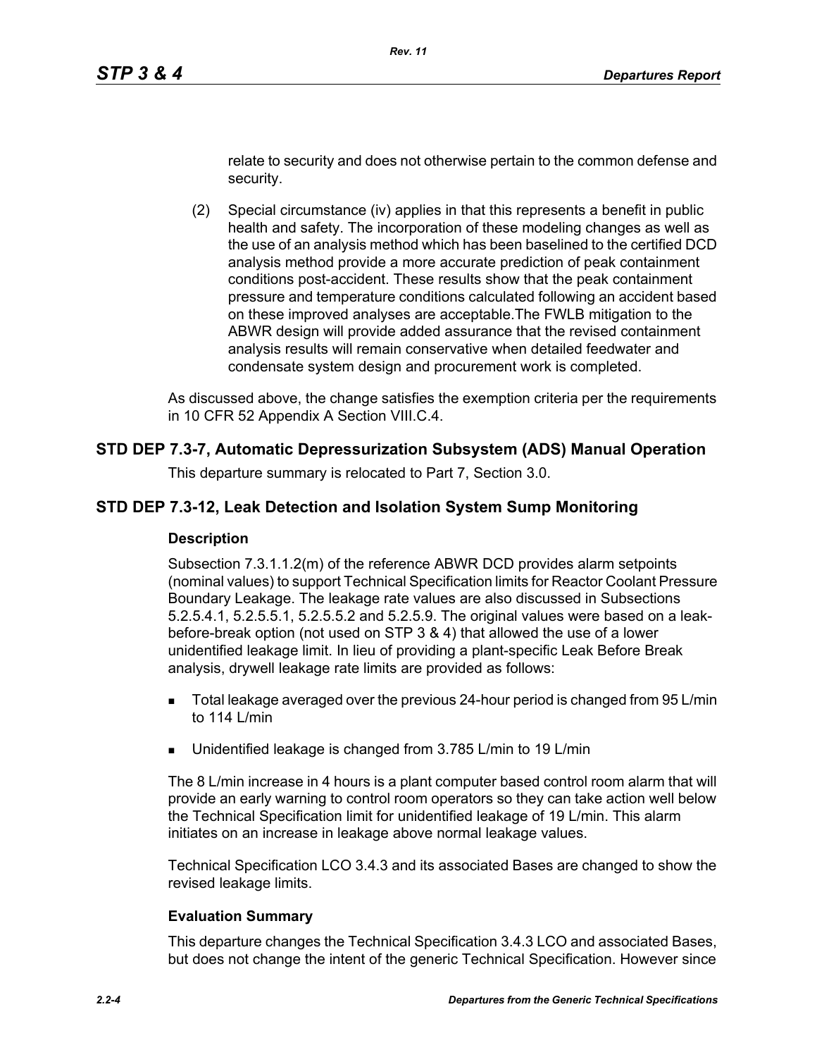relate to security and does not otherwise pertain to the common defense and security.

(2) Special circumstance (iv) applies in that this represents a benefit in public health and safety. The incorporation of these modeling changes as well as the use of an analysis method which has been baselined to the certified DCD analysis method provide a more accurate prediction of peak containment conditions post-accident. These results show that the peak containment pressure and temperature conditions calculated following an accident based on these improved analyses are acceptable.The FWLB mitigation to the ABWR design will provide added assurance that the revised containment analysis results will remain conservative when detailed feedwater and condensate system design and procurement work is completed.

As discussed above, the change satisfies the exemption criteria per the requirements in 10 CFR 52 Appendix A Section VIII.C.4.

## STD DEP 7.3-7, Automatic Depressurization Subsystem (ADS) Manual Operation

This departure summary is relocated to Part 7, Section 3.0.

## STD DEP 7.3-12, Leak Detection and Isolation System Sump Monitoring

### Description

Subsection 7.3.1.1.2(m) of the reference ABWR DCD provides alarm setpoints (nominal values) to support Technical Specification limits for Reactor Coolant Pressure Boundary Leakage. The leakage rate values are also discussed in Subsections 5.2.5.4.1, 5.2.5.5.1, 5.2.5.5.2 and 5.2.5.9. The original values were based on a leak-before-break option (not used on STP 3 & 4) that allowed the use of a lower unidentified leakage limit. In lieu of providing a plant-specific Leak Before Break analysis, drywell leakage rate limits are provided as follows:

- Total leakage averaged over the previous 24-hour period is changed from 95 L/min to 114 L/min
- Unidentified leakage is changed from 3.785 L/min to 19 L/min

The 8 L/min increase in 4 hours is a plant computer based control room alarm that will provide an early warning to control room operators so they can take action well below the Technical Specification limit for unidentified leakage of 19 L/min. This alarm initiates on an increase in leakage above normal leakage values.

Technical Specification LCO 3.4.3 and its associated Bases are changed to show the revised leakage limits.

### Evaluation Summary

This departure changes the Technical Specification 3.4.3 LCO and associated Bases, but does not change the intent of the generic Technical Specification. However since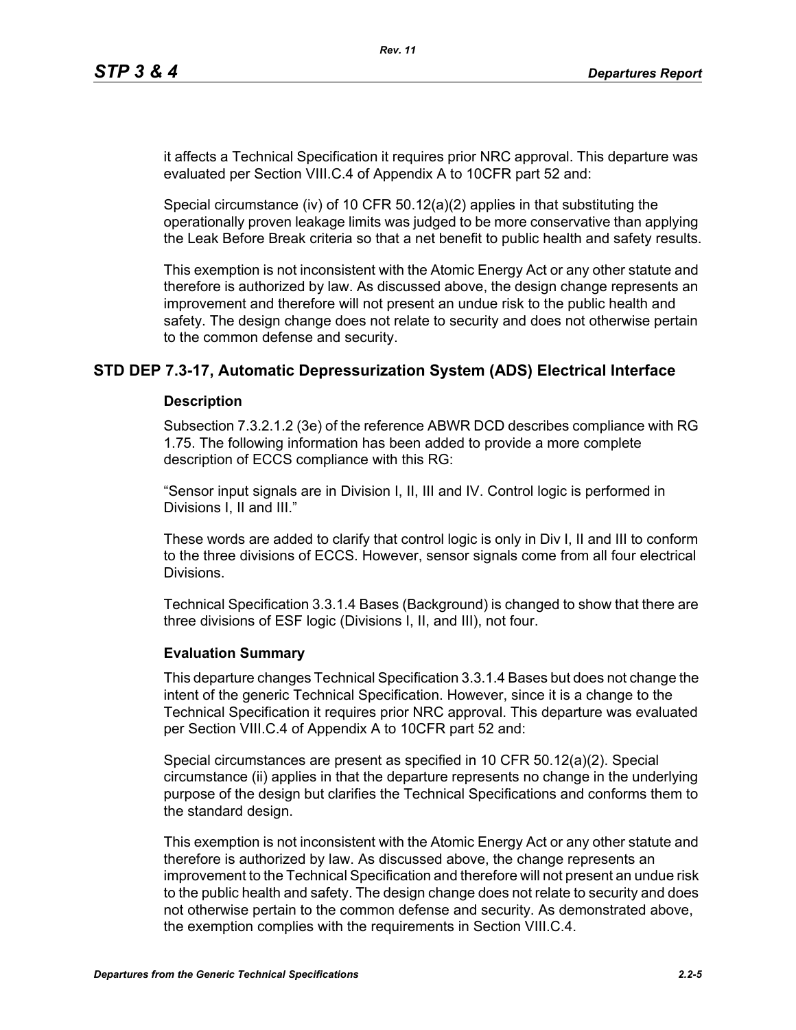it affects a Technical Specification it requires prior NRC approval. This departure was evaluated per Section VIII.C.4 of Appendix A to 10CFR part 52 and:

Special circumstance (iv) of 10 CFR 50.12(a)(2) applies in that substituting the operationally proven leakage limits was judged to be more conservative than applying the Leak Before Break criteria so that a net benefit to public health and safety results.

This exemption is not inconsistent with the Atomic Energy Act or any other statute and therefore is authorized by law. As discussed above, the design change represents an improvement and therefore will not present an undue risk to the public health and safety. The design change does not relate to security and does not otherwise pertain to the common defense and security.

## STD DEP 7.3-17, Automatic Depressurization System (ADS) Electrical Interface

### Description

Subsection 7.3.2.1.2 (3e) of the reference ABWR DCD describes compliance with RG 1.75. The following information has been added to provide a more complete description of ECCS compliance with this RG:

"Sensor input signals are in Division I, II, III and IV. Control logic is performed in Divisions I, II and III."

These words are added to clarify that control logic is only in Div I, II and III to conform to the three divisions of ECCS. However, sensor signals come from all four electrical Divisions.

Technical Specification 3.3.1.4 Bases (Background) is changed to show that there are three divisions of ESF logic (Divisions I, II, and III), not four.

### Evaluation Summary

This departure changes Technical Specification 3.3.1.4 Bases but does not change the intent of the generic Technical Specification. However, since it is a change to the Technical Specification it requires prior NRC approval. This departure was evaluated per Section VIII.C.4 of Appendix A to 10CFR part 52 and:

Special circumstances are present as specified in 10 CFR 50.12(a)(2). Special circumstance (ii) applies in that the departure represents no change in the underlying purpose of the design but clarifies the Technical Specifications and conforms them to the standard design.

This exemption is not inconsistent with the Atomic Energy Act or any other statute and therefore is authorized by law. As discussed above, the change represents an improvement to the Technical Specification and therefore will not present an undue risk to the public health and safety. The design change does not relate to security and does not otherwise pertain to the common defense and security. As demonstrated above, the exemption complies with the requirements in Section VIII.C.4.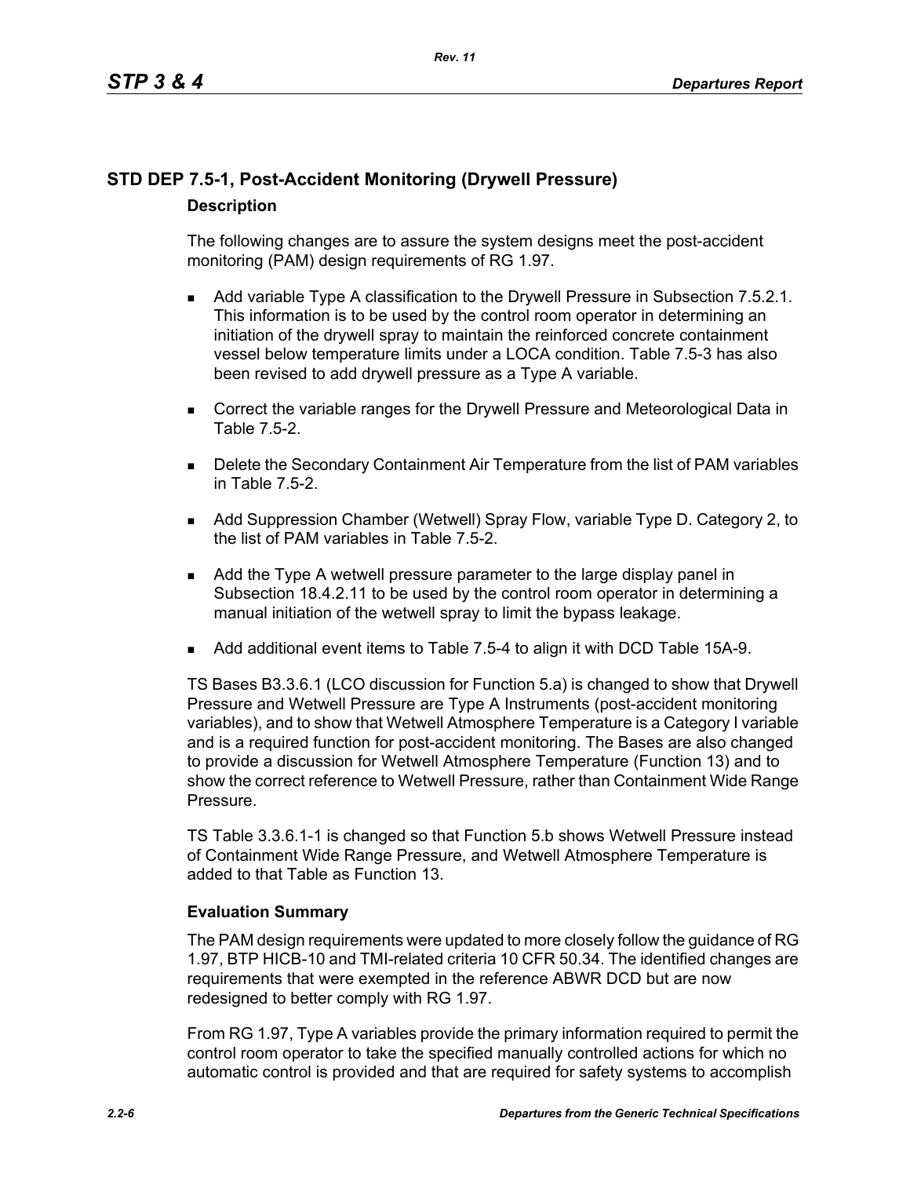## STD DEP 7.5-1, Post-Accident Monitoring (Drywell Pressure)

### Description

The following changes are to assure the system designs meet the post-accident monitoring (PAM) design requirements of RG 1.97.

- Add variable Type A classification to the Drywell Pressure in Subsection 7.5.2.1. This information is to be used by the control room operator in determining an initiation of the drywell spray to maintain the reinforced concrete containment vessel below temperature limits under a LOCA condition. Table 7.5-3 has also been revised to add drywell pressure as a Type A variable.
- Correct the variable ranges for the Drywell Pressure and Meteorological Data in Table 7.5-2.
- Delete the Secondary Containment Air Temperature from the list of PAM variables in Table 7.5-2.
- Add Suppression Chamber (Wetwell) Spray Flow, variable Type D. Category 2, to the list of PAM variables in Table 7.5-2.
- Add the Type A wetwell pressure parameter to the large display panel in Subsection 18.4.2.11 to be used by the control room operator in determining a manual initiation of the wetwell spray to limit the bypass leakage.
- Add additional event items to Table 7.5-4 to align it with DCD Table 15A-9.

TS Bases B3.3.6.1 (LCO discussion for Function 5.a) is changed to show that Drywell Pressure and Wetwell Pressure are Type A Instruments (post-accident monitoring variables), and to show that Wetwell Atmosphere Temperature is a Category I variable and is a required function for post-accident monitoring. The Bases are also changed to provide a discussion for Wetwell Atmosphere Temperature (Function 13) and to show the correct reference to Wetwell Pressure, rather than Containment Wide Range Pressure.

TS Table 3.3.6.1-1 is changed so that Function 5.b shows Wetwell Pressure instead of Containment Wide Range Pressure, and Wetwell Atmosphere Temperature is added to that Table as Function 13.

### Evaluation Summary

The PAM design requirements were updated to more closely follow the guidance of RG 1.97, BTP HICB-10 and TMI-related criteria 10 CFR 50.34. The identified changes are requirements that were exempted in the reference ABWR DCD but are now redesigned to better comply with RG 1.97.

From RG 1.97, Type A variables provide the primary information required to permit the control room operator to take the specified manually controlled actions for which no automatic control is provided and that are required for safety systems to accomplish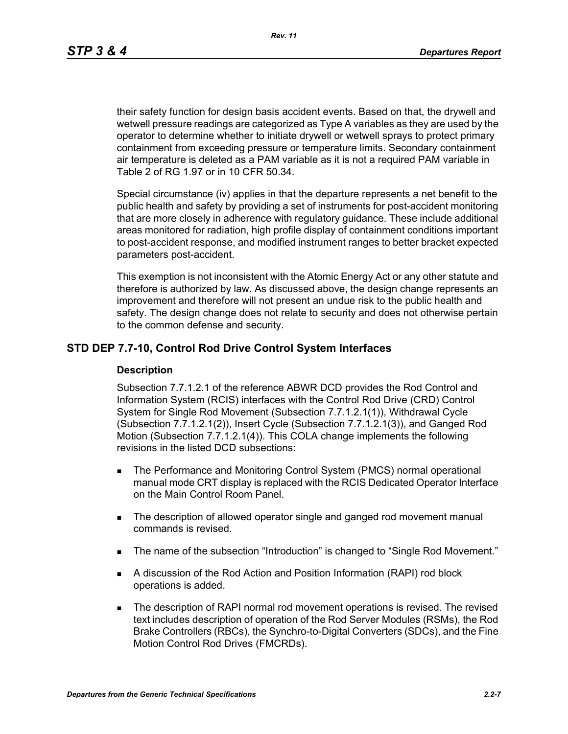their safety function for design basis accident events. Based on that, the drywell and wetwell pressure readings are categorized as Type A variables as they are used by the operator to determine whether to initiate drywell or wetwell sprays to protect primary containment from exceeding pressure or temperature limits. Secondary containment air temperature is deleted as a PAM variable as it is not a required PAM variable in Table 2 of RG 1.97 or in 10 CFR 50.34.

Special circumstance (iv) applies in that the departure represents a net benefit to the public health and safety by providing a set of instruments for post-accident monitoring that are more closely in adherence with regulatory guidance. These include additional areas monitored for radiation, high profile display of containment conditions important to post-accident response, and modified instrument ranges to better bracket expected parameters post-accident.

This exemption is not inconsistent with the Atomic Energy Act or any other statute and therefore is authorized by law. As discussed above, the design change represents an improvement and therefore will not present an undue risk to the public health and safety. The design change does not relate to security and does not otherwise pertain to the common defense and security.

## STD DEP 7.7-10, Control Rod Drive Control System Interfaces

### Description

Subsection 7.7.1.2.1 of the reference ABWR DCD provides the Rod Control and Information System (RCIS) interfaces with the Control Rod Drive (CRD) Control System for Single Rod Movement (Subsection 7.7.1.2.1(1)), Withdrawal Cycle (Subsection 7.7.1.2.1(2)), Insert Cycle (Subsection 7.7.1.2.1(3)), and Ganged Rod Motion (Subsection 7.7.1.2.1(4)). This COLA change implements the following revisions in the listed DCD subsections:

- The Performance and Monitoring Control System (PMCS) normal operational manual mode CRT display is replaced with the RCIS Dedicated Operator Interface on the Main Control Room Panel.
- The description of allowed operator single and ganged rod movement manual commands is revised.
- The name of the subsection "Introduction" is changed to "Single Rod Movement."
- A discussion of the Rod Action and Position Information (RAPI) rod block operations is added.
- The description of RAPI normal rod movement operations is revised. The revised text includes description of operation of the Rod Server Modules (RSMs), the Rod Brake Controllers (RBCs), the Synchro-to-Digital Converters (SDCs), and the Fine Motion Control Rod Drives (FMCRDs).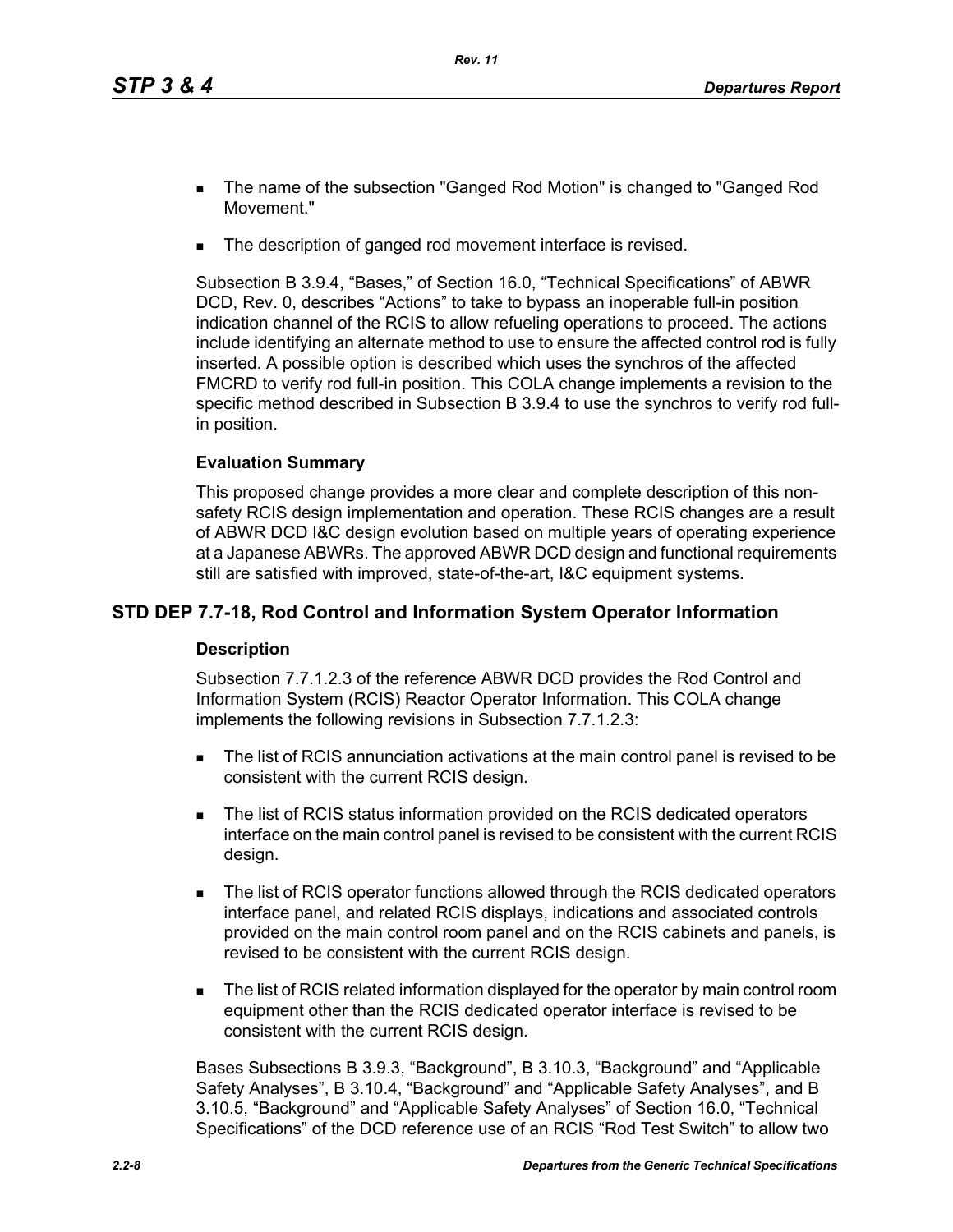- The name of the subsection "Ganged Rod Motion" is changed to "Ganged Rod Movement."
- The description of ganged rod movement interface is revised.

Subsection B 3.9.4, "Bases," of Section 16.0, "Technical Specifications" of ABWR DCD, Rev. 0, describes "Actions" to take to bypass an inoperable full-in position indication channel of the RCIS to allow refueling operations to proceed. The actions include identifying an alternate method to use to ensure the affected control rod is fully inserted. A possible option is described which uses the synchros of the affected FMCRD to verify rod full-in position. This COLA change implements a revision to the specific method described in Subsection B 3.9.4 to use the synchros to verify rod full-in position.

### Evaluation Summary

This proposed change provides a more clear and complete description of this non-safety RCIS design implementation and operation. These RCIS changes are a result of ABWR DCD I&C design evolution based on multiple years of operating experience at a Japanese ABWRs. The approved ABWR DCD design and functional requirements still are satisfied with improved, state-of-the-art, I&C equipment systems.

## STD DEP 7.7-18, Rod Control and Information System Operator Information

### Description

Subsection 7.7.1.2.3 of the reference ABWR DCD provides the Rod Control and Information System (RCIS) Reactor Operator Information. This COLA change implements the following revisions in Subsection 7.7.1.2.3:

- The list of RCIS annunciation activations at the main control panel is revised to be consistent with the current RCIS design.
- The list of RCIS status information provided on the RCIS dedicated operators interface on the main control panel is revised to be consistent with the current RCIS design.
- The list of RCIS operator functions allowed through the RCIS dedicated operators interface panel, and related RCIS displays, indications and associated controls provided on the main control room panel and on the RCIS cabinets and panels, is revised to be consistent with the current RCIS design.
- The list of RCIS related information displayed for the operator by main control room equipment other than the RCIS dedicated operator interface is revised to be consistent with the current RCIS design.

Bases Subsections B 3.9.3, "Background", B 3.10.3, "Background" and "Applicable Safety Analyses", B 3.10.4, "Background" and "Applicable Safety Analyses", and B 3.10.5, "Background" and "Applicable Safety Analyses" of Section 16.0, "Technical Specifications" of the DCD reference use of an RCIS "Rod Test Switch" to allow two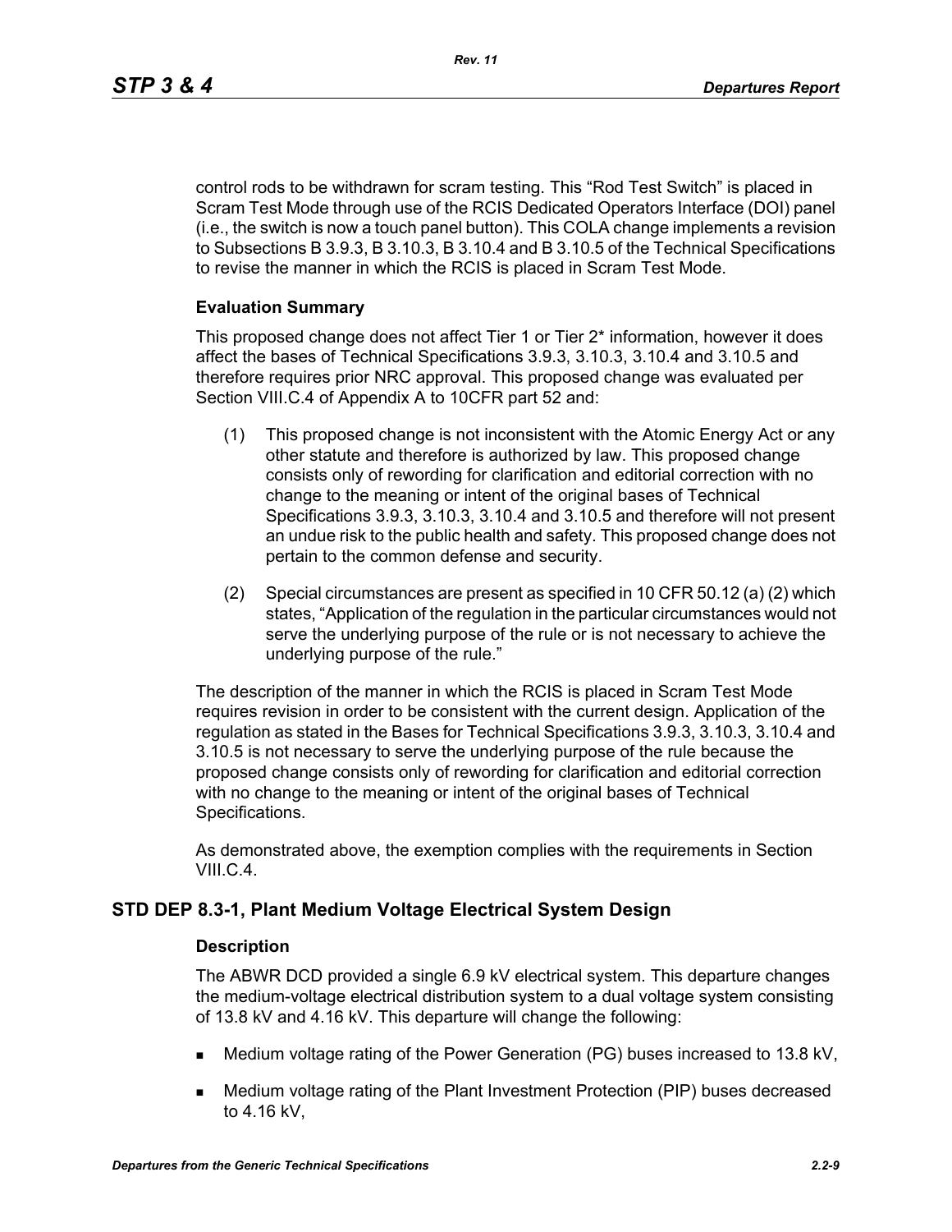control rods to be withdrawn for scram testing. This "Rod Test Switch" is placed in Scram Test Mode through use of the RCIS Dedicated Operators Interface (DOI) panel (i.e., the switch is now a touch panel button). This COLA change implements a revision to Subsections B 3.9.3, B 3.10.3, B 3.10.4 and B 3.10.5 of the Technical Specifications to revise the manner in which the RCIS is placed in Scram Test Mode.

#### Evaluation Summary

This proposed change does not affect Tier 1 or Tier 2* information, however it does affect the bases of Technical Specifications 3.9.3, 3.10.3, 3.10.4 and 3.10.5 and therefore requires prior NRC approval. This proposed change was evaluated per Section VIII.C.4 of Appendix A to 10CFR part 52 and:

(1) This proposed change is not inconsistent with the Atomic Energy Act or any other statute and therefore is authorized by law. This proposed change consists only of rewording for clarification and editorial correction with no change to the meaning or intent of the original bases of Technical Specifications 3.9.3, 3.10.3, 3.10.4 and 3.10.5 and therefore will not present an undue risk to the public health and safety. This proposed change does not pertain to the common defense and security.

(2) Special circumstances are present as specified in 10 CFR 50.12 (a) (2) which states, "Application of the regulation in the particular circumstances would not serve the underlying purpose of the rule or is not necessary to achieve the underlying purpose of the rule."

The description of the manner in which the RCIS is placed in Scram Test Mode requires revision in order to be consistent with the current design. Application of the regulation as stated in the Bases for Technical Specifications 3.9.3, 3.10.3, 3.10.4 and 3.10.5 is not necessary to serve the underlying purpose of the rule because the proposed change consists only of rewording for clarification and editorial correction with no change to the meaning or intent of the original bases of Technical Specifications.

As demonstrated above, the exemption complies with the requirements in Section VIII.C.4.

### STD DEP 8.3-1, Plant Medium Voltage Electrical System Design

#### Description

The ABWR DCD provided a single 6.9 kV electrical system. This departure changes the medium-voltage electrical distribution system to a dual voltage system consisting of 13.8 kV and 4.16 kV. This departure will change the following:

- Medium voltage rating of the Power Generation (PG) buses increased to 13.8 kV,
- Medium voltage rating of the Plant Investment Protection (PIP) buses decreased to 4.16 kV,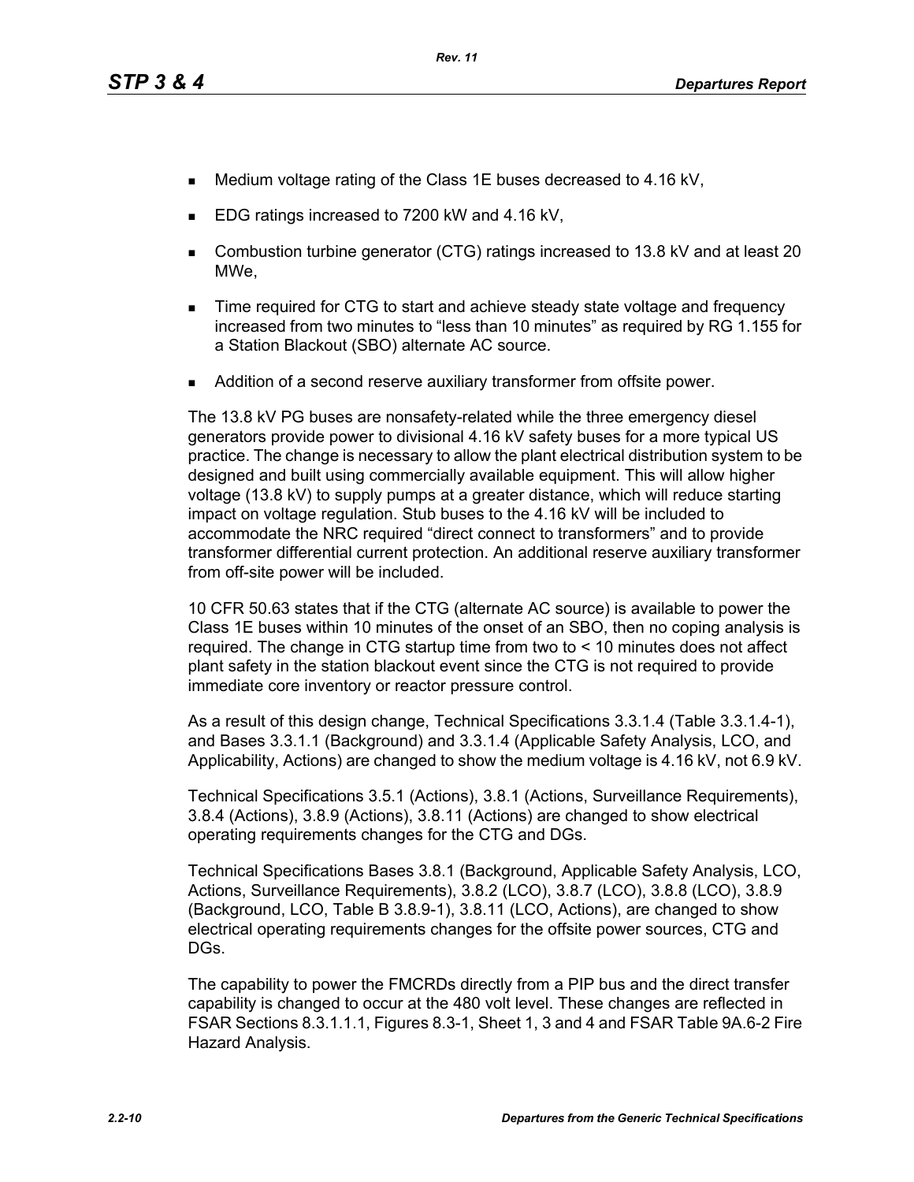- Medium voltage rating of the Class 1E buses decreased to 4.16 kV,
- EDG ratings increased to 7200 kW and 4.16 kV,
- Combustion turbine generator (CTG) ratings increased to 13.8 kV and at least 20 MWe,
- Time required for CTG to start and achieve steady state voltage and frequency increased from two minutes to "less than 10 minutes" as required by RG 1.155 for a Station Blackout (SBO) alternate AC source.
- Addition of a second reserve auxiliary transformer from offsite power.

The 13.8 kV PG buses are nonsafety-related while the three emergency diesel generators provide power to divisional 4.16 kV safety buses for a more typical US practice. The change is necessary to allow the plant electrical distribution system to be designed and built using commercially available equipment. This will allow higher voltage (13.8 kV) to supply pumps at a greater distance, which will reduce starting impact on voltage regulation. Stub buses to the 4.16 kV will be included to accommodate the NRC required "direct connect to transformers" and to provide transformer differential current protection. An additional reserve auxiliary transformer from off-site power will be included.

10 CFR 50.63 states that if the CTG (alternate AC source) is available to power the Class 1E buses within 10 minutes of the onset of an SBO, then no coping analysis is required. The change in CTG startup time from two to < 10 minutes does not affect plant safety in the station blackout event since the CTG is not required to provide immediate core inventory or reactor pressure control.

As a result of this design change, Technical Specifications 3.3.1.4 (Table 3.3.1.4-1), and Bases 3.3.1.1 (Background) and 3.3.1.4 (Applicable Safety Analysis, LCO, and Applicability, Actions) are changed to show the medium voltage is 4.16 kV, not 6.9 kV.

Technical Specifications 3.5.1 (Actions), 3.8.1 (Actions, Surveillance Requirements), 3.8.4 (Actions), 3.8.9 (Actions), 3.8.11 (Actions) are changed to show electrical operating requirements changes for the CTG and DGs.

Technical Specifications Bases 3.8.1 (Background, Applicable Safety Analysis, LCO, Actions, Surveillance Requirements), 3.8.2 (LCO), 3.8.7 (LCO), 3.8.8 (LCO), 3.8.9 (Background, LCO, Table B 3.8.9-1), 3.8.11 (LCO, Actions), are changed to show electrical operating requirements changes for the offsite power sources, CTG and DGs.

The capability to power the FMCRDs directly from a PIP bus and the direct transfer capability is changed to occur at the 480 volt level. These changes are reflected in FSAR Sections 8.3.1.1.1, Figures 8.3-1, Sheet 1, 3 and 4 and FSAR Table 9A.6-2 Fire Hazard Analysis.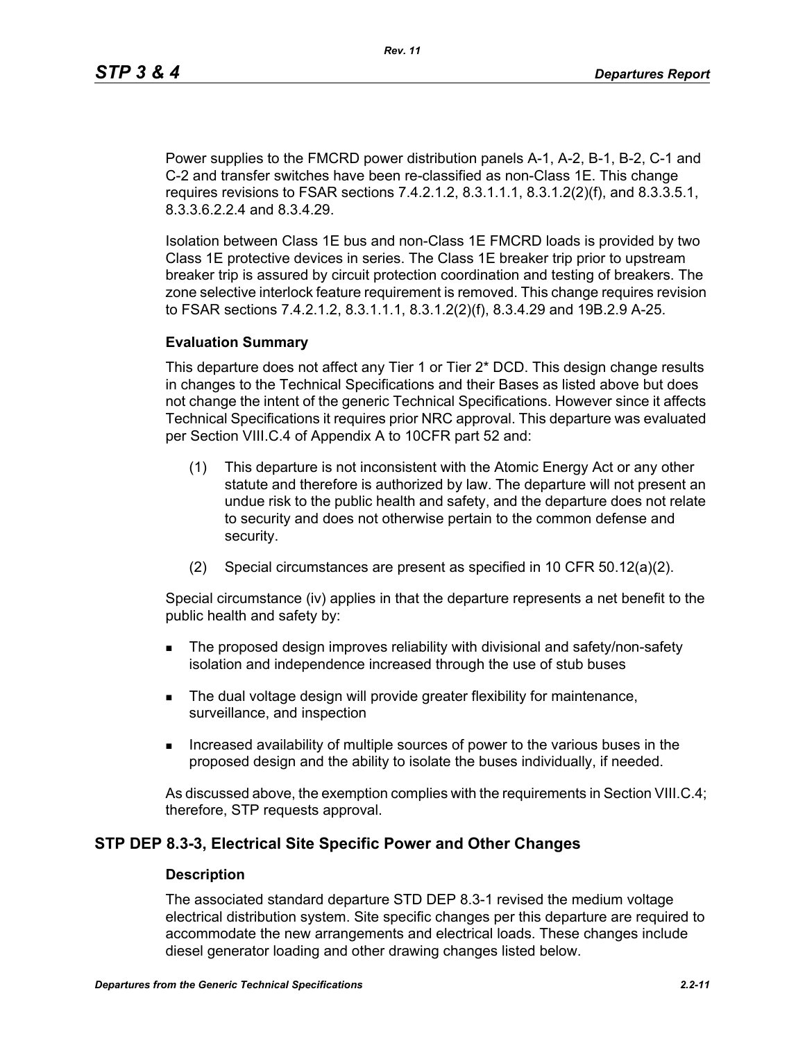Power supplies to the FMCRD power distribution panels A-1, A-2, B-1, B-2, C-1 and C-2 and transfer switches have been re-classified as non-Class 1E. This change requires revisions to FSAR sections 7.4.2.1.2, 8.3.1.1.1, 8.3.1.2(2)(f), and 8.3.3.5.1, 8.3.6.2.2.4 and 8.3.4.29.

Isolation between Class 1E bus and non-Class 1E FMCRD loads is provided by two Class 1E protective devices in series. The Class 1E breaker trip prior to upstream breaker trip is assured by circuit protection coordination and testing of breakers. The zone selective interlock feature requirement is removed. This change requires revision to FSAR sections 7.4.2.1.2, 8.3.1.1.1, 8.3.1.2(2)(f), 8.3.4.29 and 19B.2.9 A-25.

**Evaluation Summary**

This departure does not affect any Tier 1 or Tier 2* DCD. This design change results in changes to the Technical Specifications and their Bases as listed above but does not change the intent of the generic Technical Specifications. However since it affects Technical Specifications it requires prior NRC approval. This departure was evaluated per Section VIII.C.4 of Appendix A to 10CFR part 52 and:

(1) This departure is not inconsistent with the Atomic Energy Act or any other statute and therefore is authorized by law. The departure will not present an undue risk to the public health and safety, and the departure does not relate to security and does not otherwise pertain to the common defense and security.

(2) Special circumstances are present as specified in 10 CFR 50.12(a)(2).

Special circumstance (iv) applies in that the departure represents a net benefit to the public health and safety by:

- The proposed design improves reliability with divisional and safety/non-safety isolation and independence increased through the use of stub buses
- The dual voltage design will provide greater flexibility for maintenance, surveillance, and inspection
- Increased availability of multiple sources of power to the various buses in the proposed design and the ability to isolate the buses individually, if needed.

As discussed above, the exemption complies with the requirements in Section VIII.C.4; therefore, STP requests approval.

## STP DEP 8.3-3, Electrical Site Specific Power and Other Changes

**Description**

The associated standard departure STD DEP 8.3-1 revised the medium voltage electrical distribution system. Site specific changes per this departure are required to accommodate the new arrangements and electrical loads. These changes include diesel generator loading and other drawing changes listed below.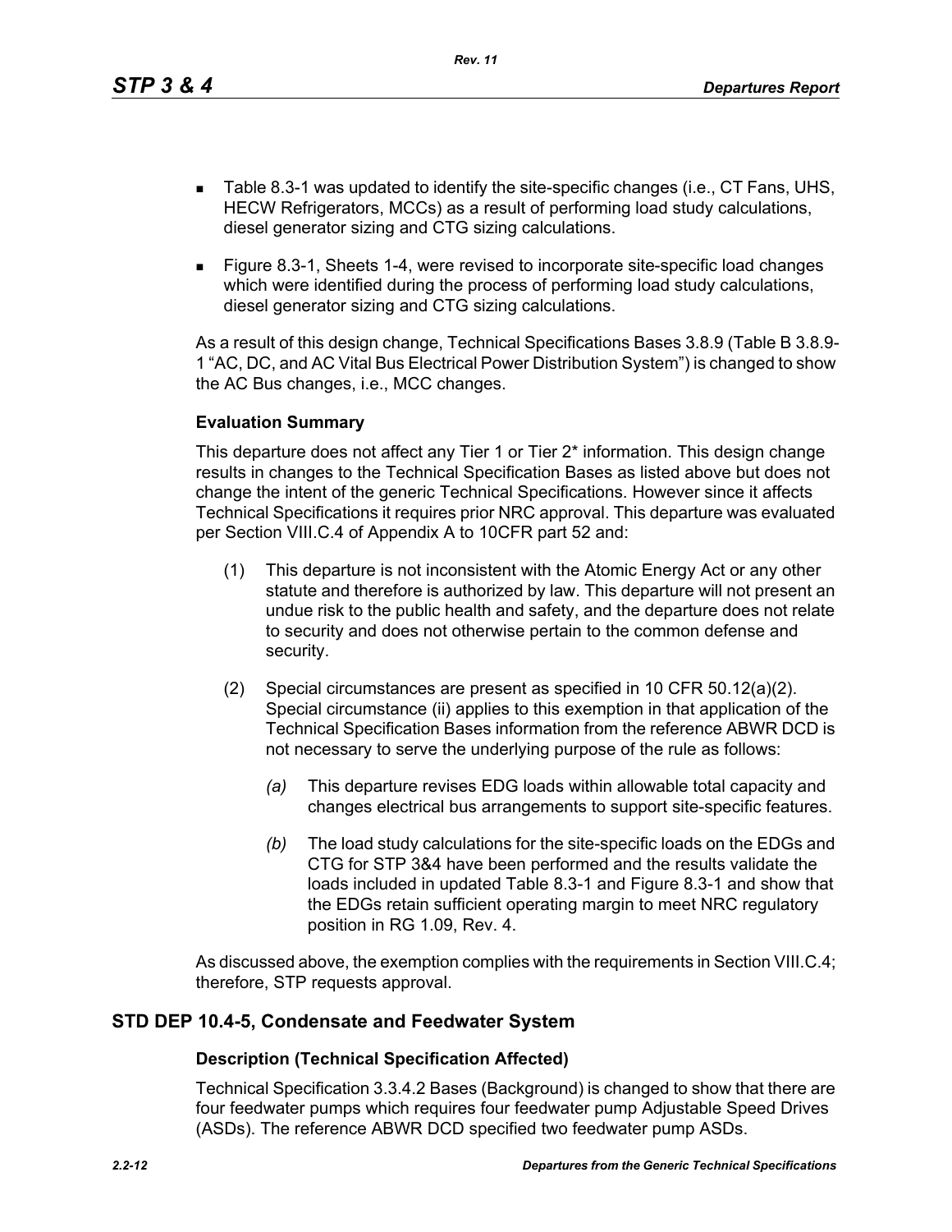- Table 8.3-1 was updated to identify the site-specific changes (i.e., CT Fans, UHS, HECW Refrigerators, MCCs) as a result of performing load study calculations, diesel generator sizing and CTG sizing calculations.
- Figure 8.3-1, Sheets 1-4, were revised to incorporate site-specific load changes which were identified during the process of performing load study calculations, diesel generator sizing and CTG sizing calculations.

As a result of this design change, Technical Specifications Bases 3.8.9 (Table B 3.8.9-1 "AC, DC, and AC Vital Bus Electrical Power Distribution System") is changed to show the AC Bus changes, i.e., MCC changes.

### Evaluation Summary

This departure does not affect any Tier 1 or Tier 2* information. This design change results in changes to the Technical Specification Bases as listed above but does not change the intent of the generic Technical Specifications. However since it affects Technical Specifications it requires prior NRC approval. This departure was evaluated per Section VIII.C.4 of Appendix A to 10CFR part 52 and:

(1) This departure is not inconsistent with the Atomic Energy Act or any other statute and therefore is authorized by law. This departure will not present an undue risk to the public health and safety, and the departure does not relate to security and does not otherwise pertain to the common defense and security.

(2) Special circumstances are present as specified in 10 CFR 50.12(a)(2). Special circumstance (ii) applies to this exemption in that application of the Technical Specification Bases information from the reference ABWR DCD is not necessary to serve the underlying purpose of the rule as follows:

*(a)* This departure revises EDG loads within allowable total capacity and changes electrical bus arrangements to support site-specific features.

*(b)* The load study calculations for the site-specific loads on the EDGs and CTG for STP 3&4 have been performed and the results validate the loads included in updated Table 8.3-1 and Figure 8.3-1 and show that the EDGs retain sufficient operating margin to meet NRC regulatory position in RG 1.09, Rev. 4.

As discussed above, the exemption complies with the requirements in Section VIII.C.4; therefore, STP requests approval.

## STD DEP 10.4-5, Condensate and Feedwater System

### Description (Technical Specification Affected)

Technical Specification 3.3.4.2 Bases (Background) is changed to show that there are four feedwater pumps which requires four feedwater pump Adjustable Speed Drives (ASDs). The reference ABWR DCD specified two feedwater pump ASDs.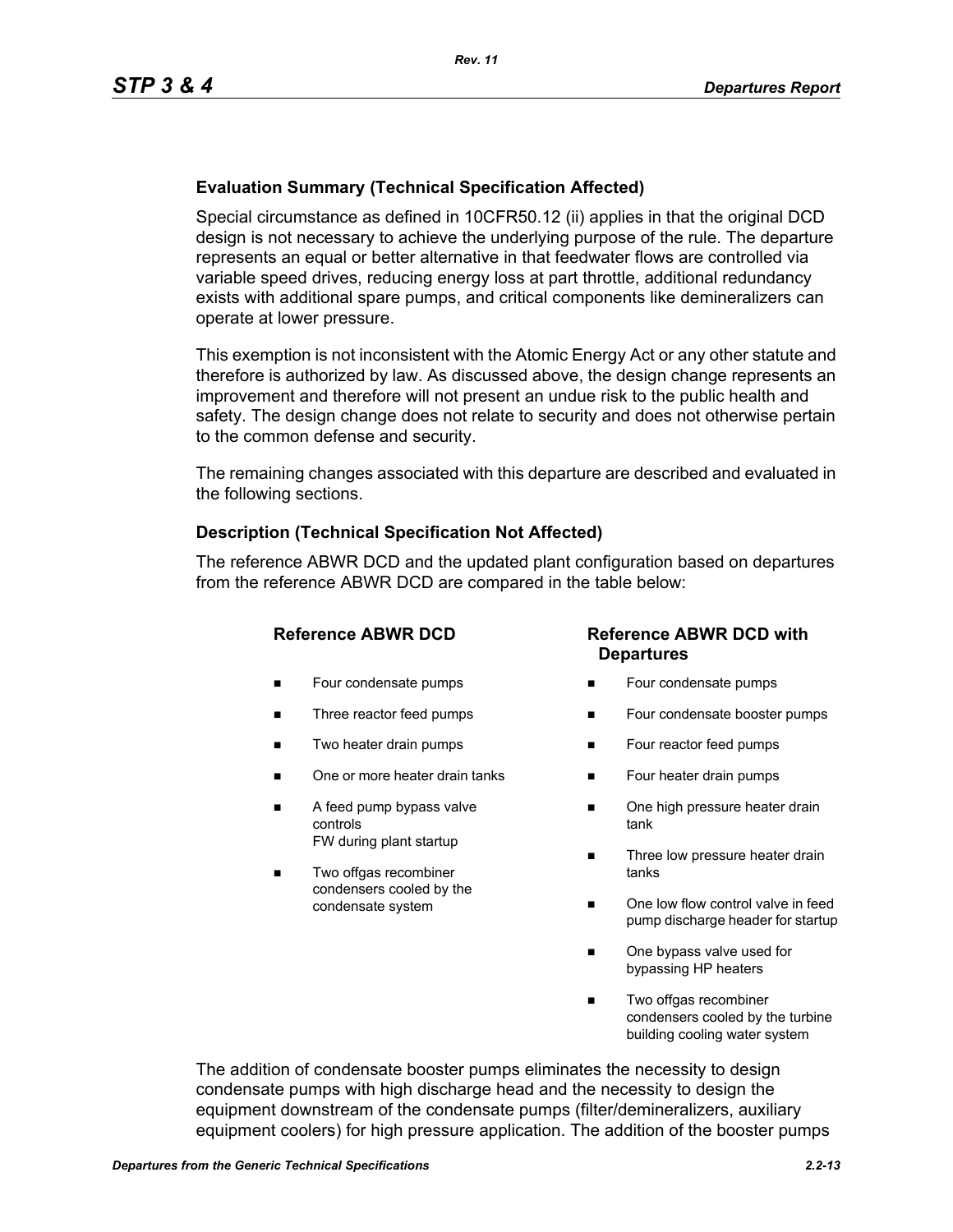**Evaluation Summary (Technical Specification Affected)**

Special circumstance as defined in 10CFR50.12 (ii) applies in that the original DCD design is not necessary to achieve the underlying purpose of the rule. The departure represents an equal or better alternative in that feedwater flows are controlled via variable speed drives, reducing energy loss at part throttle, additional redundancy exists with additional spare pumps, and critical components like demineralizers can operate at lower pressure.

This exemption is not inconsistent with the Atomic Energy Act or any other statute and therefore is authorized by law. As discussed above, the design change represents an improvement and therefore will not present an undue risk to the public health and safety. The design change does not relate to security and does not otherwise pertain to the common defense and security.

The remaining changes associated with this departure are described and evaluated in the following sections.

**Description (Technical Specification Not Affected)**

The reference ABWR DCD and the updated plant configuration based on departures from the reference ABWR DCD are compared in the table below:

| Reference ABWR DCD | Reference ABWR DCD with Departures |
|---|---|
| ■ Four condensate pumps | ■ Four condensate pumps |
| ■ Three reactor feed pumps | ■ Four condensate booster pumps |
| ■ Two heater drain pumps | ■ Four reactor feed pumps |
| ■ One or more heater drain tanks | ■ Four heater drain pumps |
| ■ A feed pump bypass valve controls FW during plant startup | ■ One high pressure heater drain tank |
| ■ Two offgas recombiner condensers cooled by the condensate system | ■ Three low pressure heater drain tanks |
| | ■ One low flow control valve in feed pump discharge header for startup |
| | ■ One bypass valve used for bypassing HP heaters |
| | ■ Two offgas recombiner condensers cooled by the turbine building cooling water system |

The addition of condensate booster pumps eliminates the necessity to design condensate pumps with high discharge head and the necessity to design the equipment downstream of the condensate pumps (filter/demineralizers, auxiliary equipment coolers) for high pressure application. The addition of the booster pumps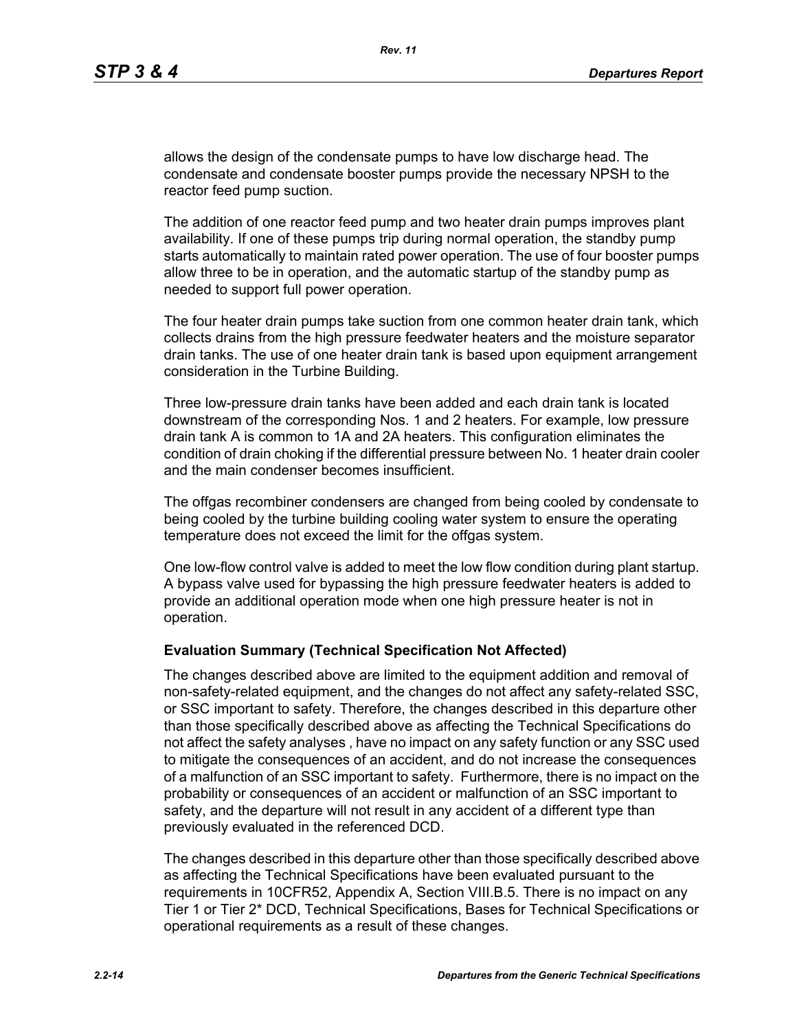allows the design of the condensate pumps to have low discharge head. The condensate and condensate booster pumps provide the necessary NPSH to the reactor feed pump suction.

The addition of one reactor feed pump and two heater drain pumps improves plant availability. If one of these pumps trip during normal operation, the standby pump starts automatically to maintain rated power operation. The use of four booster pumps allow three to be in operation, and the automatic startup of the standby pump as needed to support full power operation.

The four heater drain pumps take suction from one common heater drain tank, which collects drains from the high pressure feedwater heaters and the moisture separator drain tanks. The use of one heater drain tank is based upon equipment arrangement consideration in the Turbine Building.

Three low-pressure drain tanks have been added and each drain tank is located downstream of the corresponding Nos. 1 and 2 heaters. For example, low pressure drain tank A is common to 1A and 2A heaters. This configuration eliminates the condition of drain choking if the differential pressure between No. 1 heater drain cooler and the main condenser becomes insufficient.

The offgas recombiner condensers are changed from being cooled by condensate to being cooled by the turbine building cooling water system to ensure the operating temperature does not exceed the limit for the offgas system.

One low-flow control valve is added to meet the low flow condition during plant startup. A bypass valve used for bypassing the high pressure feedwater heaters is added to provide an additional operation mode when one high pressure heater is not in operation.

**Evaluation Summary (Technical Specification Not Affected)**

The changes described above are limited to the equipment addition and removal of non-safety-related equipment, and the changes do not affect any safety-related SSC, or SSC important to safety. Therefore, the changes described in this departure other than those specifically described above as affecting the Technical Specifications do not affect the safety analyses , have no impact on any safety function or any SSC used to mitigate the consequences of an accident, and do not increase the consequences of a malfunction of an SSC important to safety. Furthermore, there is no impact on the probability or consequences of an accident or malfunction of an SSC important to safety, and the departure will not result in any accident of a different type than previously evaluated in the referenced DCD.

The changes described in this departure other than those specifically described above as affecting the Technical Specifications have been evaluated pursuant to the requirements in 10CFR52, Appendix A, Section VIII.B.5. There is no impact on any Tier 1 or Tier 2* DCD, Technical Specifications, Bases for Technical Specifications or operational requirements as a result of these changes.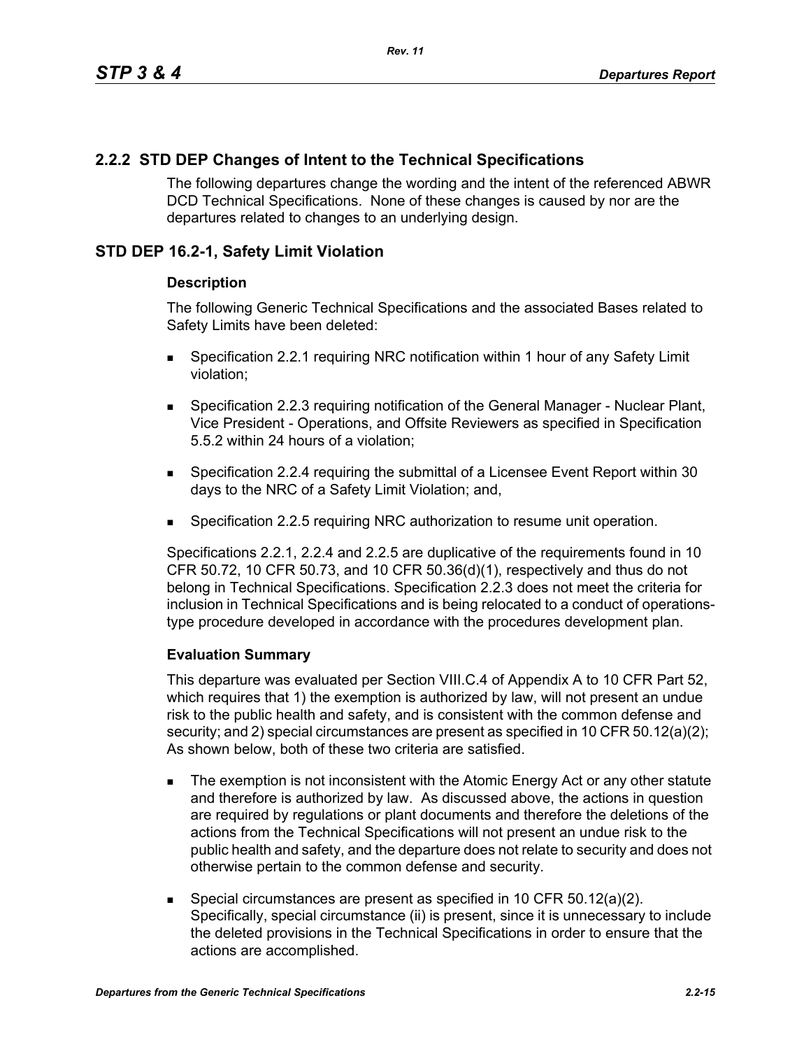## 2.2.2 STD DEP Changes of Intent to the Technical Specifications

The following departures change the wording and the intent of the referenced ABWR DCD Technical Specifications. None of these changes is caused by nor are the departures related to changes to an underlying design.

## STD DEP 16.2-1, Safety Limit Violation

### Description

The following Generic Technical Specifications and the associated Bases related to Safety Limits have been deleted:

- Specification 2.2.1 requiring NRC notification within 1 hour of any Safety Limit violation;
- Specification 2.2.3 requiring notification of the General Manager - Nuclear Plant, Vice President - Operations, and Offsite Reviewers as specified in Specification 5.5.2 within 24 hours of a violation;
- Specification 2.2.4 requiring the submittal of a Licensee Event Report within 30 days to the NRC of a Safety Limit Violation; and,
- Specification 2.2.5 requiring NRC authorization to resume unit operation.

Specifications 2.2.1, 2.2.4 and 2.2.5 are duplicative of the requirements found in 10 CFR 50.72, 10 CFR 50.73, and 10 CFR 50.36(d)(1), respectively and thus do not belong in Technical Specifications. Specification 2.2.3 does not meet the criteria for inclusion in Technical Specifications and is being relocated to a conduct of operations-type procedure developed in accordance with the procedures development plan.

### Evaluation Summary

This departure was evaluated per Section VIII.C.4 of Appendix A to 10 CFR Part 52, which requires that 1) the exemption is authorized by law, will not present an undue risk to the public health and safety, and is consistent with the common defense and security; and 2) special circumstances are present as specified in 10 CFR 50.12(a)(2); As shown below, both of these two criteria are satisfied.

- The exemption is not inconsistent with the Atomic Energy Act or any other statute and therefore is authorized by law. As discussed above, the actions in question are required by regulations or plant documents and therefore the deletions of the actions from the Technical Specifications will not present an undue risk to the public health and safety, and the departure does not relate to security and does not otherwise pertain to the common defense and security.
- Special circumstances are present as specified in 10 CFR 50.12(a)(2). Specifically, special circumstance (ii) is present, since it is unnecessary to include the deleted provisions in the Technical Specifications in order to ensure that the actions are accomplished.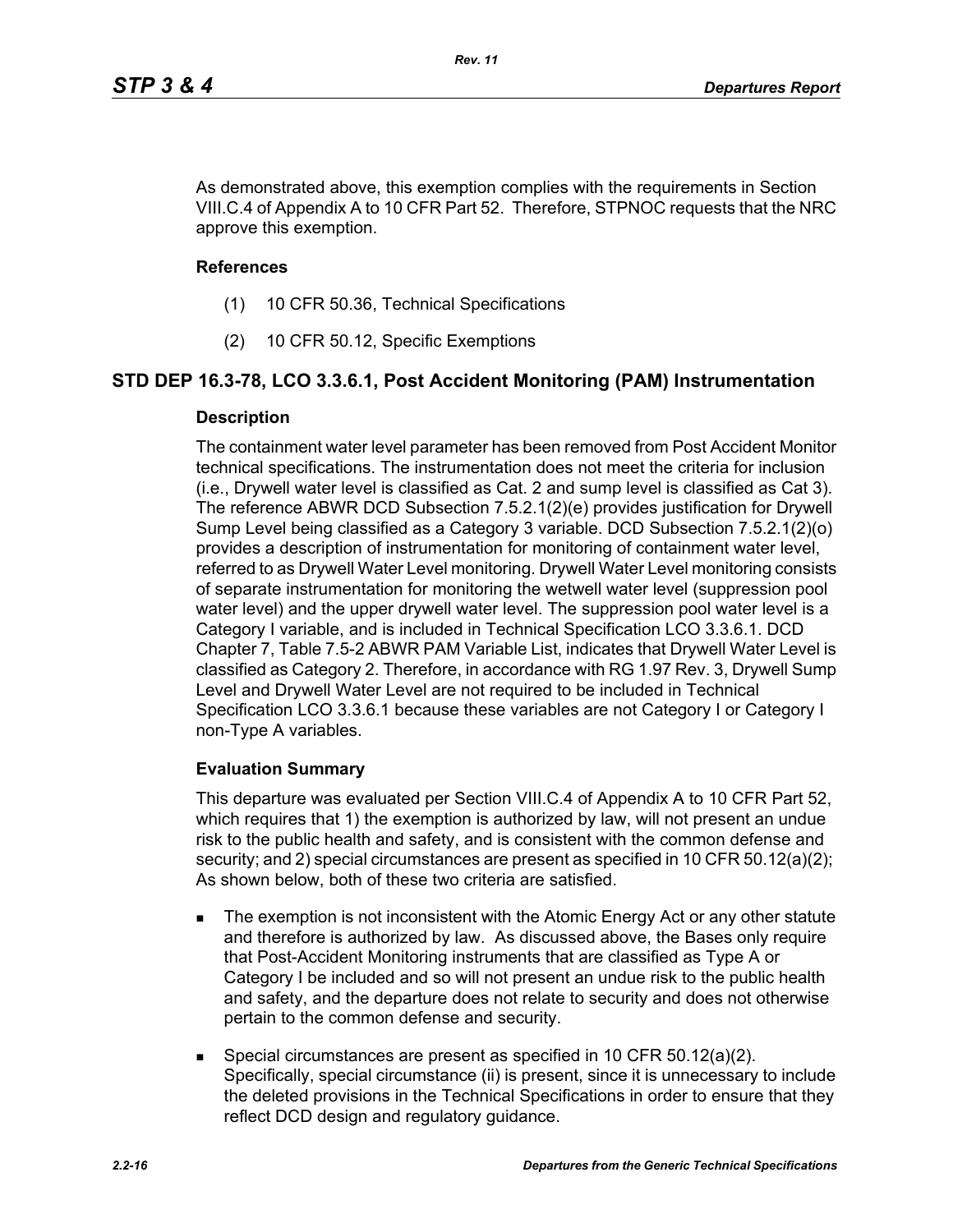As demonstrated above, this exemption complies with the requirements in Section VIII.C.4 of Appendix A to 10 CFR Part 52. Therefore, STPNOC requests that the NRC approve this exemption.

**References**

(1) 10 CFR 50.36, Technical Specifications

(2) 10 CFR 50.12, Specific Exemptions

## STD DEP 16.3-78, LCO 3.3.6.1, Post Accident Monitoring (PAM) Instrumentation

**Description**

The containment water level parameter has been removed from Post Accident Monitor technical specifications. The instrumentation does not meet the criteria for inclusion (i.e., Drywell water level is classified as Cat. 2 and sump level is classified as Cat 3). The reference ABWR DCD Subsection 7.5.2.1(2)(e) provides justification for Drywell Sump Level being classified as a Category 3 variable. DCD Subsection 7.5.2.1(2)(o) provides a description of instrumentation for monitoring of containment water level, referred to as Drywell Water Level monitoring. Drywell Water Level monitoring consists of separate instrumentation for monitoring the wetwell water level (suppression pool water level) and the upper drywell water level. The suppression pool water level is a Category I variable, and is included in Technical Specification LCO 3.3.6.1. DCD Chapter 7, Table 7.5-2 ABWR PAM Variable List, indicates that Drywell Water Level is classified as Category 2. Therefore, in accordance with RG 1.97 Rev. 3, Drywell Sump Level and Drywell Water Level are not required to be included in Technical Specification LCO 3.3.6.1 because these variables are not Category I or Category I non-Type A variables.

**Evaluation Summary**

This departure was evaluated per Section VIII.C.4 of Appendix A to 10 CFR Part 52, which requires that 1) the exemption is authorized by law, will not present an undue risk to the public health and safety, and is consistent with the common defense and security; and 2) special circumstances are present as specified in 10 CFR 50.12(a)(2); As shown below, both of these two criteria are satisfied.

- The exemption is not inconsistent with the Atomic Energy Act or any other statute and therefore is authorized by law. As discussed above, the Bases only require that Post-Accident Monitoring instruments that are classified as Type A or Category I be included and so will not present an undue risk to the public health and safety, and the departure does not relate to security and does not otherwise pertain to the common defense and security.
- Special circumstances are present as specified in 10 CFR 50.12(a)(2). Specifically, special circumstance (ii) is present, since it is unnecessary to include the deleted provisions in the Technical Specifications in order to ensure that they reflect DCD design and regulatory guidance.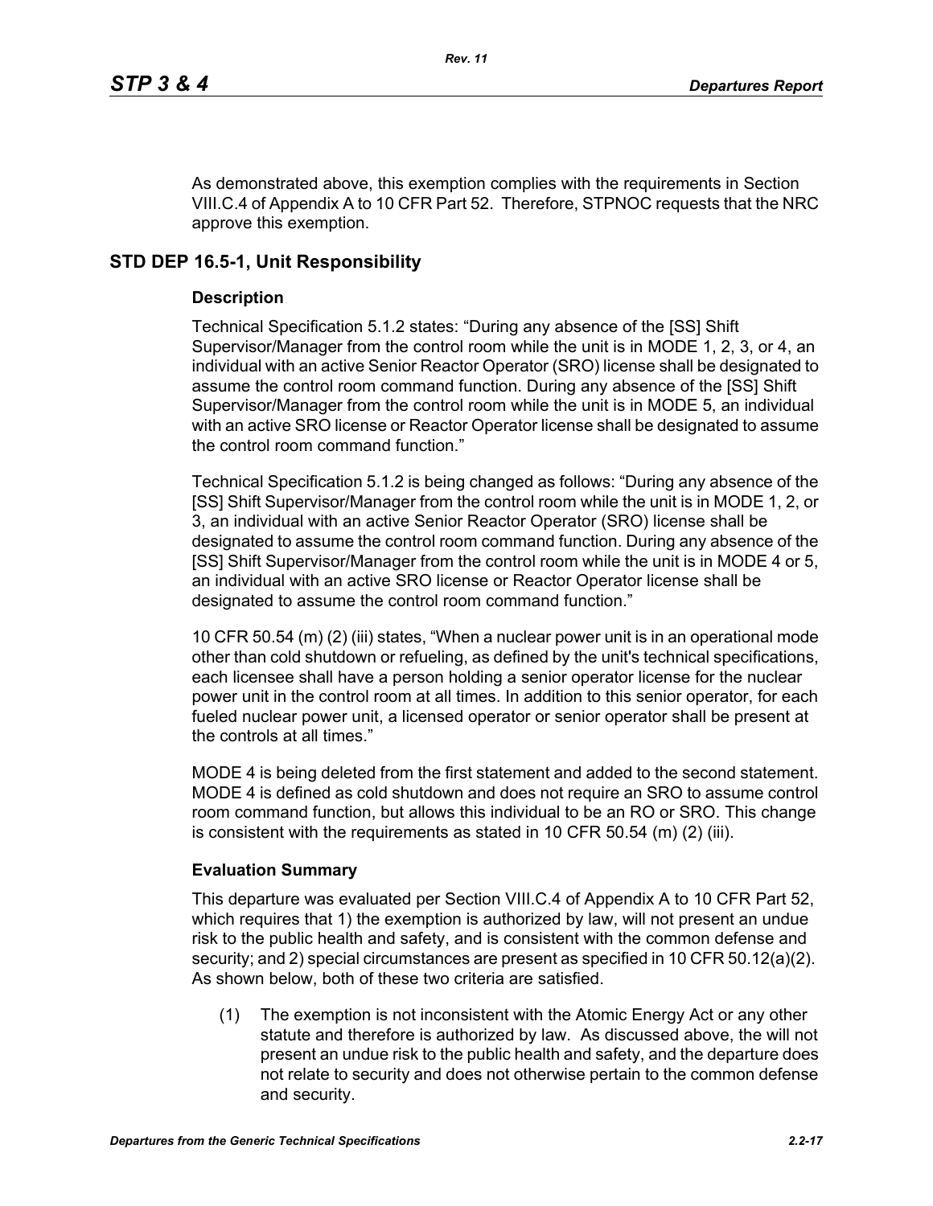As demonstrated above, this exemption complies with the requirements in Section VIII.C.4 of Appendix A to 10 CFR Part 52. Therefore, STPNOC requests that the NRC approve this exemption.

## STD DEP 16.5-1, Unit Responsibility

### Description

Technical Specification 5.1.2 states: "During any absence of the [SS] Shift Supervisor/Manager from the control room while the unit is in MODE 1, 2, 3, or 4, an individual with an active Senior Reactor Operator (SRO) license shall be designated to assume the control room command function. During any absence of the [SS] Shift Supervisor/Manager from the control room while the unit is in MODE 5, an individual with an active SRO license or Reactor Operator license shall be designated to assume the control room command function."

Technical Specification 5.1.2 is being changed as follows: "During any absence of the [SS] Shift Supervisor/Manager from the control room while the unit is in MODE 1, 2, or 3, an individual with an active Senior Reactor Operator (SRO) license shall be designated to assume the control room command function. During any absence of the [SS] Shift Supervisor/Manager from the control room while the unit is in MODE 4 or 5, an individual with an active SRO license or Reactor Operator license shall be designated to assume the control room command function."

10 CFR 50.54 (m) (2) (iii) states, "When a nuclear power unit is in an operational mode other than cold shutdown or refueling, as defined by the unit's technical specifications, each licensee shall have a person holding a senior operator license for the nuclear power unit in the control room at all times. In addition to this senior operator, for each fueled nuclear power unit, a licensed operator or senior operator shall be present at the controls at all times."

MODE 4 is being deleted from the first statement and added to the second statement. MODE 4 is defined as cold shutdown and does not require an SRO to assume control room command function, but allows this individual to be an RO or SRO. This change is consistent with the requirements as stated in 10 CFR 50.54 (m) (2) (iii).

### Evaluation Summary

This departure was evaluated per Section VIII.C.4 of Appendix A to 10 CFR Part 52, which requires that 1) the exemption is authorized by law, will not present an undue risk to the public health and safety, and is consistent with the common defense and security; and 2) special circumstances are present as specified in 10 CFR 50.12(a)(2). As shown below, both of these two criteria are satisfied.

(1) The exemption is not inconsistent with the Atomic Energy Act or any other statute and therefore is authorized by law. As discussed above, the will not present an undue risk to the public health and safety, and the departure does not relate to security and does not otherwise pertain to the common defense and security.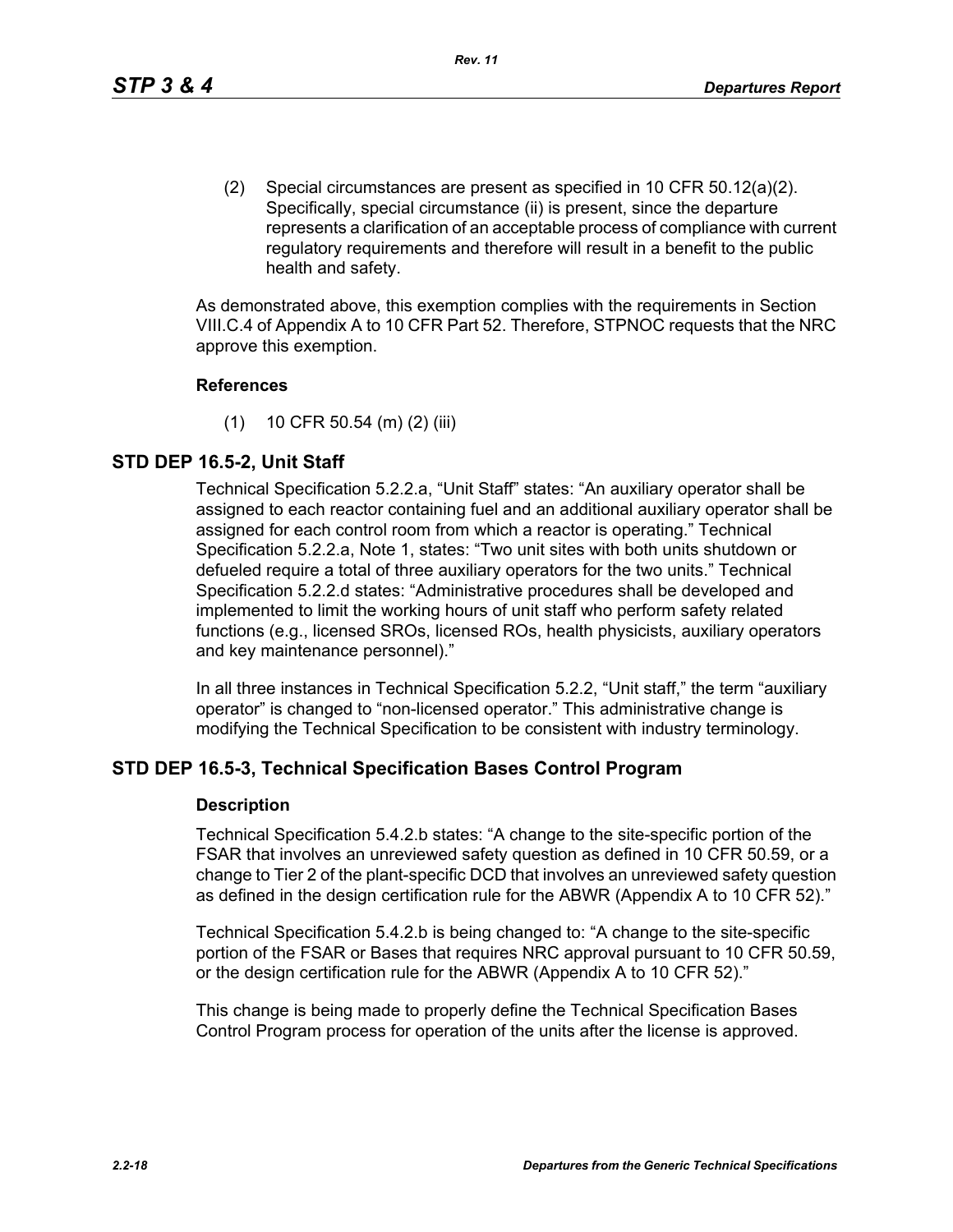(2) Special circumstances are present as specified in 10 CFR 50.12(a)(2). Specifically, special circumstance (ii) is present, since the departure represents a clarification of an acceptable process of compliance with current regulatory requirements and therefore will result in a benefit to the public health and safety.

As demonstrated above, this exemption complies with the requirements in Section VIII.C.4 of Appendix A to 10 CFR Part 52. Therefore, STPNOC requests that the NRC approve this exemption.

**References**

(1) 10 CFR 50.54 (m) (2) (iii)

## STD DEP 16.5-2, Unit Staff

Technical Specification 5.2.2.a, "Unit Staff" states: "An auxiliary operator shall be assigned to each reactor containing fuel and an additional auxiliary operator shall be assigned for each control room from which a reactor is operating." Technical Specification 5.2.2.a, Note 1, states: "Two unit sites with both units shutdown or defueled require a total of three auxiliary operators for the two units." Technical Specification 5.2.2.d states: "Administrative procedures shall be developed and implemented to limit the working hours of unit staff who perform safety related functions (e.g., licensed SROs, licensed ROs, health physicists, auxiliary operators and key maintenance personnel)."

In all three instances in Technical Specification 5.2.2, "Unit staff," the term "auxiliary operator" is changed to "non-licensed operator." This administrative change is modifying the Technical Specification to be consistent with industry terminology.

## STD DEP 16.5-3, Technical Specification Bases Control Program

**Description**

Technical Specification 5.4.2.b states: "A change to the site-specific portion of the FSAR that involves an unreviewed safety question as defined in 10 CFR 50.59, or a change to Tier 2 of the plant-specific DCD that involves an unreviewed safety question as defined in the design certification rule for the ABWR (Appendix A to 10 CFR 52)."

Technical Specification 5.4.2.b is being changed to: "A change to the site-specific portion of the FSAR or Bases that requires NRC approval pursuant to 10 CFR 50.59, or the design certification rule for the ABWR (Appendix A to 10 CFR 52)."

This change is being made to properly define the Technical Specification Bases Control Program process for operation of the units after the license is approved.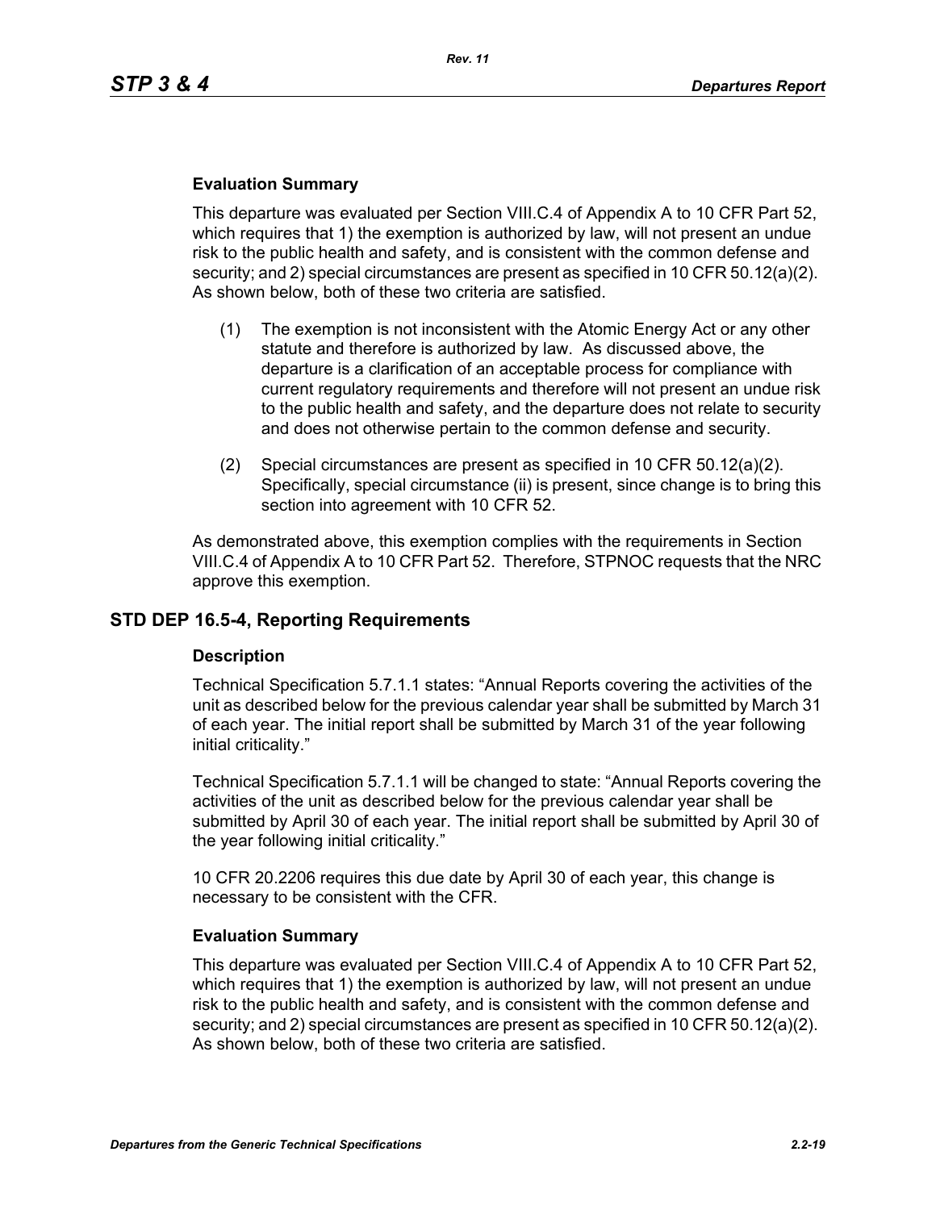### Evaluation Summary

This departure was evaluated per Section VIII.C.4 of Appendix A to 10 CFR Part 52, which requires that 1) the exemption is authorized by law, will not present an undue risk to the public health and safety, and is consistent with the common defense and security; and 2) special circumstances are present as specified in 10 CFR 50.12(a)(2). As shown below, both of these two criteria are satisfied.

(1) The exemption is not inconsistent with the Atomic Energy Act or any other statute and therefore is authorized by law. As discussed above, the departure is a clarification of an acceptable process for compliance with current regulatory requirements and therefore will not present an undue risk to the public health and safety, and the departure does not relate to security and does not otherwise pertain to the common defense and security.

(2) Special circumstances are present as specified in 10 CFR 50.12(a)(2). Specifically, special circumstance (ii) is present, since change is to bring this section into agreement with 10 CFR 52.

As demonstrated above, this exemption complies with the requirements in Section VIII.C.4 of Appendix A to 10 CFR Part 52. Therefore, STPNOC requests that the NRC approve this exemption.

## STD DEP 16.5-4, Reporting Requirements

### Description

Technical Specification 5.7.1.1 states: "Annual Reports covering the activities of the unit as described below for the previous calendar year shall be submitted by March 31 of each year. The initial report shall be submitted by March 31 of the year following initial criticality."

Technical Specification 5.7.1.1 will be changed to state: "Annual Reports covering the activities of the unit as described below for the previous calendar year shall be submitted by April 30 of each year. The initial report shall be submitted by April 30 of the year following initial criticality."

10 CFR 20.2206 requires this due date by April 30 of each year, this change is necessary to be consistent with the CFR.

### Evaluation Summary

This departure was evaluated per Section VIII.C.4 of Appendix A to 10 CFR Part 52, which requires that 1) the exemption is authorized by law, will not present an undue risk to the public health and safety, and is consistent with the common defense and security; and 2) special circumstances are present as specified in 10 CFR 50.12(a)(2). As shown below, both of these two criteria are satisfied.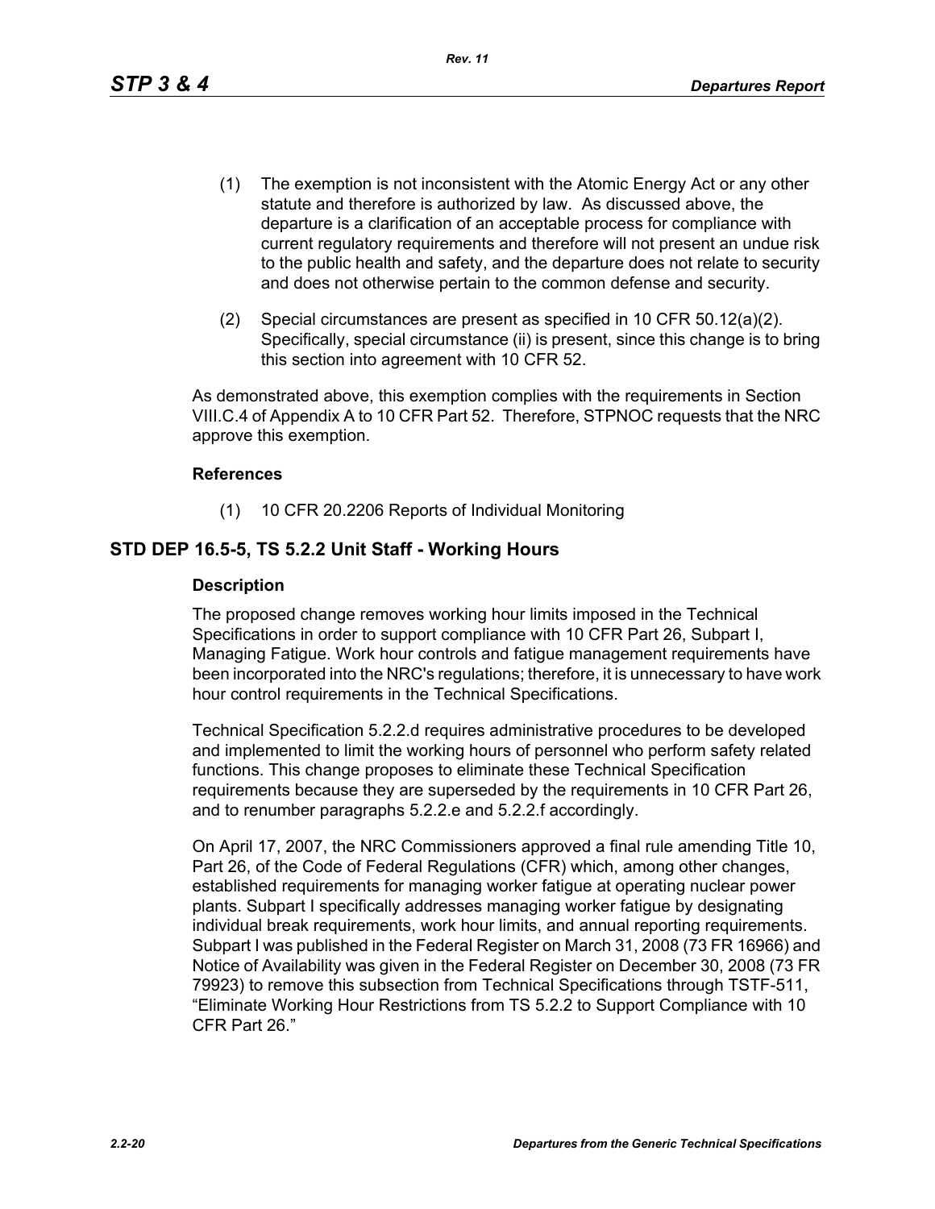(1) The exemption is not inconsistent with the Atomic Energy Act or any other statute and therefore is authorized by law. As discussed above, the departure is a clarification of an acceptable process for compliance with current regulatory requirements and therefore will not present an undue risk to the public health and safety, and the departure does not relate to security and does not otherwise pertain to the common defense and security.

(2) Special circumstances are present as specified in 10 CFR 50.12(a)(2). Specifically, special circumstance (ii) is present, since this change is to bring this section into agreement with 10 CFR 52.

As demonstrated above, this exemption complies with the requirements in Section VIII.C.4 of Appendix A to 10 CFR Part 52. Therefore, STPNOC requests that the NRC approve this exemption.

**References**

(1) 10 CFR 20.2206 Reports of Individual Monitoring

## STD DEP 16.5-5, TS 5.2.2 Unit Staff - Working Hours

**Description**

The proposed change removes working hour limits imposed in the Technical Specifications in order to support compliance with 10 CFR Part 26, Subpart I, Managing Fatigue. Work hour controls and fatigue management requirements have been incorporated into the NRC's regulations; therefore, it is unnecessary to have work hour control requirements in the Technical Specifications.

Technical Specification 5.2.2.d requires administrative procedures to be developed and implemented to limit the working hours of personnel who perform safety related functions. This change proposes to eliminate these Technical Specification requirements because they are superseded by the requirements in 10 CFR Part 26, and to renumber paragraphs 5.2.2.e and 5.2.2.f accordingly.

On April 17, 2007, the NRC Commissioners approved a final rule amending Title 10, Part 26, of the Code of Federal Regulations (CFR) which, among other changes, established requirements for managing worker fatigue at operating nuclear power plants. Subpart I specifically addresses managing worker fatigue by designating individual break requirements, work hour limits, and annual reporting requirements. Subpart I was published in the Federal Register on March 31, 2008 (73 FR 16966) and Notice of Availability was given in the Federal Register on December 30, 2008 (73 FR 79923) to remove this subsection from Technical Specifications through TSTF-511, "Eliminate Working Hour Restrictions from TS 5.2.2 to Support Compliance with 10 CFR Part 26."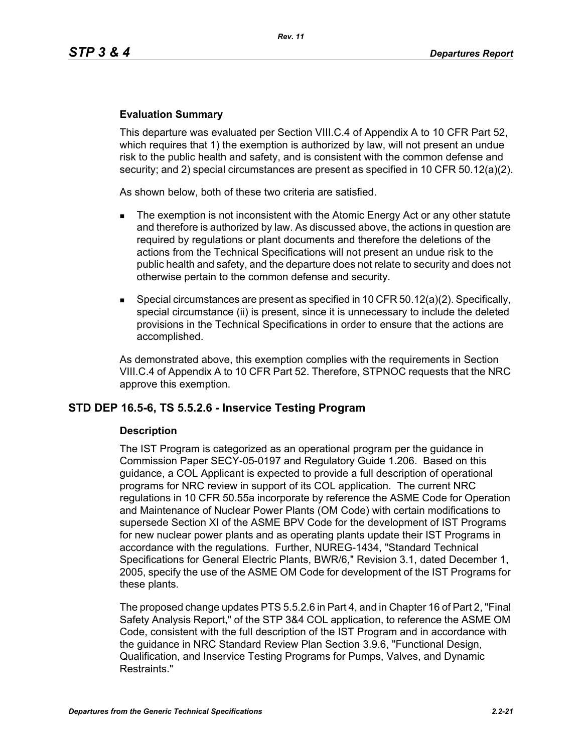### Evaluation Summary

This departure was evaluated per Section VIII.C.4 of Appendix A to 10 CFR Part 52, which requires that 1) the exemption is authorized by law, will not present an undue risk to the public health and safety, and is consistent with the common defense and security; and 2) special circumstances are present as specified in 10 CFR 50.12(a)(2).

As shown below, both of these two criteria are satisfied.

- The exemption is not inconsistent with the Atomic Energy Act or any other statute and therefore is authorized by law. As discussed above, the actions in question are required by regulations or plant documents and therefore the deletions of the actions from the Technical Specifications will not present an undue risk to the public health and safety, and the departure does not relate to security and does not otherwise pertain to the common defense and security.
- Special circumstances are present as specified in 10 CFR 50.12(a)(2). Specifically, special circumstance (ii) is present, since it is unnecessary to include the deleted provisions in the Technical Specifications in order to ensure that the actions are accomplished.

As demonstrated above, this exemption complies with the requirements in Section VIII.C.4 of Appendix A to 10 CFR Part 52. Therefore, STPNOC requests that the NRC approve this exemption.

## STD DEP 16.5-6, TS 5.5.2.6 - Inservice Testing Program

### Description

The IST Program is categorized as an operational program per the guidance in Commission Paper SECY-05-0197 and Regulatory Guide 1.206. Based on this guidance, a COL Applicant is expected to provide a full description of operational programs for NRC review in support of its COL application. The current NRC regulations in 10 CFR 50.55a incorporate by reference the ASME Code for Operation and Maintenance of Nuclear Power Plants (OM Code) with certain modifications to supersede Section XI of the ASME BPV Code for the development of IST Programs for new nuclear power plants and as operating plants update their IST Programs in accordance with the regulations. Further, NUREG-1434, "Standard Technical Specifications for General Electric Plants, BWR/6," Revision 3.1, dated December 1, 2005, specify the use of the ASME OM Code for development of the IST Programs for these plants.

The proposed change updates PTS 5.5.2.6 in Part 4, and in Chapter 16 of Part 2, "Final Safety Analysis Report," of the STP 3&4 COL application, to reference the ASME OM Code, consistent with the full description of the IST Program and in accordance with the guidance in NRC Standard Review Plan Section 3.9.6, "Functional Design, Qualification, and Inservice Testing Programs for Pumps, Valves, and Dynamic Restraints."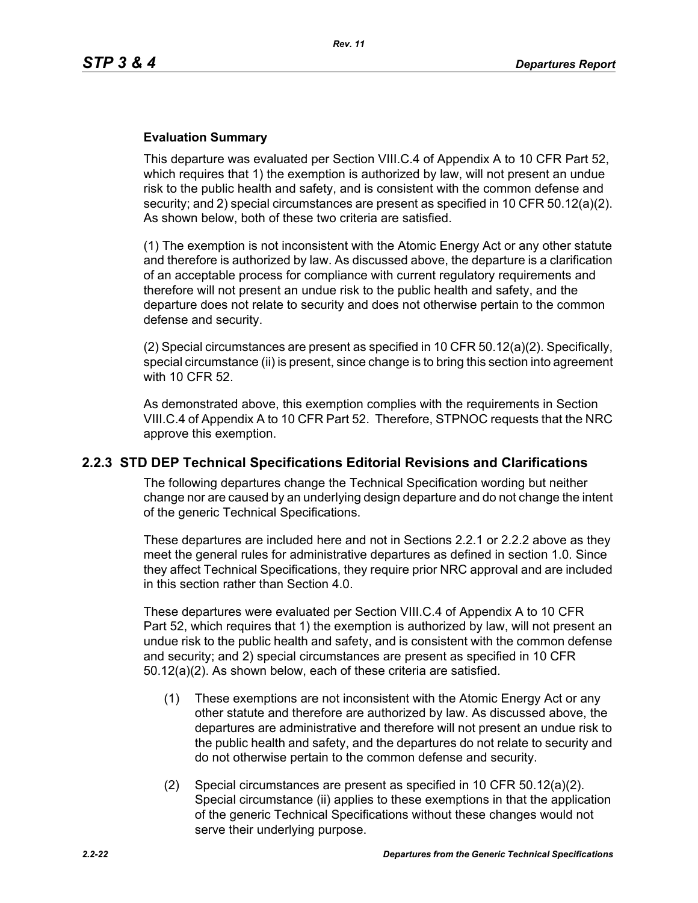**Evaluation Summary**

This departure was evaluated per Section VIII.C.4 of Appendix A to 10 CFR Part 52, which requires that 1) the exemption is authorized by law, will not present an undue risk to the public health and safety, and is consistent with the common defense and security; and 2) special circumstances are present as specified in 10 CFR 50.12(a)(2). As shown below, both of these two criteria are satisfied.

(1) The exemption is not inconsistent with the Atomic Energy Act or any other statute and therefore is authorized by law. As discussed above, the departure is a clarification of an acceptable process for compliance with current regulatory requirements and therefore will not present an undue risk to the public health and safety, and the departure does not relate to security and does not otherwise pertain to the common defense and security.

(2) Special circumstances are present as specified in 10 CFR 50.12(a)(2). Specifically, special circumstance (ii) is present, since change is to bring this section into agreement with 10 CFR 52.

As demonstrated above, this exemption complies with the requirements in Section VIII.C.4 of Appendix A to 10 CFR Part 52. Therefore, STPNOC requests that the NRC approve this exemption.

## 2.2.3 STD DEP Technical Specifications Editorial Revisions and Clarifications

The following departures change the Technical Specification wording but neither change nor are caused by an underlying design departure and do not change the intent of the generic Technical Specifications.

These departures are included here and not in Sections 2.2.1 or 2.2.2 above as they meet the general rules for administrative departures as defined in section 1.0. Since they affect Technical Specifications, they require prior NRC approval and are included in this section rather than Section 4.0.

These departures were evaluated per Section VIII.C.4 of Appendix A to 10 CFR Part 52, which requires that 1) the exemption is authorized by law, will not present an undue risk to the public health and safety, and is consistent with the common defense and security; and 2) special circumstances are present as specified in 10 CFR 50.12(a)(2). As shown below, each of these criteria are satisfied.

(1) These exemptions are not inconsistent with the Atomic Energy Act or any other statute and therefore are authorized by law. As discussed above, the departures are administrative and therefore will not present an undue risk to the public health and safety, and the departures do not relate to security and do not otherwise pertain to the common defense and security.

(2) Special circumstances are present as specified in 10 CFR 50.12(a)(2). Special circumstance (ii) applies to these exemptions in that the application of the generic Technical Specifications without these changes would not serve their underlying purpose.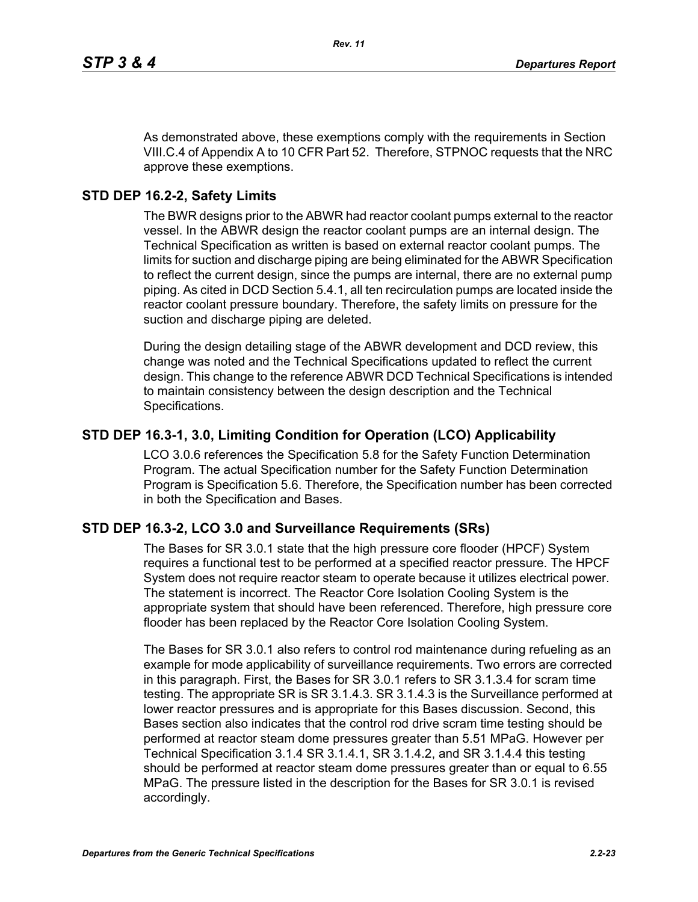As demonstrated above, these exemptions comply with the requirements in Section VIII.C.4 of Appendix A to 10 CFR Part 52. Therefore, STPNOC requests that the NRC approve these exemptions.

## STD DEP 16.2-2, Safety Limits

The BWR designs prior to the ABWR had reactor coolant pumps external to the reactor vessel. In the ABWR design the reactor coolant pumps are an internal design. The Technical Specification as written is based on external reactor coolant pumps. The limits for suction and discharge piping are being eliminated for the ABWR Specification to reflect the current design, since the pumps are internal, there are no external pump piping. As cited in DCD Section 5.4.1, all ten recirculation pumps are located inside the reactor coolant pressure boundary. Therefore, the safety limits on pressure for the suction and discharge piping are deleted.

During the design detailing stage of the ABWR development and DCD review, this change was noted and the Technical Specifications updated to reflect the current design. This change to the reference ABWR DCD Technical Specifications is intended to maintain consistency between the design description and the Technical Specifications.

## STD DEP 16.3-1, 3.0, Limiting Condition for Operation (LCO) Applicability

LCO 3.0.6 references the Specification 5.8 for the Safety Function Determination Program. The actual Specification number for the Safety Function Determination Program is Specification 5.6. Therefore, the Specification number has been corrected in both the Specification and Bases.

## STD DEP 16.3-2, LCO 3.0 and Surveillance Requirements (SRs)

The Bases for SR 3.0.1 state that the high pressure core flooder (HPCF) System requires a functional test to be performed at a specified reactor pressure. The HPCF System does not require reactor steam to operate because it utilizes electrical power. The statement is incorrect. The Reactor Core Isolation Cooling System is the appropriate system that should have been referenced. Therefore, high pressure core flooder has been replaced by the Reactor Core Isolation Cooling System.

The Bases for SR 3.0.1 also refers to control rod maintenance during refueling as an example for mode applicability of surveillance requirements. Two errors are corrected in this paragraph. First, the Bases for SR 3.0.1 refers to SR 3.1.3.4 for scram time testing. The appropriate SR is SR 3.1.4.3. SR 3.1.4.3 is the Surveillance performed at lower reactor pressures and is appropriate for this Bases discussion. Second, this Bases section also indicates that the control rod drive scram time testing should be performed at reactor steam dome pressures greater than 5.51 MPaG. However per Technical Specification 3.1.4 SR 3.1.4.1, SR 3.1.4.2, and SR 3.1.4.4 this testing should be performed at reactor steam dome pressures greater than or equal to 6.55 MPaG. The pressure listed in the description for the Bases for SR 3.0.1 is revised accordingly.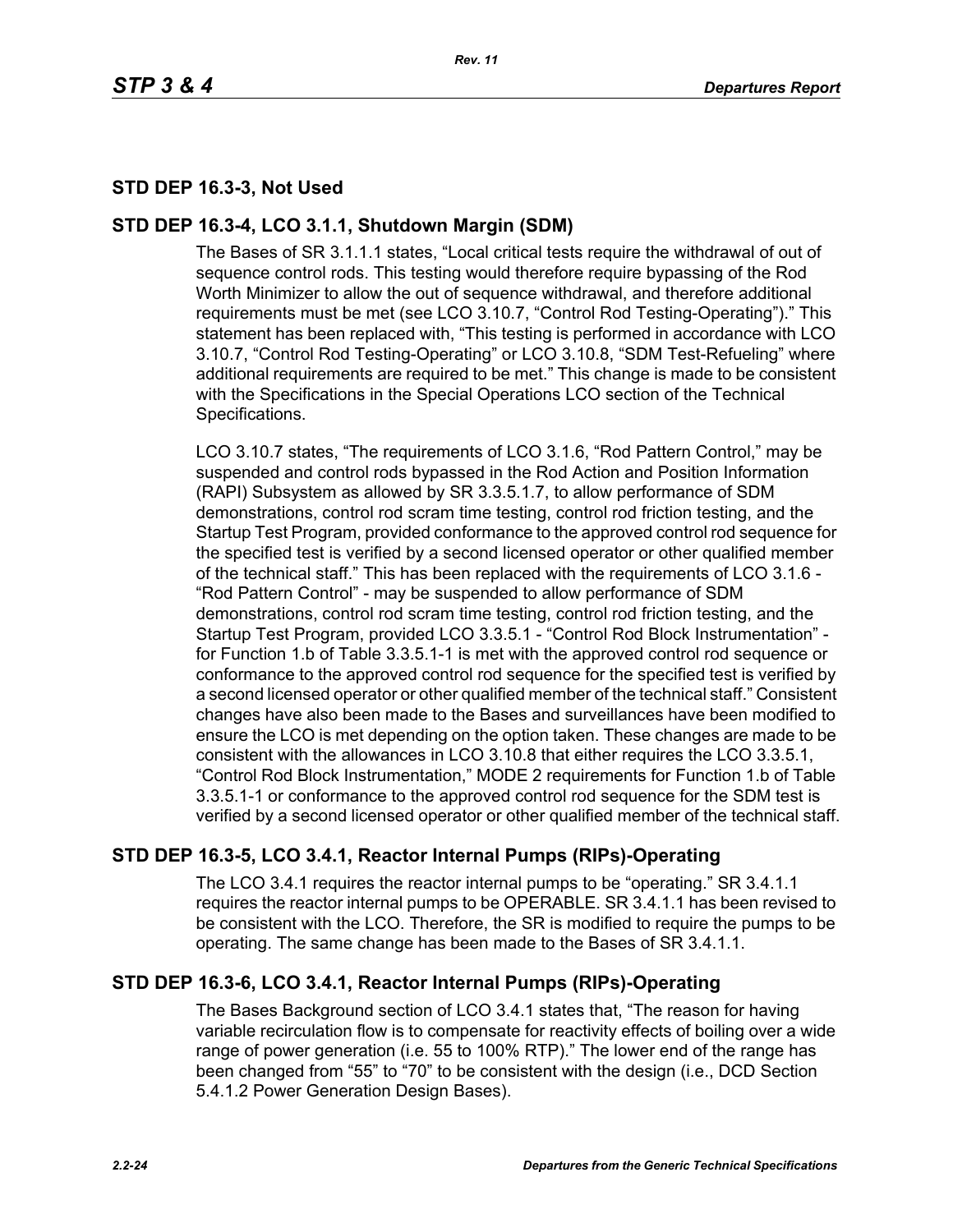## STD DEP 16.3-3, Not Used

## STD DEP 16.3-4, LCO 3.1.1, Shutdown Margin (SDM)

The Bases of SR 3.1.1.1 states, "Local critical tests require the withdrawal of out of sequence control rods. This testing would therefore require bypassing of the Rod Worth Minimizer to allow the out of sequence withdrawal, and therefore additional requirements must be met (see LCO 3.10.7, "Control Rod Testing-Operating")." This statement has been replaced with, "This testing is performed in accordance with LCO 3.10.7, "Control Rod Testing-Operating" or LCO 3.10.8, "SDM Test-Refueling" where additional requirements are required to be met." This change is made to be consistent with the Specifications in the Special Operations LCO section of the Technical Specifications.

LCO 3.10.7 states, "The requirements of LCO 3.1.6, "Rod Pattern Control," may be suspended and control rods bypassed in the Rod Action and Position Information (RAPI) Subsystem as allowed by SR 3.3.5.1.7, to allow performance of SDM demonstrations, control rod scram time testing, control rod friction testing, and the Startup Test Program, provided conformance to the approved control rod sequence for the specified test is verified by a second licensed operator or other qualified member of the technical staff." This has been replaced with the requirements of LCO 3.1.6 - "Rod Pattern Control" - may be suspended to allow performance of SDM demonstrations, control rod scram time testing, control rod friction testing, and the Startup Test Program, provided LCO 3.3.5.1 - "Control Rod Block Instrumentation" - for Function 1.b of Table 3.3.5.1-1 is met with the approved control rod sequence or conformance to the approved control rod sequence for the specified test is verified by a second licensed operator or other qualified member of the technical staff." Consistent changes have also been made to the Bases and surveillances have been modified to ensure the LCO is met depending on the option taken. These changes are made to be consistent with the allowances in LCO 3.10.8 that either requires the LCO 3.3.5.1, "Control Rod Block Instrumentation," MODE 2 requirements for Function 1.b of Table 3.3.5.1-1 or conformance to the approved control rod sequence for the SDM test is verified by a second licensed operator or other qualified member of the technical staff.

## STD DEP 16.3-5, LCO 3.4.1, Reactor Internal Pumps (RIPs)-Operating

The LCO 3.4.1 requires the reactor internal pumps to be "operating." SR 3.4.1.1 requires the reactor internal pumps to be OPERABLE. SR 3.4.1.1 has been revised to be consistent with the LCO. Therefore, the SR is modified to require the pumps to be operating. The same change has been made to the Bases of SR 3.4.1.1.

## STD DEP 16.3-6, LCO 3.4.1, Reactor Internal Pumps (RIPs)-Operating

The Bases Background section of LCO 3.4.1 states that, "The reason for having variable recirculation flow is to compensate for reactivity effects of boiling over a wide range of power generation (i.e. 55 to 100% RTP)." The lower end of the range has been changed from "55" to "70" to be consistent with the design (i.e., DCD Section 5.4.1.2 Power Generation Design Bases).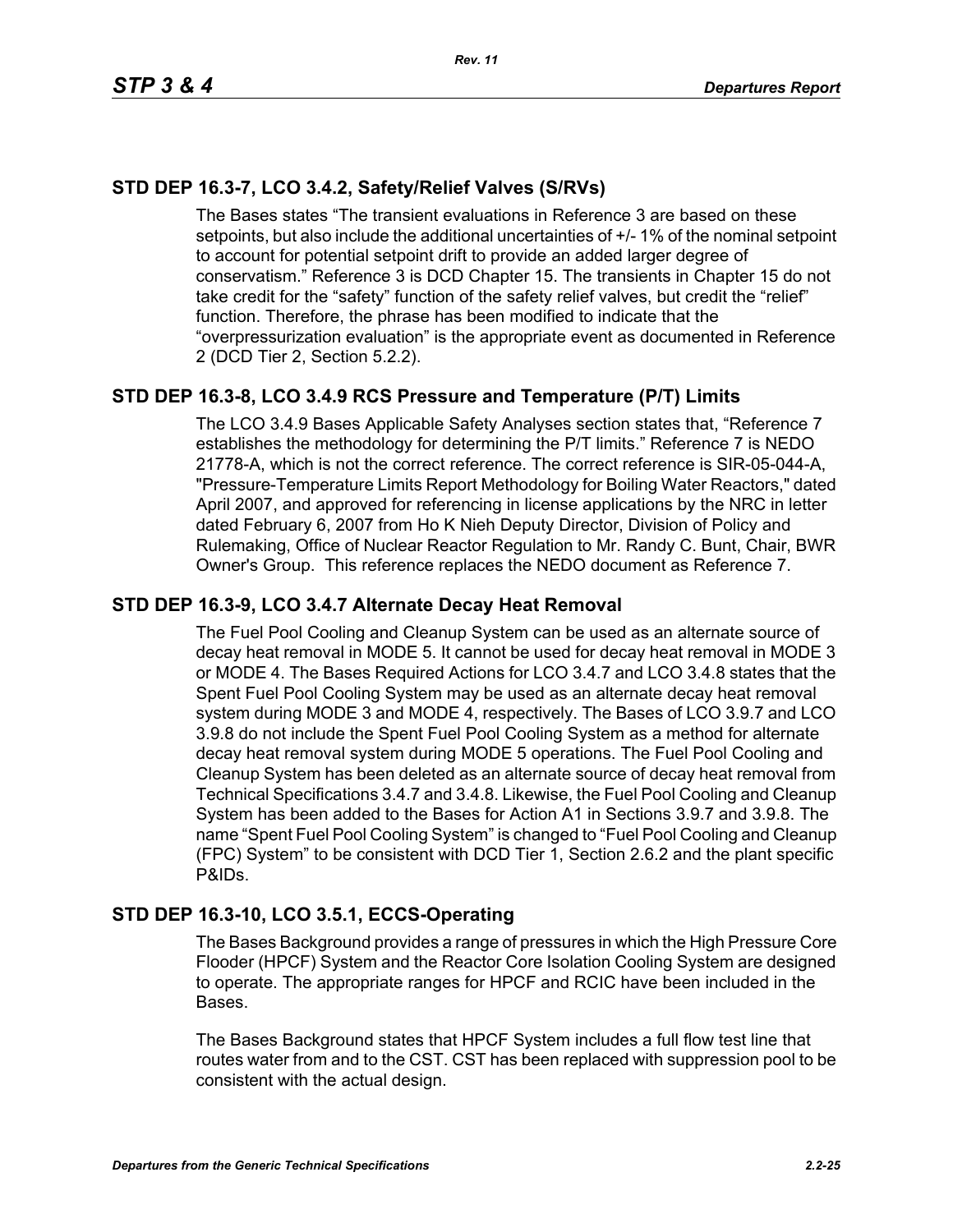## STD DEP 16.3-7, LCO 3.4.2, Safety/Relief Valves (S/RVs)

The Bases states "The transient evaluations in Reference 3 are based on these setpoints, but also include the additional uncertainties of +/- 1% of the nominal setpoint to account for potential setpoint drift to provide an added larger degree of conservatism." Reference 3 is DCD Chapter 15. The transients in Chapter 15 do not take credit for the "safety" function of the safety relief valves, but credit the "relief" function. Therefore, the phrase has been modified to indicate that the "overpressurization evaluation" is the appropriate event as documented in Reference 2 (DCD Tier 2, Section 5.2.2).

## STD DEP 16.3-8, LCO 3.4.9 RCS Pressure and Temperature (P/T) Limits

The LCO 3.4.9 Bases Applicable Safety Analyses section states that, "Reference 7 establishes the methodology for determining the P/T limits." Reference 7 is NEDO 21778-A, which is not the correct reference. The correct reference is SIR-05-044-A, "Pressure-Temperature Limits Report Methodology for Boiling Water Reactors," dated April 2007, and approved for referencing in license applications by the NRC in letter dated February 6, 2007 from Ho K Nieh Deputy Director, Division of Policy and Rulemaking, Office of Nuclear Reactor Regulation to Mr. Randy C. Bunt, Chair, BWR Owner's Group. This reference replaces the NEDO document as Reference 7.

## STD DEP 16.3-9, LCO 3.4.7 Alternate Decay Heat Removal

The Fuel Pool Cooling and Cleanup System can be used as an alternate source of decay heat removal in MODE 5. It cannot be used for decay heat removal in MODE 3 or MODE 4. The Bases Required Actions for LCO 3.4.7 and LCO 3.4.8 states that the Spent Fuel Pool Cooling System may be used as an alternate decay heat removal system during MODE 3 and MODE 4, respectively. The Bases of LCO 3.9.7 and LCO 3.9.8 do not include the Spent Fuel Pool Cooling System as a method for alternate decay heat removal system during MODE 5 operations. The Fuel Pool Cooling and Cleanup System has been deleted as an alternate source of decay heat removal from Technical Specifications 3.4.7 and 3.4.8. Likewise, the Fuel Pool Cooling and Cleanup System has been added to the Bases for Action A1 in Sections 3.9.7 and 3.9.8. The name "Spent Fuel Pool Cooling System" is changed to "Fuel Pool Cooling and Cleanup (FPC) System" to be consistent with DCD Tier 1, Section 2.6.2 and the plant specific P&IDs.

## STD DEP 16.3-10, LCO 3.5.1, ECCS-Operating

The Bases Background provides a range of pressures in which the High Pressure Core Flooder (HPCF) System and the Reactor Core Isolation Cooling System are designed to operate. The appropriate ranges for HPCF and RCIC have been included in the Bases.

The Bases Background states that HPCF System includes a full flow test line that routes water from and to the CST. CST has been replaced with suppression pool to be consistent with the actual design.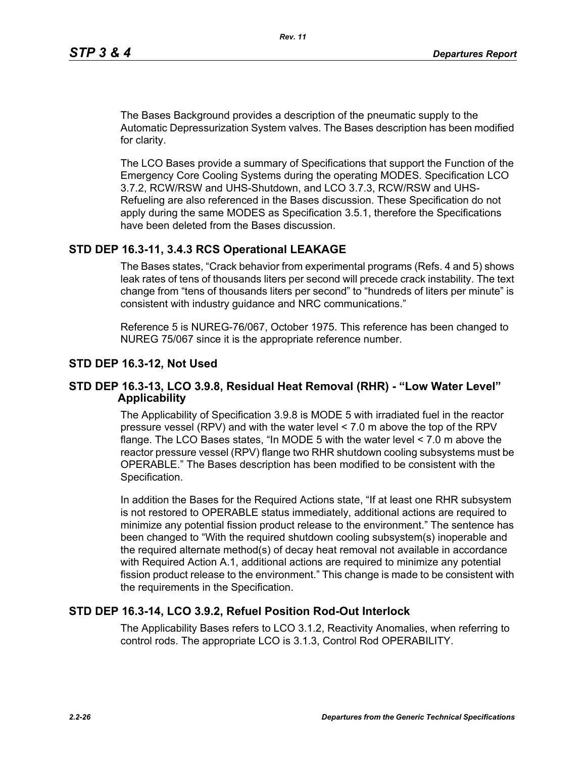The Bases Background provides a description of the pneumatic supply to the Automatic Depressurization System valves. The Bases description has been modified for clarity.

The LCO Bases provide a summary of Specifications that support the Function of the Emergency Core Cooling Systems during the operating MODES. Specification LCO 3.7.2, RCW/RSW and UHS-Shutdown, and LCO 3.7.3, RCW/RSW and UHS-Refueling are also referenced in the Bases discussion. These Specification do not apply during the same MODES as Specification 3.5.1, therefore the Specifications have been deleted from the Bases discussion.

## STD DEP 16.3-11, 3.4.3 RCS Operational LEAKAGE

The Bases states, "Crack behavior from experimental programs (Refs. 4 and 5) shows leak rates of tens of thousands liters per second will precede crack instability. The text change from "tens of thousands liters per second" to "hundreds of liters per minute" is consistent with industry guidance and NRC communications."

Reference 5 is NUREG-76/067, October 1975. This reference has been changed to NUREG 75/067 since it is the appropriate reference number.

## STD DEP 16.3-12, Not Used

## STD DEP 16.3-13, LCO 3.9.8, Residual Heat Removal (RHR) - "Low Water Level" Applicability

The Applicability of Specification 3.9.8 is MODE 5 with irradiated fuel in the reactor pressure vessel (RPV) and with the water level < 7.0 m above the top of the RPV flange. The LCO Bases states, "In MODE 5 with the water level < 7.0 m above the reactor pressure vessel (RPV) flange two RHR shutdown cooling subsystems must be OPERABLE." The Bases description has been modified to be consistent with the Specification.

In addition the Bases for the Required Actions state, "If at least one RHR subsystem is not restored to OPERABLE status immediately, additional actions are required to minimize any potential fission product release to the environment." The sentence has been changed to "With the required shutdown cooling subsystem(s) inoperable and the required alternate method(s) of decay heat removal not available in accordance with Required Action A.1, additional actions are required to minimize any potential fission product release to the environment." This change is made to be consistent with the requirements in the Specification.

## STD DEP 16.3-14, LCO 3.9.2, Refuel Position Rod-Out Interlock

The Applicability Bases refers to LCO 3.1.2, Reactivity Anomalies, when referring to control rods. The appropriate LCO is 3.1.3, Control Rod OPERABILITY.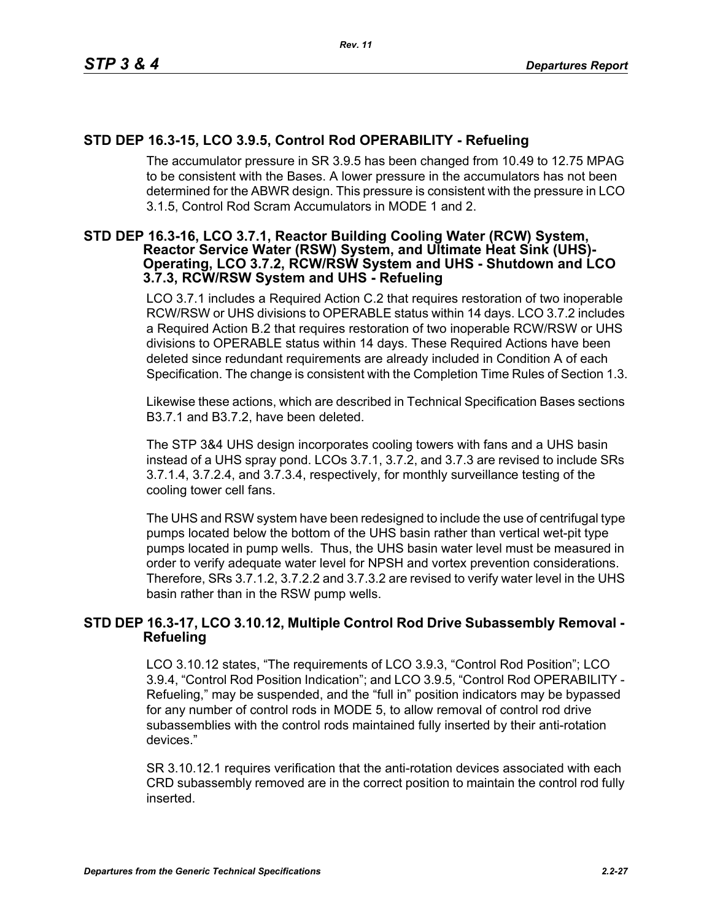## STD DEP 16.3-15, LCO 3.9.5, Control Rod OPERABILITY - Refueling

The accumulator pressure in SR 3.9.5 has been changed from 10.49 to 12.75 MPAG to be consistent with the Bases. A lower pressure in the accumulators has not been determined for the ABWR design. This pressure is consistent with the pressure in LCO 3.1.5, Control Rod Scram Accumulators in MODE 1 and 2.

## STD DEP 16.3-16, LCO 3.7.1, Reactor Building Cooling Water (RCW) System, Reactor Service Water (RSW) System, and Ultimate Heat Sink (UHS)-Operating, LCO 3.7.2, RCW/RSW System and UHS - Shutdown and LCO 3.7.3, RCW/RSW System and UHS - Refueling

LCO 3.7.1 includes a Required Action C.2 that requires restoration of two inoperable RCW/RSW or UHS divisions to OPERABLE status within 14 days. LCO 3.7.2 includes a Required Action B.2 that requires restoration of two inoperable RCW/RSW or UHS divisions to OPERABLE status within 14 days. These Required Actions have been deleted since redundant requirements are already included in Condition A of each Specification. The change is consistent with the Completion Time Rules of Section 1.3.

Likewise these actions, which are described in Technical Specification Bases sections B3.7.1 and B3.7.2, have been deleted.

The STP 3&4 UHS design incorporates cooling towers with fans and a UHS basin instead of a UHS spray pond. LCOs 3.7.1, 3.7.2, and 3.7.3 are revised to include SRs 3.7.1.4, 3.7.2.4, and 3.7.3.4, respectively, for monthly surveillance testing of the cooling tower cell fans.

The UHS and RSW system have been redesigned to include the use of centrifugal type pumps located below the bottom of the UHS basin rather than vertical wet-pit type pumps located in pump wells. Thus, the UHS basin water level must be measured in order to verify adequate water level for NPSH and vortex prevention considerations. Therefore, SRs 3.7.1.2, 3.7.2.2 and 3.7.3.2 are revised to verify water level in the UHS basin rather than in the RSW pump wells.

## STD DEP 16.3-17, LCO 3.10.12, Multiple Control Rod Drive Subassembly Removal - Refueling

LCO 3.10.12 states, "The requirements of LCO 3.9.3, "Control Rod Position"; LCO 3.9.4, "Control Rod Position Indication"; and LCO 3.9.5, "Control Rod OPERABILITY - Refueling," may be suspended, and the "full in" position indicators may be bypassed for any number of control rods in MODE 5, to allow removal of control rod drive subassemblies with the control rods maintained fully inserted by their anti-rotation devices."

SR 3.10.12.1 requires verification that the anti-rotation devices associated with each CRD subassembly removed are in the correct position to maintain the control rod fully inserted.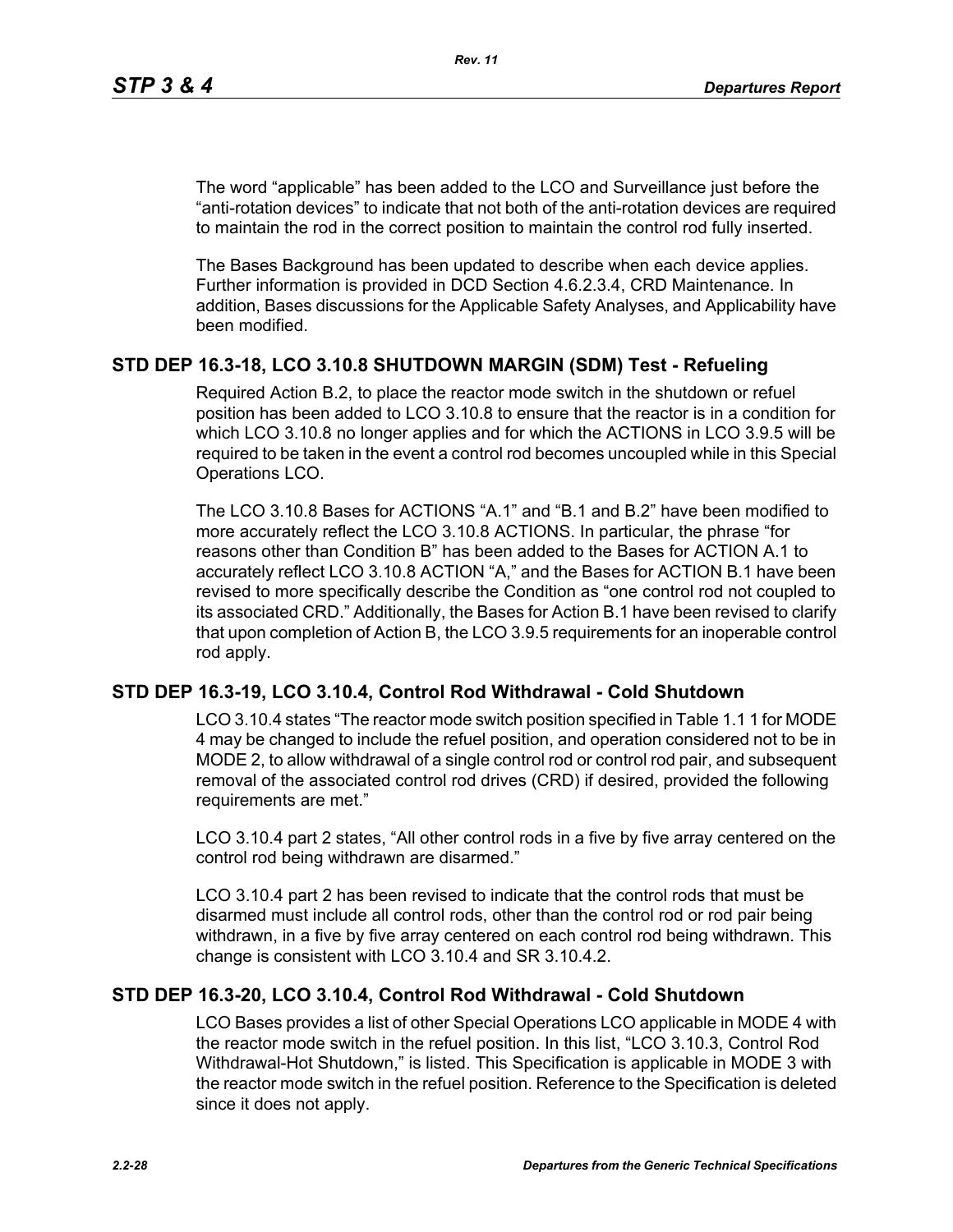The word “applicable” has been added to the LCO and Surveillance just before the “anti-rotation devices” to indicate that not both of the anti-rotation devices are required to maintain the rod in the correct position to maintain the control rod fully inserted.

The Bases Background has been updated to describe when each device applies. Further information is provided in DCD Section 4.6.2.3.4, CRD Maintenance. In addition, Bases discussions for the Applicable Safety Analyses, and Applicability have been modified.

## STD DEP 16.3-18, LCO 3.10.8 SHUTDOWN MARGIN (SDM) Test - Refueling

Required Action B.2, to place the reactor mode switch in the shutdown or refuel position has been added to LCO 3.10.8 to ensure that the reactor is in a condition for which LCO 3.10.8 no longer applies and for which the ACTIONS in LCO 3.9.5 will be required to be taken in the event a control rod becomes uncoupled while in this Special Operations LCO.

The LCO 3.10.8 Bases for ACTIONS “A.1” and “B.1 and B.2” have been modified to more accurately reflect the LCO 3.10.8 ACTIONS. In particular, the phrase “for reasons other than Condition B” has been added to the Bases for ACTION A.1 to accurately reflect LCO 3.10.8 ACTION “A,” and the Bases for ACTION B.1 have been revised to more specifically describe the Condition as “one control rod not coupled to its associated CRD.” Additionally, the Bases for Action B.1 have been revised to clarify that upon completion of Action B, the LCO 3.9.5 requirements for an inoperable control rod apply.

## STD DEP 16.3-19, LCO 3.10.4, Control Rod Withdrawal - Cold Shutdown

LCO 3.10.4 states “The reactor mode switch position specified in Table 1.1 1 for MODE 4 may be changed to include the refuel position, and operation considered not to be in MODE 2, to allow withdrawal of a single control rod or control rod pair, and subsequent removal of the associated control rod drives (CRD) if desired, provided the following requirements are met.”

LCO 3.10.4 part 2 states, “All other control rods in a five by five array centered on the control rod being withdrawn are disarmed.”

LCO 3.10.4 part 2 has been revised to indicate that the control rods that must be disarmed must include all control rods, other than the control rod or rod pair being withdrawn, in a five by five array centered on each control rod being withdrawn. This change is consistent with LCO 3.10.4 and SR 3.10.4.2.

## STD DEP 16.3-20, LCO 3.10.4, Control Rod Withdrawal - Cold Shutdown

LCO Bases provides a list of other Special Operations LCO applicable in MODE 4 with the reactor mode switch in the refuel position. In this list, “LCO 3.10.3, Control Rod Withdrawal-Hot Shutdown,” is listed. This Specification is applicable in MODE 3 with the reactor mode switch in the refuel position. Reference to the Specification is deleted since it does not apply.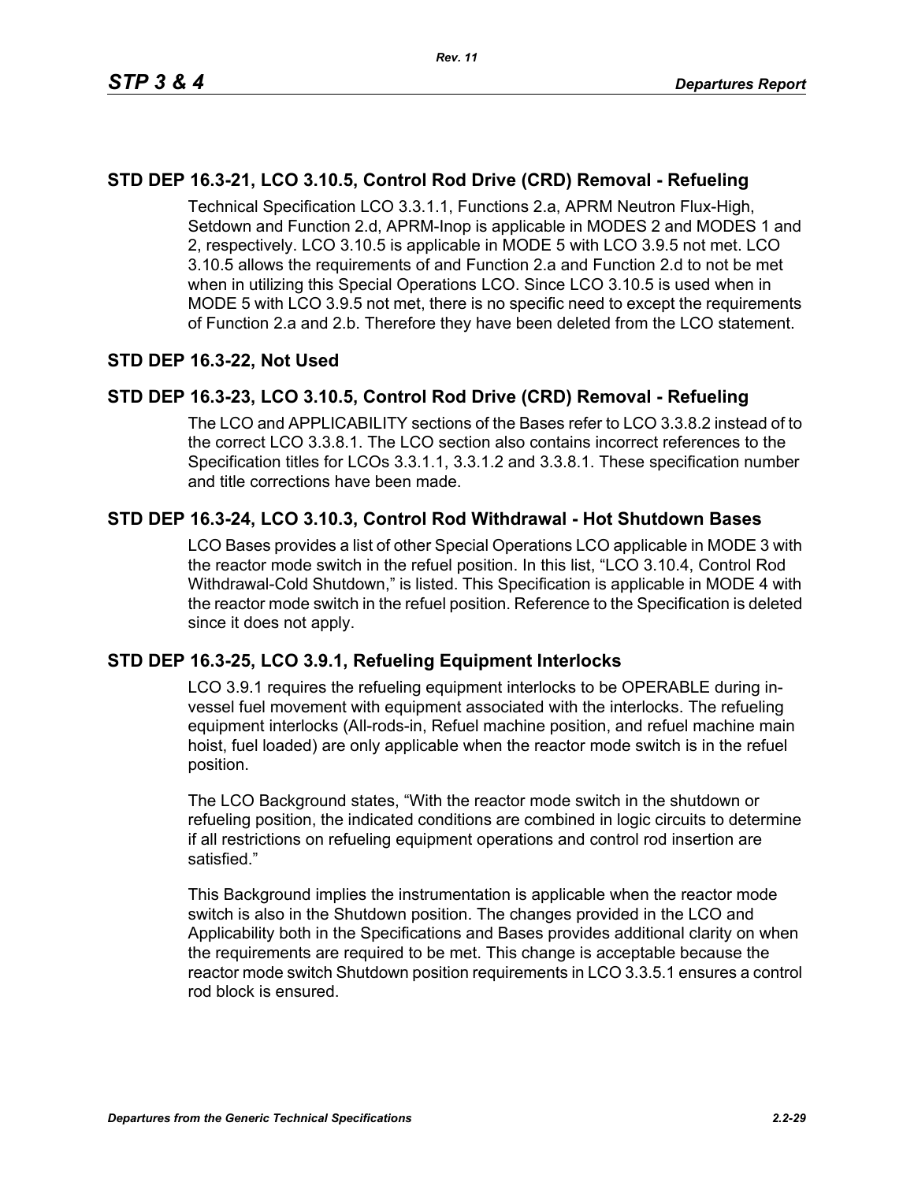## STD DEP 16.3-21, LCO 3.10.5, Control Rod Drive (CRD) Removal - Refueling

Technical Specification LCO 3.3.1.1, Functions 2.a, APRM Neutron Flux-High, Setdown and Function 2.d, APRM-Inop is applicable in MODES 2 and MODES 1 and 2, respectively. LCO 3.10.5 is applicable in MODE 5 with LCO 3.9.5 not met. LCO 3.10.5 allows the requirements of and Function 2.a and Function 2.d to not be met when in utilizing this Special Operations LCO. Since LCO 3.10.5 is used when in MODE 5 with LCO 3.9.5 not met, there is no specific need to except the requirements of Function 2.a and 2.b. Therefore they have been deleted from the LCO statement.

## STD DEP 16.3-22, Not Used

## STD DEP 16.3-23, LCO 3.10.5, Control Rod Drive (CRD) Removal - Refueling

The LCO and APPLICABILITY sections of the Bases refer to LCO 3.3.8.2 instead of to the correct LCO 3.3.8.1. The LCO section also contains incorrect references to the Specification titles for LCOs 3.3.1.1, 3.3.1.2 and 3.3.8.1. These specification number and title corrections have been made.

## STD DEP 16.3-24, LCO 3.10.3, Control Rod Withdrawal - Hot Shutdown Bases

LCO Bases provides a list of other Special Operations LCO applicable in MODE 3 with the reactor mode switch in the refuel position. In this list, "LCO 3.10.4, Control Rod Withdrawal-Cold Shutdown," is listed. This Specification is applicable in MODE 4 with the reactor mode switch in the refuel position. Reference to the Specification is deleted since it does not apply.

## STD DEP 16.3-25, LCO 3.9.1, Refueling Equipment Interlocks

LCO 3.9.1 requires the refueling equipment interlocks to be OPERABLE during in-vessel fuel movement with equipment associated with the interlocks. The refueling equipment interlocks (All-rods-in, Refuel machine position, and refuel machine main hoist, fuel loaded) are only applicable when the reactor mode switch is in the refuel position.

The LCO Background states, "With the reactor mode switch in the shutdown or refueling position, the indicated conditions are combined in logic circuits to determine if all restrictions on refueling equipment operations and control rod insertion are satisfied."

This Background implies the instrumentation is applicable when the reactor mode switch is also in the Shutdown position. The changes provided in the LCO and Applicability both in the Specifications and Bases provides additional clarity on when the requirements are required to be met. This change is acceptable because the reactor mode switch Shutdown position requirements in LCO 3.3.5.1 ensures a control rod block is ensured.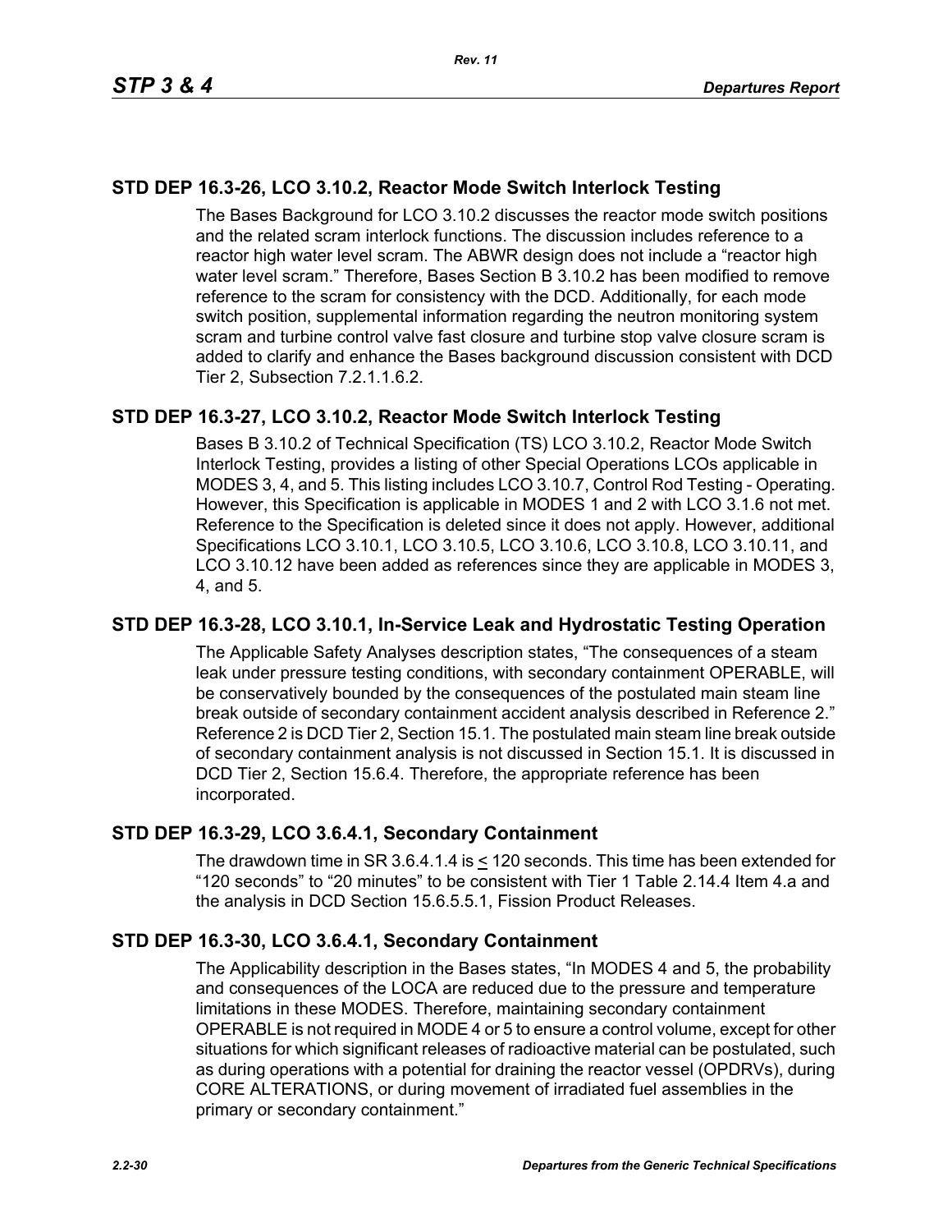## STD DEP 16.3-26, LCO 3.10.2, Reactor Mode Switch Interlock Testing

The Bases Background for LCO 3.10.2 discusses the reactor mode switch positions and the related scram interlock functions. The discussion includes reference to a reactor high water level scram. The ABWR design does not include a “reactor high water level scram.” Therefore, Bases Section B 3.10.2 has been modified to remove reference to the scram for consistency with the DCD. Additionally, for each mode switch position, supplemental information regarding the neutron monitoring system scram and turbine control valve fast closure and turbine stop valve closure scram is added to clarify and enhance the Bases background discussion consistent with DCD Tier 2, Subsection 7.2.1.1.6.2.

## STD DEP 16.3-27, LCO 3.10.2, Reactor Mode Switch Interlock Testing

Bases B 3.10.2 of Technical Specification (TS) LCO 3.10.2, Reactor Mode Switch Interlock Testing, provides a listing of other Special Operations LCOs applicable in MODES 3, 4, and 5. This listing includes LCO 3.10.7, Control Rod Testing - Operating. However, this Specification is applicable in MODES 1 and 2 with LCO 3.1.6 not met. Reference to the Specification is deleted since it does not apply. However, additional Specifications LCO 3.10.1, LCO 3.10.5, LCO 3.10.6, LCO 3.10.8, LCO 3.10.11, and LCO 3.10.12 have been added as references since they are applicable in MODES 3, 4, and 5.

## STD DEP 16.3-28, LCO 3.10.1, In-Service Leak and Hydrostatic Testing Operation

The Applicable Safety Analyses description states, “The consequences of a steam leak under pressure testing conditions, with secondary containment OPERABLE, will be conservatively bounded by the consequences of the postulated main steam line break outside of secondary containment accident analysis described in Reference 2.” Reference 2 is DCD Tier 2, Section 15.1. The postulated main steam line break outside of secondary containment analysis is not discussed in Section 15.1. It is discussed in DCD Tier 2, Section 15.6.4. Therefore, the appropriate reference has been incorporated.

## STD DEP 16.3-29, LCO 3.6.4.1, Secondary Containment

The drawdown time in SR 3.6.4.1.4 is ≤ 120 seconds. This time has been extended for “120 seconds” to “20 minutes” to be consistent with Tier 1 Table 2.14.4 Item 4.a and the analysis in DCD Section 15.6.5.5.1, Fission Product Releases.

## STD DEP 16.3-30, LCO 3.6.4.1, Secondary Containment

The Applicability description in the Bases states, “In MODES 4 and 5, the probability and consequences of the LOCA are reduced due to the pressure and temperature limitations in these MODES. Therefore, maintaining secondary containment OPERABLE is not required in MODE 4 or 5 to ensure a control volume, except for other situations for which significant releases of radioactive material can be postulated, such as during operations with a potential for draining the reactor vessel (OPDRVs), during CORE ALTERATIONS, or during movement of irradiated fuel assemblies in the primary or secondary containment.”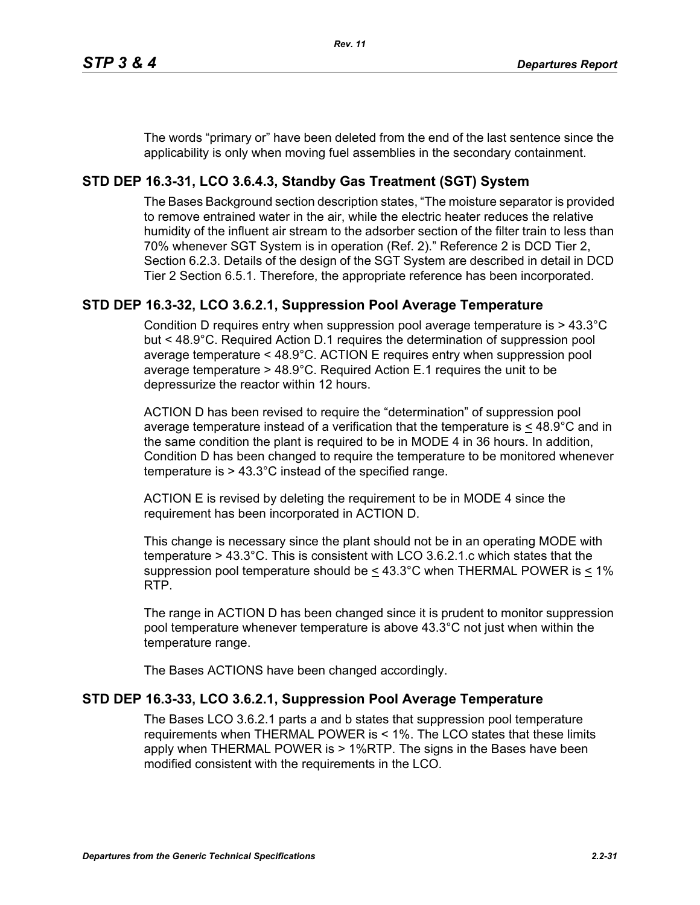The words “primary or” have been deleted from the end of the last sentence since the applicability is only when moving fuel assemblies in the secondary containment.

## STD DEP 16.3-31, LCO 3.6.4.3, Standby Gas Treatment (SGT) System

The Bases Background section description states, “The moisture separator is provided to remove entrained water in the air, while the electric heater reduces the relative humidity of the influent air stream to the adsorber section of the filter train to less than 70% whenever SGT System is in operation (Ref. 2).” Reference 2 is DCD Tier 2, Section 6.2.3. Details of the design of the SGT System are described in detail in DCD Tier 2 Section 6.5.1. Therefore, the appropriate reference has been incorporated.

## STD DEP 16.3-32, LCO 3.6.2.1, Suppression Pool Average Temperature

Condition D requires entry when suppression pool average temperature is > 43.3°C but < 48.9°C. Required Action D.1 requires the determination of suppression pool average temperature < 48.9°C. ACTION E requires entry when suppression pool average temperature > 48.9°C. Required Action E.1 requires the unit to be depressurize the reactor within 12 hours.

ACTION D has been revised to require the “determination” of suppression pool average temperature instead of a verification that the temperature is ≤ 48.9°C and in the same condition the plant is required to be in MODE 4 in 36 hours. In addition, Condition D has been changed to require the temperature to be monitored whenever temperature is > 43.3°C instead of the specified range.

ACTION E is revised by deleting the requirement to be in MODE 4 since the requirement has been incorporated in ACTION D.

This change is necessary since the plant should not be in an operating MODE with temperature > 43.3°C. This is consistent with LCO 3.6.2.1.c which states that the suppression pool temperature should be ≤ 43.3°C when THERMAL POWER is ≤ 1% RTP.

The range in ACTION D has been changed since it is prudent to monitor suppression pool temperature whenever temperature is above 43.3°C not just when within the temperature range.

The Bases ACTIONS have been changed accordingly.

## STD DEP 16.3-33, LCO 3.6.2.1, Suppression Pool Average Temperature

The Bases LCO 3.6.2.1 parts a and b states that suppression pool temperature requirements when THERMAL POWER is < 1%. The LCO states that these limits apply when THERMAL POWER is > 1%RTP. The signs in the Bases have been modified consistent with the requirements in the LCO.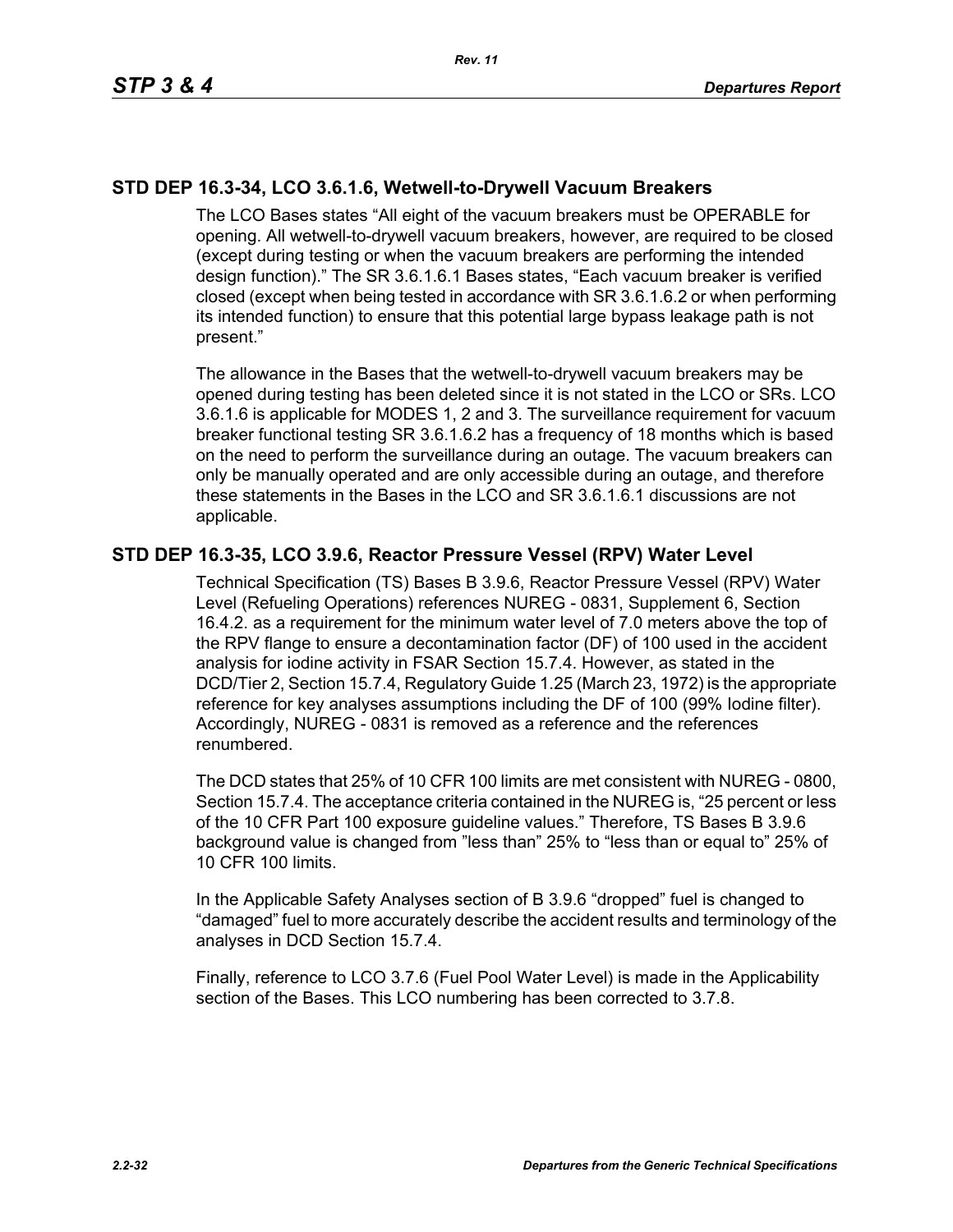## STD DEP 16.3-34, LCO 3.6.1.6, Wetwell-to-Drywell Vacuum Breakers

The LCO Bases states “All eight of the vacuum breakers must be OPERABLE for opening. All wetwell-to-drywell vacuum breakers, however, are required to be closed (except during testing or when the vacuum breakers are performing the intended design function).” The SR 3.6.1.6.1 Bases states, “Each vacuum breaker is verified closed (except when being tested in accordance with SR 3.6.1.6.2 or when performing its intended function) to ensure that this potential large bypass leakage path is not present.”

The allowance in the Bases that the wetwell-to-drywell vacuum breakers may be opened during testing has been deleted since it is not stated in the LCO or SRs. LCO 3.6.1.6 is applicable for MODES 1, 2 and 3. The surveillance requirement for vacuum breaker functional testing SR 3.6.1.6.2 has a frequency of 18 months which is based on the need to perform the surveillance during an outage. The vacuum breakers can only be manually operated and are only accessible during an outage, and therefore these statements in the Bases in the LCO and SR 3.6.1.6.1 discussions are not applicable.

## STD DEP 16.3-35, LCO 3.9.6, Reactor Pressure Vessel (RPV) Water Level

Technical Specification (TS) Bases B 3.9.6, Reactor Pressure Vessel (RPV) Water Level (Refueling Operations) references NUREG - 0831, Supplement 6, Section 16.4.2. as a requirement for the minimum water level of 7.0 meters above the top of the RPV flange to ensure a decontamination factor (DF) of 100 used in the accident analysis for iodine activity in FSAR Section 15.7.4. However, as stated in the DCD/Tier 2, Section 15.7.4, Regulatory Guide 1.25 (March 23, 1972) is the appropriate reference for key analyses assumptions including the DF of 100 (99% Iodine filter). Accordingly, NUREG - 0831 is removed as a reference and the references renumbered.

The DCD states that 25% of 10 CFR 100 limits are met consistent with NUREG - 0800, Section 15.7.4. The acceptance criteria contained in the NUREG is, “25 percent or less of the 10 CFR Part 100 exposure guideline values.” Therefore, TS Bases B 3.9.6 background value is changed from ”less than” 25% to “less than or equal to” 25% of 10 CFR 100 limits.

In the Applicable Safety Analyses section of B 3.9.6 “dropped” fuel is changed to “damaged” fuel to more accurately describe the accident results and terminology of the analyses in DCD Section 15.7.4.

Finally, reference to LCO 3.7.6 (Fuel Pool Water Level) is made in the Applicability section of the Bases. This LCO numbering has been corrected to 3.7.8.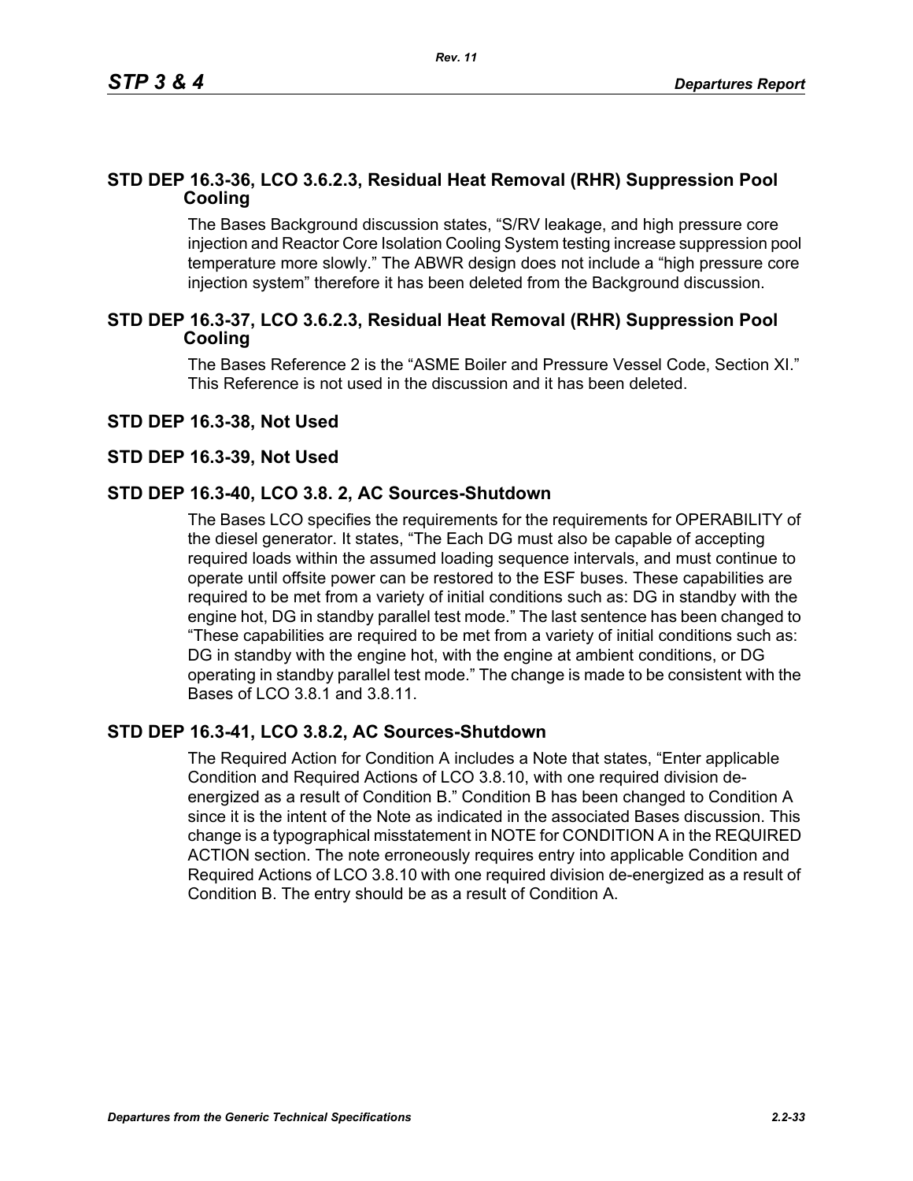## STD DEP 16.3-36, LCO 3.6.2.3, Residual Heat Removal (RHR) Suppression Pool Cooling

The Bases Background discussion states, "S/RV leakage, and high pressure core injection and Reactor Core Isolation Cooling System testing increase suppression pool temperature more slowly." The ABWR design does not include a "high pressure core injection system" therefore it has been deleted from the Background discussion.

## STD DEP 16.3-37, LCO 3.6.2.3, Residual Heat Removal (RHR) Suppression Pool Cooling

The Bases Reference 2 is the "ASME Boiler and Pressure Vessel Code, Section XI." This Reference is not used in the discussion and it has been deleted.

## STD DEP 16.3-38, Not Used

## STD DEP 16.3-39, Not Used

## STD DEP 16.3-40, LCO 3.8. 2, AC Sources-Shutdown

The Bases LCO specifies the requirements for the requirements for OPERABILITY of the diesel generator. It states, "The Each DG must also be capable of accepting required loads within the assumed loading sequence intervals, and must continue to operate until offsite power can be restored to the ESF buses. These capabilities are required to be met from a variety of initial conditions such as: DG in standby with the engine hot, DG in standby parallel test mode." The last sentence has been changed to "These capabilities are required to be met from a variety of initial conditions such as: DG in standby with the engine hot, with the engine at ambient conditions, or DG operating in standby parallel test mode." The change is made to be consistent with the Bases of LCO 3.8.1 and 3.8.11.

## STD DEP 16.3-41, LCO 3.8.2, AC Sources-Shutdown

The Required Action for Condition A includes a Note that states, "Enter applicable Condition and Required Actions of LCO 3.8.10, with one required division de-energized as a result of Condition B." Condition B has been changed to Condition A since it is the intent of the Note as indicated in the associated Bases discussion. This change is a typographical misstatement in NOTE for CONDITION A in the REQUIRED ACTION section. The note erroneously requires entry into applicable Condition and Required Actions of LCO 3.8.10 with one required division de-energized as a result of Condition B. The entry should be as a result of Condition A.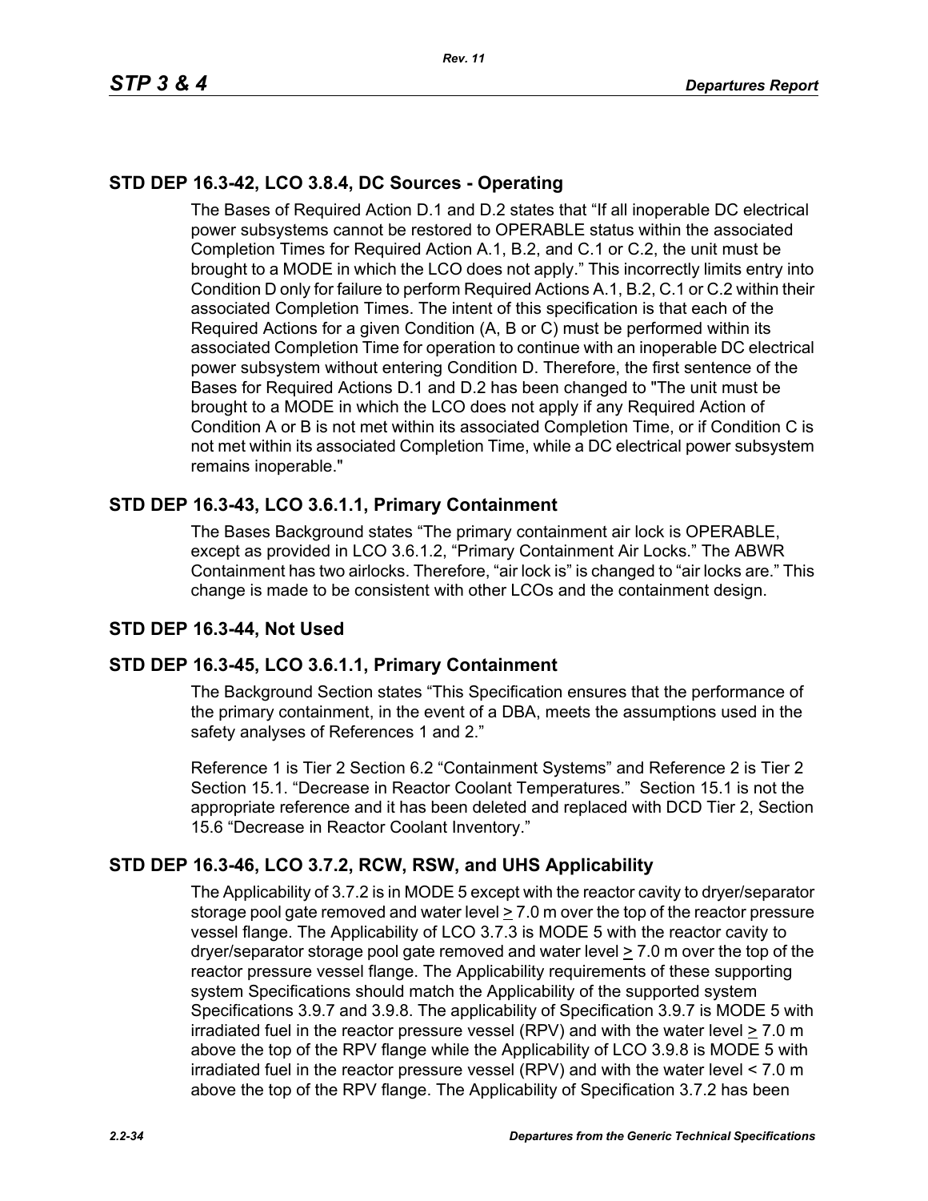## STD DEP 16.3-42, LCO 3.8.4, DC Sources - Operating

The Bases of Required Action D.1 and D.2 states that "If all inoperable DC electrical power subsystems cannot be restored to OPERABLE status within the associated Completion Times for Required Action A.1, B.2, and C.1 or C.2, the unit must be brought to a MODE in which the LCO does not apply." This incorrectly limits entry into Condition D only for failure to perform Required Actions A.1, B.2, C.1 or C.2 within their associated Completion Times. The intent of this specification is that each of the Required Actions for a given Condition (A, B or C) must be performed within its associated Completion Time for operation to continue with an inoperable DC electrical power subsystem without entering Condition D. Therefore, the first sentence of the Bases for Required Actions D.1 and D.2 has been changed to "The unit must be brought to a MODE in which the LCO does not apply if any Required Action of Condition A or B is not met within its associated Completion Time, or if Condition C is not met within its associated Completion Time, while a DC electrical power subsystem remains inoperable."

## STD DEP 16.3-43, LCO 3.6.1.1, Primary Containment

The Bases Background states "The primary containment air lock is OPERABLE, except as provided in LCO 3.6.1.2, "Primary Containment Air Locks." The ABWR Containment has two airlocks. Therefore, "air lock is" is changed to "air locks are." This change is made to be consistent with other LCOs and the containment design.

## STD DEP 16.3-44, Not Used

## STD DEP 16.3-45, LCO 3.6.1.1, Primary Containment

The Background Section states "This Specification ensures that the performance of the primary containment, in the event of a DBA, meets the assumptions used in the safety analyses of References 1 and 2."

Reference 1 is Tier 2 Section 6.2 "Containment Systems" and Reference 2 is Tier 2 Section 15.1. "Decrease in Reactor Coolant Temperatures." Section 15.1 is not the appropriate reference and it has been deleted and replaced with DCD Tier 2, Section 15.6 "Decrease in Reactor Coolant Inventory."

## STD DEP 16.3-46, LCO 3.7.2, RCW, RSW, and UHS Applicability

The Applicability of 3.7.2 is in MODE 5 except with the reactor cavity to dryer/separator storage pool gate removed and water level ≥ 7.0 m over the top of the reactor pressure vessel flange. The Applicability of LCO 3.7.3 is MODE 5 with the reactor cavity to dryer/separator storage pool gate removed and water level ≥ 7.0 m over the top of the reactor pressure vessel flange. The Applicability requirements of these supporting system Specifications should match the Applicability of the supported system Specifications 3.9.7 and 3.9.8. The applicability of Specification 3.9.7 is MODE 5 with irradiated fuel in the reactor pressure vessel (RPV) and with the water level ≥ 7.0 m above the top of the RPV flange while the Applicability of LCO 3.9.8 is MODE 5 with irradiated fuel in the reactor pressure vessel (RPV) and with the water level < 7.0 m above the top of the RPV flange. The Applicability of Specification 3.7.2 has been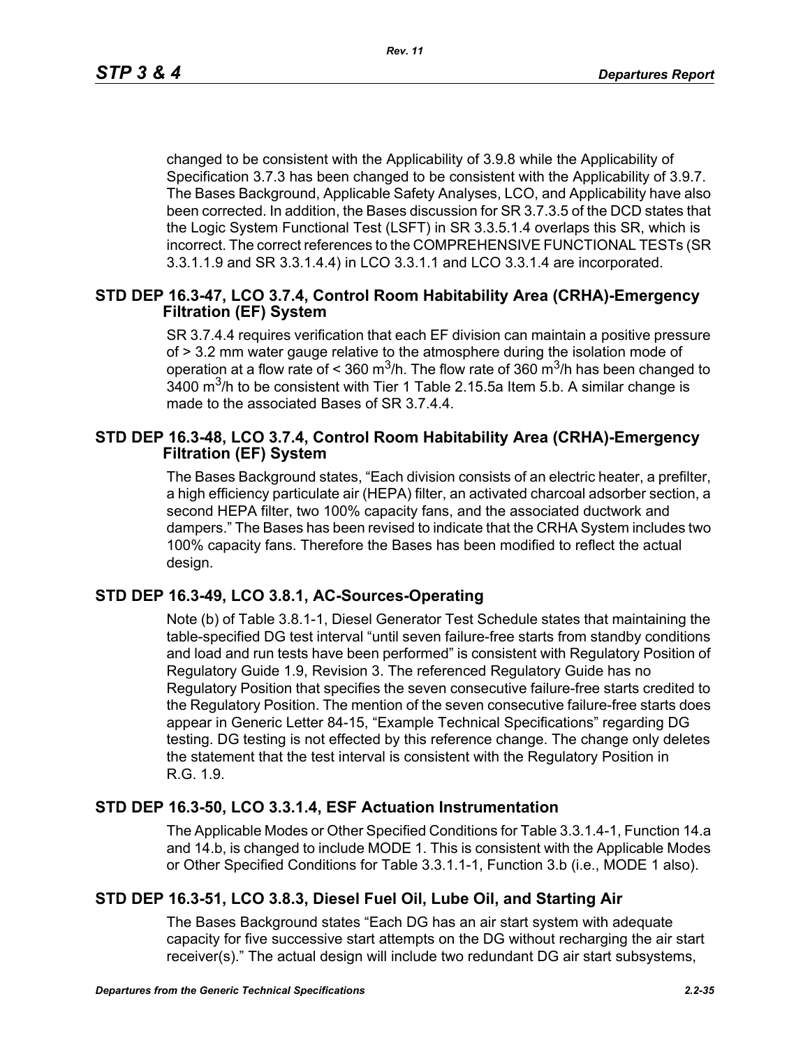changed to be consistent with the Applicability of 3.9.8 while the Applicability of Specification 3.7.3 has been changed to be consistent with the Applicability of 3.9.7. The Bases Background, Applicable Safety Analyses, LCO, and Applicability have also been corrected. In addition, the Bases discussion for SR 3.7.3.5 of the DCD states that the Logic System Functional Test (LSFT) in SR 3.3.5.1.4 overlaps this SR, which is incorrect. The correct references to the COMPREHENSIVE FUNCTIONAL TESTs (SR 3.3.1.1.9 and SR 3.3.1.4.4) in LCO 3.3.1.1 and LCO 3.3.1.4 are incorporated.

## STD DEP 16.3-47, LCO 3.7.4, Control Room Habitability Area (CRHA)-Emergency Filtration (EF) System

SR 3.7.4.4 requires verification that each EF division can maintain a positive pressure of > 3.2 mm water gauge relative to the atmosphere during the isolation mode of operation at a flow rate of < 360 $m^3$/h. The flow rate of 360 $m^3$/h has been changed to 3400 $m^3$/h to be consistent with Tier 1 Table 2.15.5a Item 5.b. A similar change is made to the associated Bases of SR 3.7.4.4.

## STD DEP 16.3-48, LCO 3.7.4, Control Room Habitability Area (CRHA)-Emergency Filtration (EF) System

The Bases Background states, "Each division consists of an electric heater, a prefilter, a high efficiency particulate air (HEPA) filter, an activated charcoal adsorber section, a second HEPA filter, two 100% capacity fans, and the associated ductwork and dampers." The Bases has been revised to indicate that the CRHA System includes two 100% capacity fans. Therefore the Bases has been modified to reflect the actual design.

## STD DEP 16.3-49, LCO 3.8.1, AC-Sources-Operating

Note (b) of Table 3.8.1-1, Diesel Generator Test Schedule states that maintaining the table-specified DG test interval "until seven failure-free starts from standby conditions and load and run tests have been performed" is consistent with Regulatory Position of Regulatory Guide 1.9, Revision 3. The referenced Regulatory Guide has no Regulatory Position that specifies the seven consecutive failure-free starts credited to the Regulatory Position. The mention of the seven consecutive failure-free starts does appear in Generic Letter 84-15, "Example Technical Specifications" regarding DG testing. DG testing is not effected by this reference change. The change only deletes the statement that the test interval is consistent with the Regulatory Position in R.G. 1.9.

## STD DEP 16.3-50, LCO 3.3.1.4, ESF Actuation Instrumentation

The Applicable Modes or Other Specified Conditions for Table 3.3.1.4-1, Function 14.a and 14.b, is changed to include MODE 1. This is consistent with the Applicable Modes or Other Specified Conditions for Table 3.3.1.1-1, Function 3.b (i.e., MODE 1 also).

## STD DEP 16.3-51, LCO 3.8.3, Diesel Fuel Oil, Lube Oil, and Starting Air

The Bases Background states "Each DG has an air start system with adequate capacity for five successive start attempts on the DG without recharging the air start receiver(s)." The actual design will include two redundant DG air start subsystems,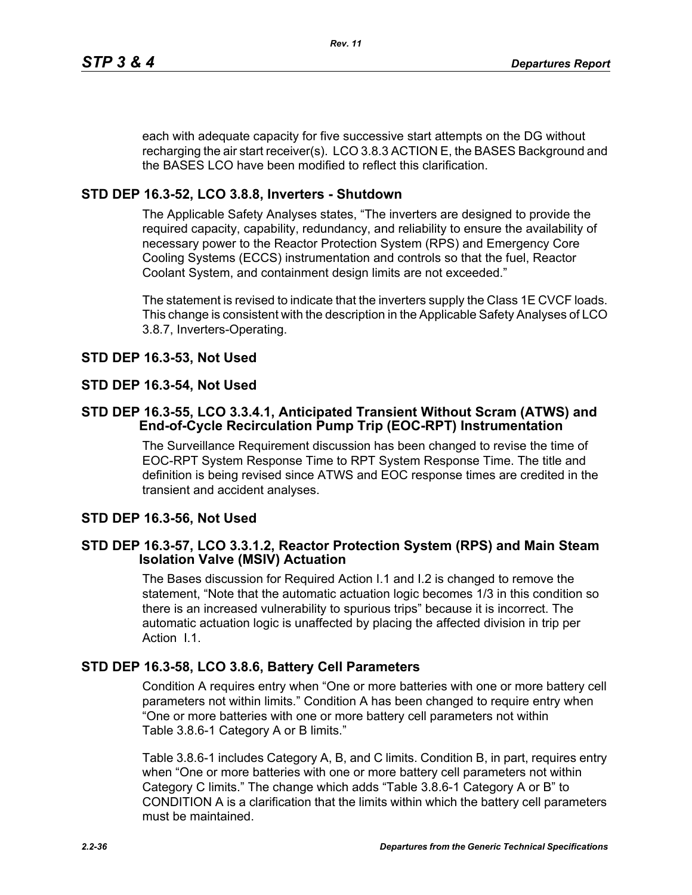each with adequate capacity for five successive start attempts on the DG without recharging the air start receiver(s). LCO 3.8.3 ACTION E, the BASES Background and the BASES LCO have been modified to reflect this clarification.

### STD DEP 16.3-52, LCO 3.8.8, Inverters - Shutdown

The Applicable Safety Analyses states, “The inverters are designed to provide the required capacity, capability, redundancy, and reliability to ensure the availability of necessary power to the Reactor Protection System (RPS) and Emergency Core Cooling Systems (ECCS) instrumentation and controls so that the fuel, Reactor Coolant System, and containment design limits are not exceeded.”

The statement is revised to indicate that the inverters supply the Class 1E CVCF loads. This change is consistent with the description in the Applicable Safety Analyses of LCO 3.8.7, Inverters-Operating.

### STD DEP 16.3-53, Not Used

### STD DEP 16.3-54, Not Used

### STD DEP 16.3-55, LCO 3.3.4.1, Anticipated Transient Without Scram (ATWS) and End-of-Cycle Recirculation Pump Trip (EOC-RPT) Instrumentation

The Surveillance Requirement discussion has been changed to revise the time of EOC-RPT System Response Time to RPT System Response Time. The title and definition is being revised since ATWS and EOC response times are credited in the transient and accident analyses.

### STD DEP 16.3-56, Not Used

### STD DEP 16.3-57, LCO 3.3.1.2, Reactor Protection System (RPS) and Main Steam Isolation Valve (MSIV) Actuation

The Bases discussion for Required Action I.1 and I.2 is changed to remove the statement, “Note that the automatic actuation logic becomes 1/3 in this condition so there is an increased vulnerability to spurious trips” because it is incorrect. The automatic actuation logic is unaffected by placing the affected division in trip per Action I.1.

### STD DEP 16.3-58, LCO 3.8.6, Battery Cell Parameters

Condition A requires entry when “One or more batteries with one or more battery cell parameters not within limits.” Condition A has been changed to require entry when “One or more batteries with one or more battery cell parameters not within Table 3.8.6-1 Category A or B limits.”

Table 3.8.6-1 includes Category A, B, and C limits. Condition B, in part, requires entry when “One or more batteries with one or more battery cell parameters not within Category C limits.” The change which adds “Table 3.8.6-1 Category A or B” to CONDITION A is a clarification that the limits within which the battery cell parameters must be maintained.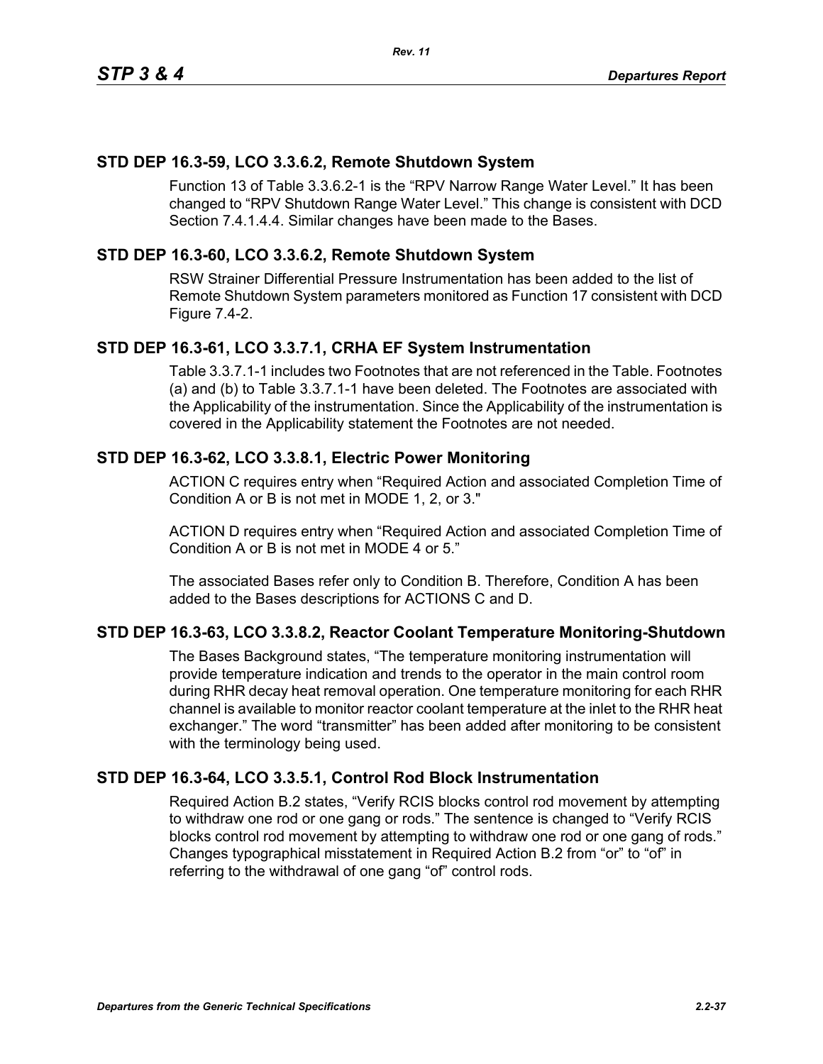## STD DEP 16.3-59, LCO 3.3.6.2, Remote Shutdown System

Function 13 of Table 3.3.6.2-1 is the "RPV Narrow Range Water Level." It has been changed to "RPV Shutdown Range Water Level." This change is consistent with DCD Section 7.4.1.4.4. Similar changes have been made to the Bases.

## STD DEP 16.3-60, LCO 3.3.6.2, Remote Shutdown System

RSW Strainer Differential Pressure Instrumentation has been added to the list of Remote Shutdown System parameters monitored as Function 17 consistent with DCD Figure 7.4-2.

## STD DEP 16.3-61, LCO 3.3.7.1, CRHA EF System Instrumentation

Table 3.3.7.1-1 includes two Footnotes that are not referenced in the Table. Footnotes (a) and (b) to Table 3.3.7.1-1 have been deleted. The Footnotes are associated with the Applicability of the instrumentation. Since the Applicability of the instrumentation is covered in the Applicability statement the Footnotes are not needed.

## STD DEP 16.3-62, LCO 3.3.8.1, Electric Power Monitoring

ACTION C requires entry when "Required Action and associated Completion Time of Condition A or B is not met in MODE 1, 2, or 3."

ACTION D requires entry when "Required Action and associated Completion Time of Condition A or B is not met in MODE 4 or 5."

The associated Bases refer only to Condition B. Therefore, Condition A has been added to the Bases descriptions for ACTIONS C and D.

## STD DEP 16.3-63, LCO 3.3.8.2, Reactor Coolant Temperature Monitoring-Shutdown

The Bases Background states, "The temperature monitoring instrumentation will provide temperature indication and trends to the operator in the main control room during RHR decay heat removal operation. One temperature monitoring for each RHR channel is available to monitor reactor coolant temperature at the inlet to the RHR heat exchanger." The word "transmitter" has been added after monitoring to be consistent with the terminology being used.

## STD DEP 16.3-64, LCO 3.3.5.1, Control Rod Block Instrumentation

Required Action B.2 states, "Verify RCIS blocks control rod movement by attempting to withdraw one rod or one gang or rods." The sentence is changed to "Verify RCIS blocks control rod movement by attempting to withdraw one rod or one gang of rods." Changes typographical misstatement in Required Action B.2 from "or" to "of" in referring to the withdrawal of one gang "of" control rods.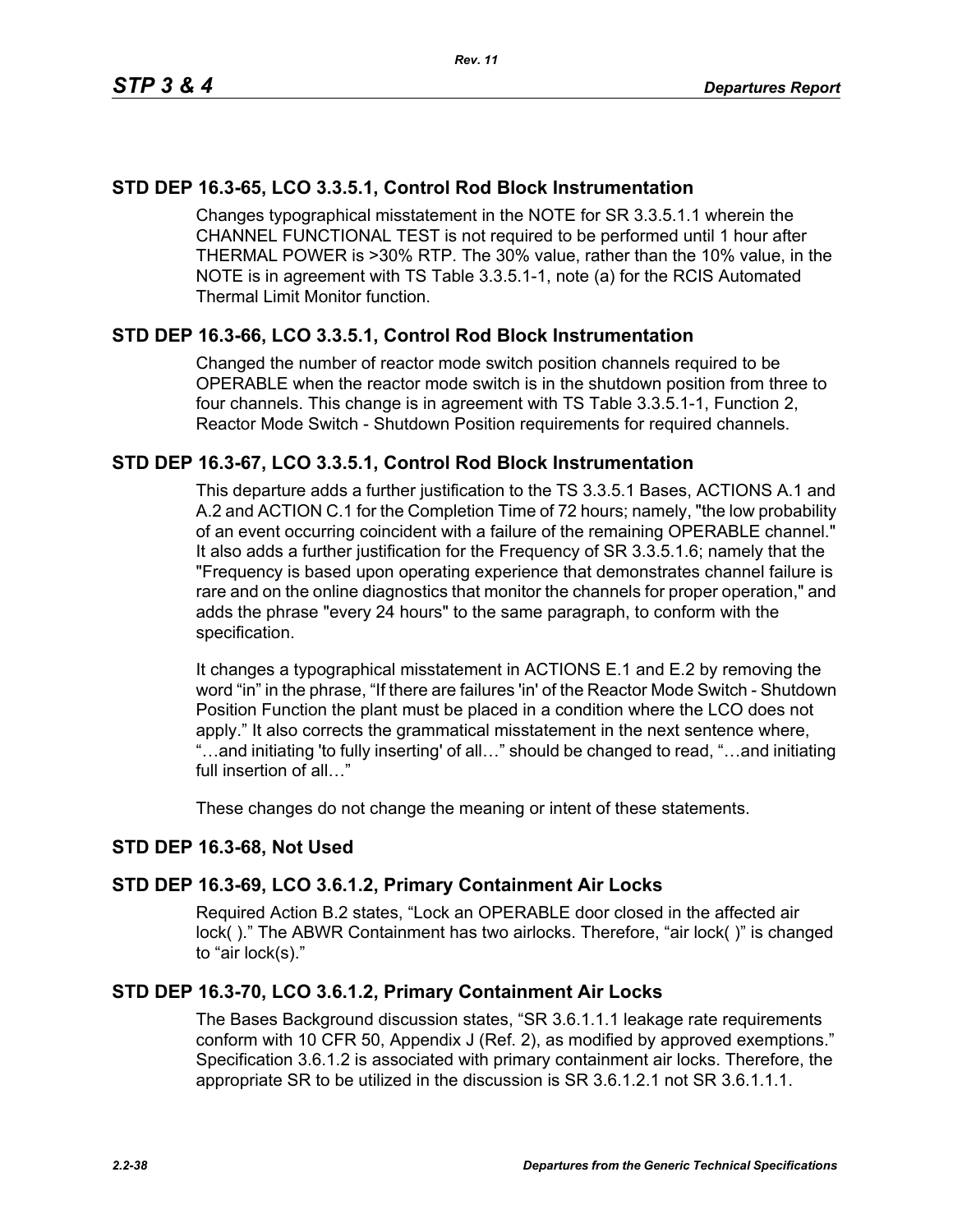## STD DEP 16.3-65, LCO 3.3.5.1, Control Rod Block Instrumentation

Changes typographical misstatement in the NOTE for SR 3.3.5.1.1 wherein the CHANNEL FUNCTIONAL TEST is not required to be performed until 1 hour after THERMAL POWER is >30% RTP. The 30% value, rather than the 10% value, in the NOTE is in agreement with TS Table 3.3.5.1-1, note (a) for the RCIS Automated Thermal Limit Monitor function.

## STD DEP 16.3-66, LCO 3.3.5.1, Control Rod Block Instrumentation

Changed the number of reactor mode switch position channels required to be OPERABLE when the reactor mode switch is in the shutdown position from three to four channels. This change is in agreement with TS Table 3.3.5.1-1, Function 2, Reactor Mode Switch - Shutdown Position requirements for required channels.

## STD DEP 16.3-67, LCO 3.3.5.1, Control Rod Block Instrumentation

This departure adds a further justification to the TS 3.3.5.1 Bases, ACTIONS A.1 and A.2 and ACTION C.1 for the Completion Time of 72 hours; namely, "the low probability of an event occurring coincident with a failure of the remaining OPERABLE channel." It also adds a further justification for the Frequency of SR 3.3.5.1.6; namely that the "Frequency is based upon operating experience that demonstrates channel failure is rare and on the online diagnostics that monitor the channels for proper operation," and adds the phrase "every 24 hours" to the same paragraph, to conform with the specification.

It changes a typographical misstatement in ACTIONS E.1 and E.2 by removing the word "in" in the phrase, "If there are failures 'in' of the Reactor Mode Switch - Shutdown Position Function the plant must be placed in a condition where the LCO does not apply." It also corrects the grammatical misstatement in the next sentence where, "…and initiating 'to fully inserting' of all…" should be changed to read, "…and initiating full insertion of all…"

These changes do not change the meaning or intent of these statements.

## STD DEP 16.3-68, Not Used

## STD DEP 16.3-69, LCO 3.6.1.2, Primary Containment Air Locks

Required Action B.2 states, "Lock an OPERABLE door closed in the affected air lock( )." The ABWR Containment has two airlocks. Therefore, "air lock( )" is changed to "air lock(s)."

## STD DEP 16.3-70, LCO 3.6.1.2, Primary Containment Air Locks

The Bases Background discussion states, "SR 3.6.1.1.1 leakage rate requirements conform with 10 CFR 50, Appendix J (Ref. 2), as modified by approved exemptions." Specification 3.6.1.2 is associated with primary containment air locks. Therefore, the appropriate SR to be utilized in the discussion is SR 3.6.1.2.1 not SR 3.6.1.1.1.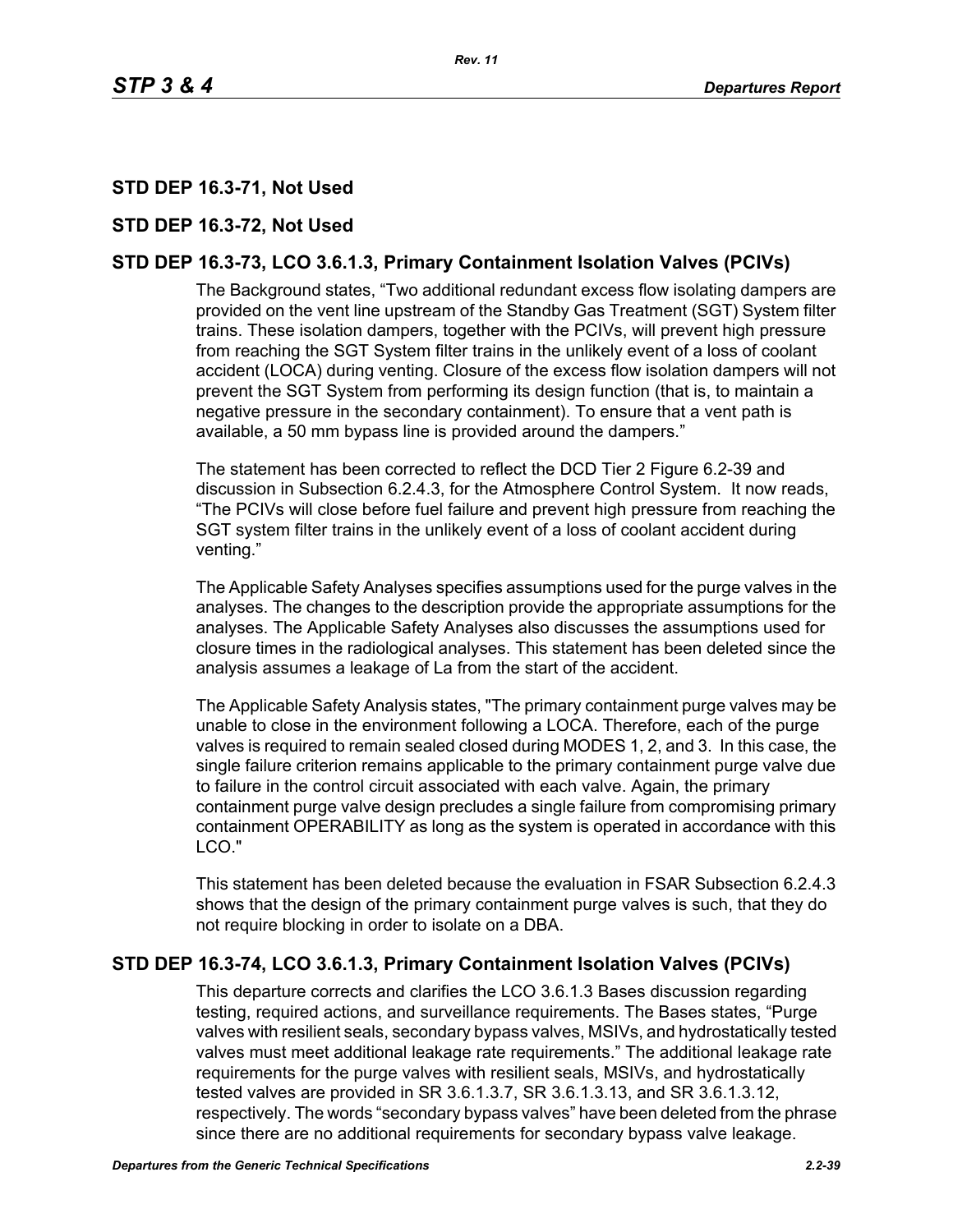## STD DEP 16.3-71, Not Used

## STD DEP 16.3-72, Not Used

## STD DEP 16.3-73, LCO 3.6.1.3, Primary Containment Isolation Valves (PCIVs)

The Background states, “Two additional redundant excess flow isolating dampers are provided on the vent line upstream of the Standby Gas Treatment (SGT) System filter trains. These isolation dampers, together with the PCIVs, will prevent high pressure from reaching the SGT System filter trains in the unlikely event of a loss of coolant accident (LOCA) during venting. Closure of the excess flow isolation dampers will not prevent the SGT System from performing its design function (that is, to maintain a negative pressure in the secondary containment). To ensure that a vent path is available, a 50 mm bypass line is provided around the dampers.”

The statement has been corrected to reflect the DCD Tier 2 Figure 6.2-39 and discussion in Subsection 6.2.4.3, for the Atmosphere Control System. It now reads, “The PCIVs will close before fuel failure and prevent high pressure from reaching the SGT system filter trains in the unlikely event of a loss of coolant accident during venting.”

The Applicable Safety Analyses specifies assumptions used for the purge valves in the analyses. The changes to the description provide the appropriate assumptions for the analyses. The Applicable Safety Analyses also discusses the assumptions used for closure times in the radiological analyses. This statement has been deleted since the analysis assumes a leakage of La from the start of the accident.

The Applicable Safety Analysis states, "The primary containment purge valves may be unable to close in the environment following a LOCA. Therefore, each of the purge valves is required to remain sealed closed during MODES 1, 2, and 3. In this case, the single failure criterion remains applicable to the primary containment purge valve due to failure in the control circuit associated with each valve. Again, the primary containment purge valve design precludes a single failure from compromising primary containment OPERABILITY as long as the system is operated in accordance with this LCO."

This statement has been deleted because the evaluation in FSAR Subsection 6.2.4.3 shows that the design of the primary containment purge valves is such, that they do not require blocking in order to isolate on a DBA.

## STD DEP 16.3-74, LCO 3.6.1.3, Primary Containment Isolation Valves (PCIVs)

This departure corrects and clarifies the LCO 3.6.1.3 Bases discussion regarding testing, required actions, and surveillance requirements. The Bases states, “Purge valves with resilient seals, secondary bypass valves, MSIVs, and hydrostatically tested valves must meet additional leakage rate requirements.” The additional leakage rate requirements for the purge valves with resilient seals, MSIVs, and hydrostatically tested valves are provided in SR 3.6.1.3.7, SR 3.6.1.3.13, and SR 3.6.1.3.12, respectively. The words “secondary bypass valves” have been deleted from the phrase since there are no additional requirements for secondary bypass valve leakage.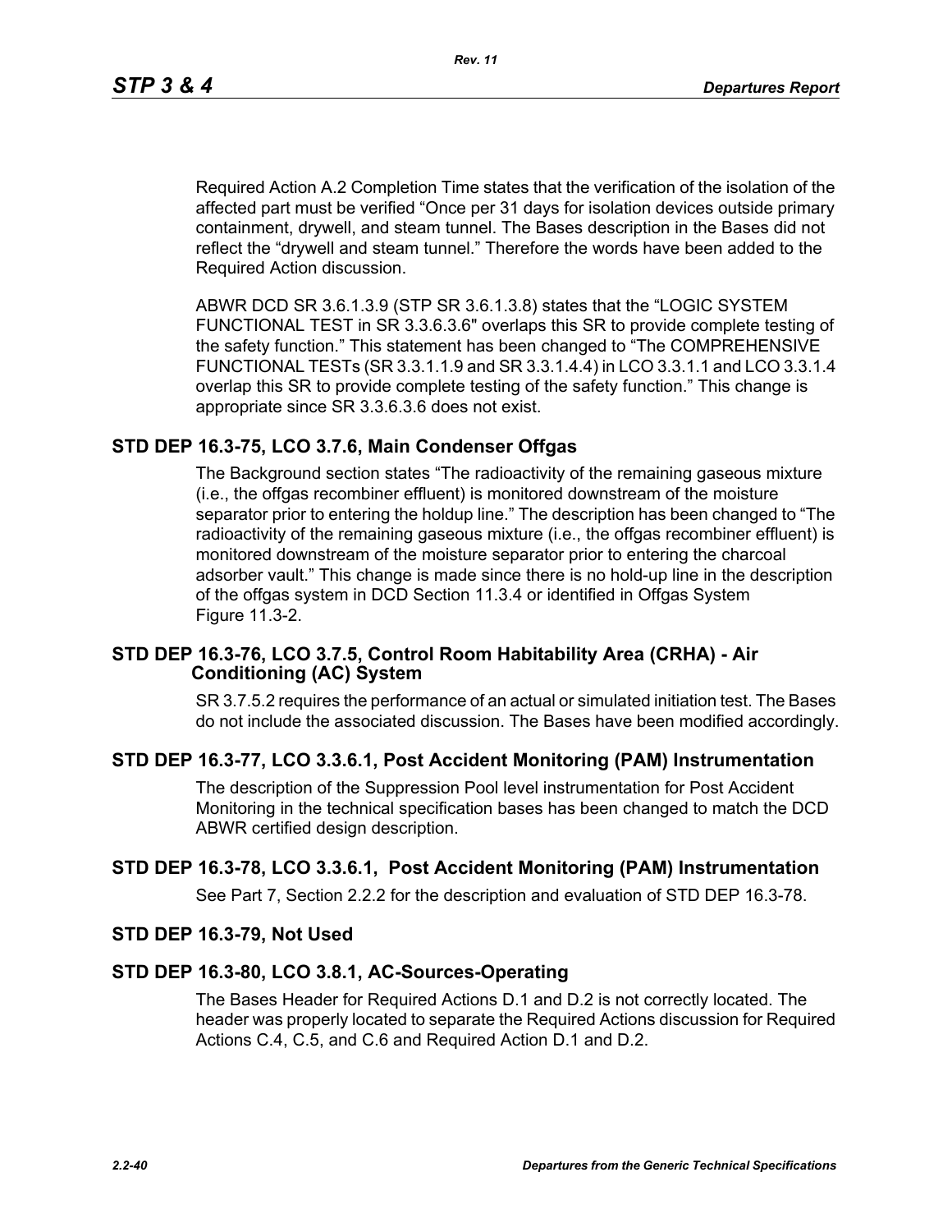Required Action A.2 Completion Time states that the verification of the isolation of the affected part must be verified “Once per 31 days for isolation devices outside primary containment, drywell, and steam tunnel. The Bases description in the Bases did not reflect the “drywell and steam tunnel.” Therefore the words have been added to the Required Action discussion.

ABWR DCD SR 3.6.1.3.9 (STP SR 3.6.1.3.8) states that the “LOGIC SYSTEM FUNCTIONAL TEST in SR 3.3.6.3.6" overlaps this SR to provide complete testing of the safety function.” This statement has been changed to “The COMPREHENSIVE FUNCTIONAL TESTs (SR 3.3.1.1.9 and SR 3.3.1.4.4) in LCO 3.3.1.1 and LCO 3.3.1.4 overlap this SR to provide complete testing of the safety function.” This change is appropriate since SR 3.3.6.3.6 does not exist.

## STD DEP 16.3-75, LCO 3.7.6, Main Condenser Offgas

The Background section states “The radioactivity of the remaining gaseous mixture (i.e., the offgas recombiner effluent) is monitored downstream of the moisture separator prior to entering the holdup line.” The description has been changed to “The radioactivity of the remaining gaseous mixture (i.e., the offgas recombiner effluent) is monitored downstream of the moisture separator prior to entering the charcoal adsorber vault.” This change is made since there is no hold-up line in the description of the offgas system in DCD Section 11.3.4 or identified in Offgas System Figure 11.3-2.

## STD DEP 16.3-76, LCO 3.7.5, Control Room Habitability Area (CRHA) - Air Conditioning (AC) System

SR 3.7.5.2 requires the performance of an actual or simulated initiation test. The Bases do not include the associated discussion. The Bases have been modified accordingly.

## STD DEP 16.3-77, LCO 3.3.6.1, Post Accident Monitoring (PAM) Instrumentation

The description of the Suppression Pool level instrumentation for Post Accident Monitoring in the technical specification bases has been changed to match the DCD ABWR certified design description.

## STD DEP 16.3-78, LCO 3.3.6.1, Post Accident Monitoring (PAM) Instrumentation

See Part 7, Section 2.2.2 for the description and evaluation of STD DEP 16.3-78.

## STD DEP 16.3-79, Not Used

## STD DEP 16.3-80, LCO 3.8.1, AC-Sources-Operating

The Bases Header for Required Actions D.1 and D.2 is not correctly located. The header was properly located to separate the Required Actions discussion for Required Actions C.4, C.5, and C.6 and Required Action D.1 and D.2.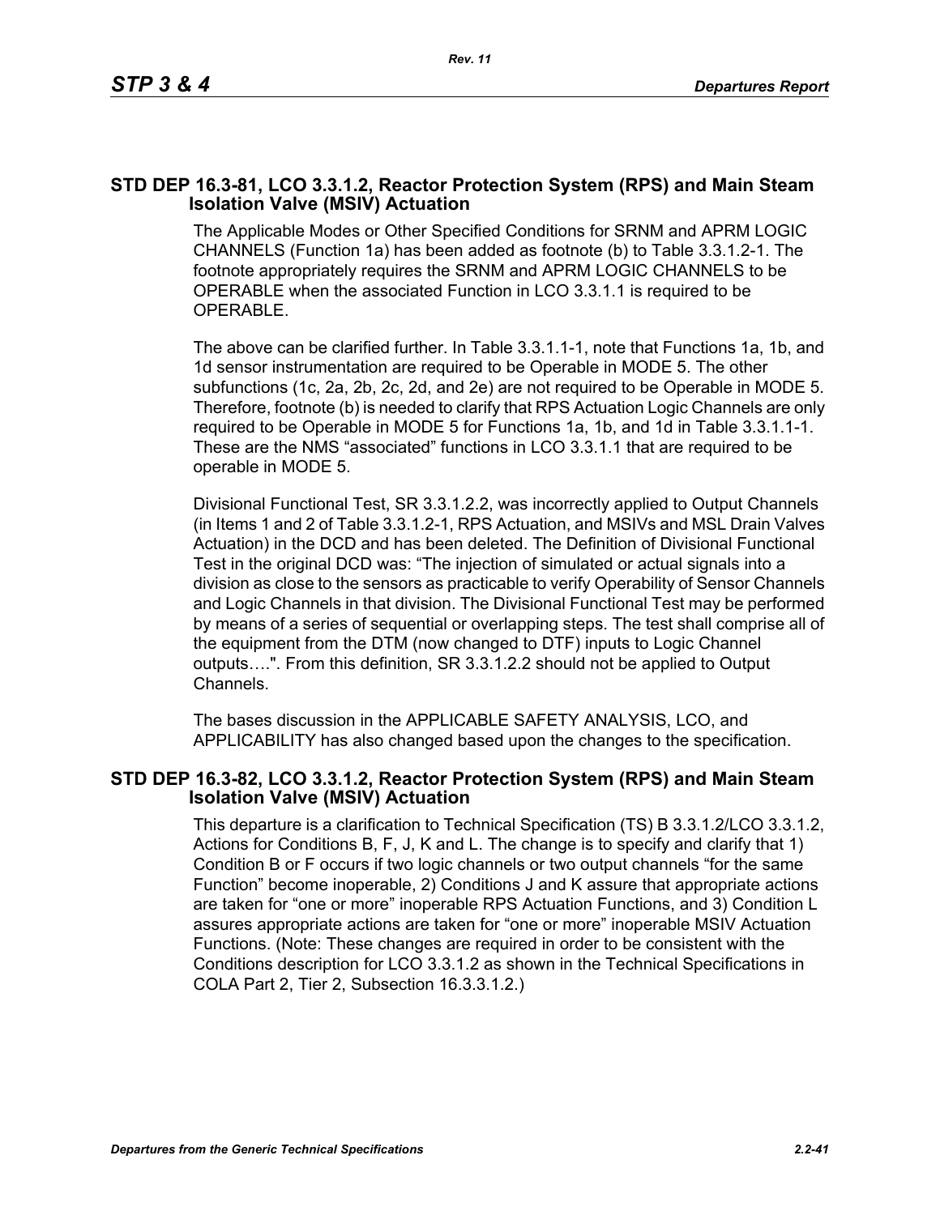## STD DEP 16.3-81, LCO 3.3.1.2, Reactor Protection System (RPS) and Main Steam Isolation Valve (MSIV) Actuation

The Applicable Modes or Other Specified Conditions for SRNM and APRM LOGIC CHANNELS (Function 1a) has been added as footnote (b) to Table 3.3.1.2-1. The footnote appropriately requires the SRNM and APRM LOGIC CHANNELS to be OPERABLE when the associated Function in LCO 3.3.1.1 is required to be OPERABLE.

The above can be clarified further. In Table 3.3.1.1-1, note that Functions 1a, 1b, and 1d sensor instrumentation are required to be Operable in MODE 5. The other subfunctions (1c, 2a, 2b, 2c, 2d, and 2e) are not required to be Operable in MODE 5. Therefore, footnote (b) is needed to clarify that RPS Actuation Logic Channels are only required to be Operable in MODE 5 for Functions 1a, 1b, and 1d in Table 3.3.1.1-1. These are the NMS "associated" functions in LCO 3.3.1.1 that are required to be operable in MODE 5.

Divisional Functional Test, SR 3.3.1.2.2, was incorrectly applied to Output Channels (in Items 1 and 2 of Table 3.3.1.2-1, RPS Actuation, and MSIVs and MSL Drain Valves Actuation) in the DCD and has been deleted. The Definition of Divisional Functional Test in the original DCD was: "The injection of simulated or actual signals into a division as close to the sensors as practicable to verify Operability of Sensor Channels and Logic Channels in that division. The Divisional Functional Test may be performed by means of a series of sequential or overlapping steps. The test shall comprise all of the equipment from the DTM (now changed to DTF) inputs to Logic Channel outputs….". From this definition, SR 3.3.1.2.2 should not be applied to Output Channels.

The bases discussion in the APPLICABLE SAFETY ANALYSIS, LCO, and APPLICABILITY has also changed based upon the changes to the specification.

## STD DEP 16.3-82, LCO 3.3.1.2, Reactor Protection System (RPS) and Main Steam Isolation Valve (MSIV) Actuation

This departure is a clarification to Technical Specification (TS) B 3.3.1.2/LCO 3.3.1.2, Actions for Conditions B, F, J, K and L. The change is to specify and clarify that 1) Condition B or F occurs if two logic channels or two output channels "for the same Function" become inoperable, 2) Conditions J and K assure that appropriate actions are taken for "one or more" inoperable RPS Actuation Functions, and 3) Condition L assures appropriate actions are taken for "one or more" inoperable MSIV Actuation Functions. (Note: These changes are required in order to be consistent with the Conditions description for LCO 3.3.1.2 as shown in the Technical Specifications in COLA Part 2, Tier 2, Subsection 16.3.3.1.2.)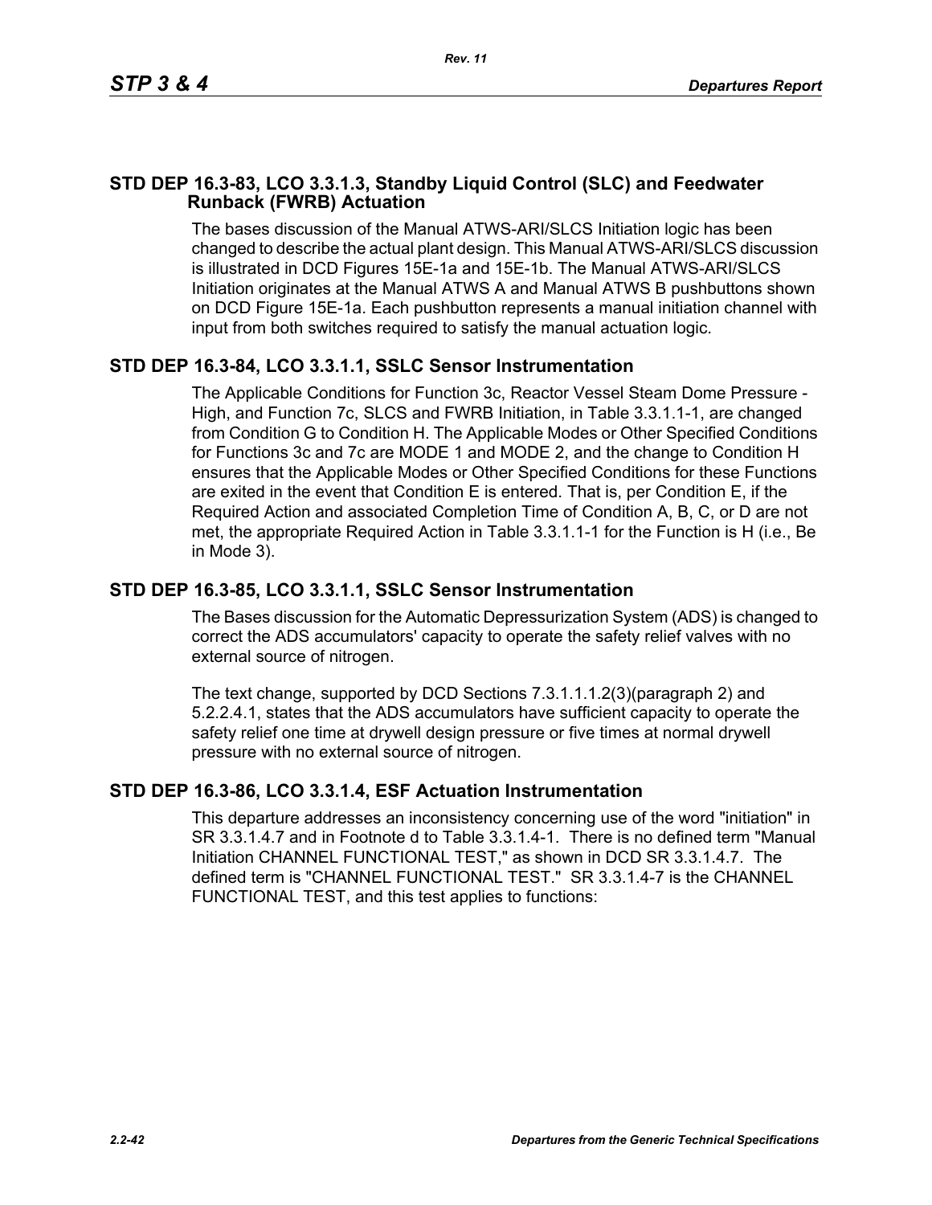## STD DEP 16.3-83, LCO 3.3.1.3, Standby Liquid Control (SLC) and Feedwater Runback (FWRB) Actuation

The bases discussion of the Manual ATWS-ARI/SLCS Initiation logic has been changed to describe the actual plant design. This Manual ATWS-ARI/SLCS discussion is illustrated in DCD Figures 15E-1a and 15E-1b. The Manual ATWS-ARI/SLCS Initiation originates at the Manual ATWS A and Manual ATWS B pushbuttons shown on DCD Figure 15E-1a. Each pushbutton represents a manual initiation channel with input from both switches required to satisfy the manual actuation logic.

## STD DEP 16.3-84, LCO 3.3.1.1, SSLC Sensor Instrumentation

The Applicable Conditions for Function 3c, Reactor Vessel Steam Dome Pressure - High, and Function 7c, SLCS and FWRB Initiation, in Table 3.3.1.1-1, are changed from Condition G to Condition H. The Applicable Modes or Other Specified Conditions for Functions 3c and 7c are MODE 1 and MODE 2, and the change to Condition H ensures that the Applicable Modes or Other Specified Conditions for these Functions are exited in the event that Condition E is entered. That is, per Condition E, if the Required Action and associated Completion Time of Condition A, B, C, or D are not met, the appropriate Required Action in Table 3.3.1.1-1 for the Function is H (i.e., Be in Mode 3).

## STD DEP 16.3-85, LCO 3.3.1.1, SSLC Sensor Instrumentation

The Bases discussion for the Automatic Depressurization System (ADS) is changed to correct the ADS accumulators' capacity to operate the safety relief valves with no external source of nitrogen.

The text change, supported by DCD Sections 7.3.1.1.1.2(3)(paragraph 2) and 5.2.2.4.1, states that the ADS accumulators have sufficient capacity to operate the safety relief one time at drywell design pressure or five times at normal drywell pressure with no external source of nitrogen.

## STD DEP 16.3-86, LCO 3.3.1.4, ESF Actuation Instrumentation

This departure addresses an inconsistency concerning use of the word "initiation" in SR 3.3.1.4.7 and in Footnote d to Table 3.3.1.4-1. There is no defined term "Manual Initiation CHANNEL FUNCTIONAL TEST," as shown in DCD SR 3.3.1.4.7. The defined term is "CHANNEL FUNCTIONAL TEST." SR 3.3.1.4-7 is the CHANNEL FUNCTIONAL TEST, and this test applies to functions: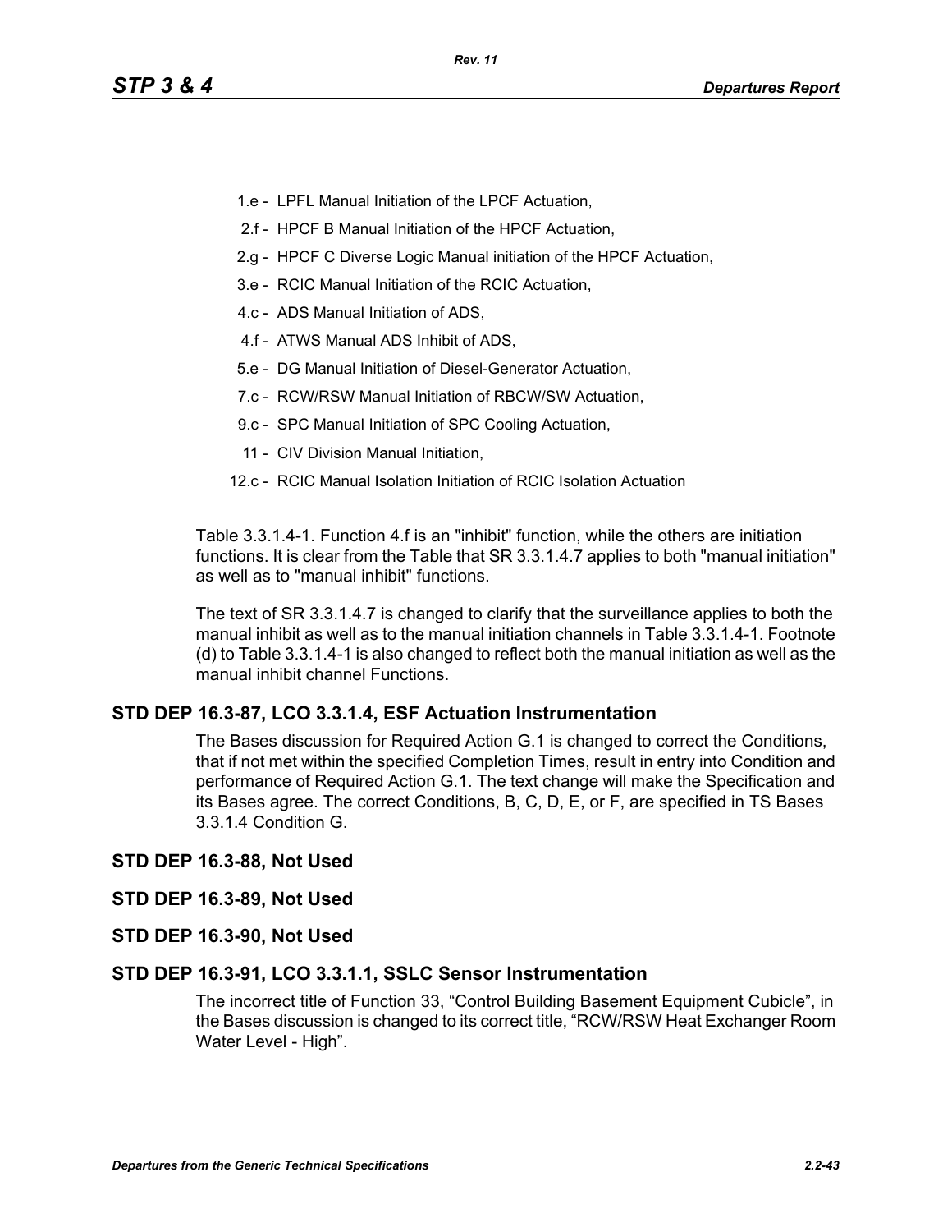1.e - LPFL Manual Initiation of the LPCF Actuation,

2.f - HPCF B Manual Initiation of the HPCF Actuation,

2.g - HPCF C Diverse Logic Manual initiation of the HPCF Actuation,

3.e - RCIC Manual Initiation of the RCIC Actuation,

4.c - ADS Manual Initiation of ADS,

4.f - ATWS Manual ADS Inhibit of ADS,

5.e - DG Manual Initiation of Diesel-Generator Actuation,

7.c - RCW/RSW Manual Initiation of RBCW/SW Actuation,

9.c - SPC Manual Initiation of SPC Cooling Actuation,

11 - CIV Division Manual Initiation,

12.c - RCIC Manual Isolation Initiation of RCIC Isolation Actuation

Table 3.3.1.4-1. Function 4.f is an "inhibit" function, while the others are initiation functions. It is clear from the Table that SR 3.3.1.4.7 applies to both "manual initiation" as well as to "manual inhibit" functions.

The text of SR 3.3.1.4.7 is changed to clarify that the surveillance applies to both the manual inhibit as well as to the manual initiation channels in Table 3.3.1.4-1. Footnote (d) to Table 3.3.1.4-1 is also changed to reflect both the manual initiation as well as the manual inhibit channel Functions.

### STD DEP 16.3-87, LCO 3.3.1.4, ESF Actuation Instrumentation

The Bases discussion for Required Action G.1 is changed to correct the Conditions, that if not met within the specified Completion Times, result in entry into Condition and performance of Required Action G.1. The text change will make the Specification and its Bases agree. The correct Conditions, B, C, D, E, or F, are specified in TS Bases 3.3.1.4 Condition G.

### STD DEP 16.3-88, Not Used

### STD DEP 16.3-89, Not Used

### STD DEP 16.3-90, Not Used

### STD DEP 16.3-91, LCO 3.3.1.1, SSLC Sensor Instrumentation

The incorrect title of Function 33, “Control Building Basement Equipment Cubicle”, in the Bases discussion is changed to its correct title, “RCW/RSW Heat Exchanger Room Water Level - High”.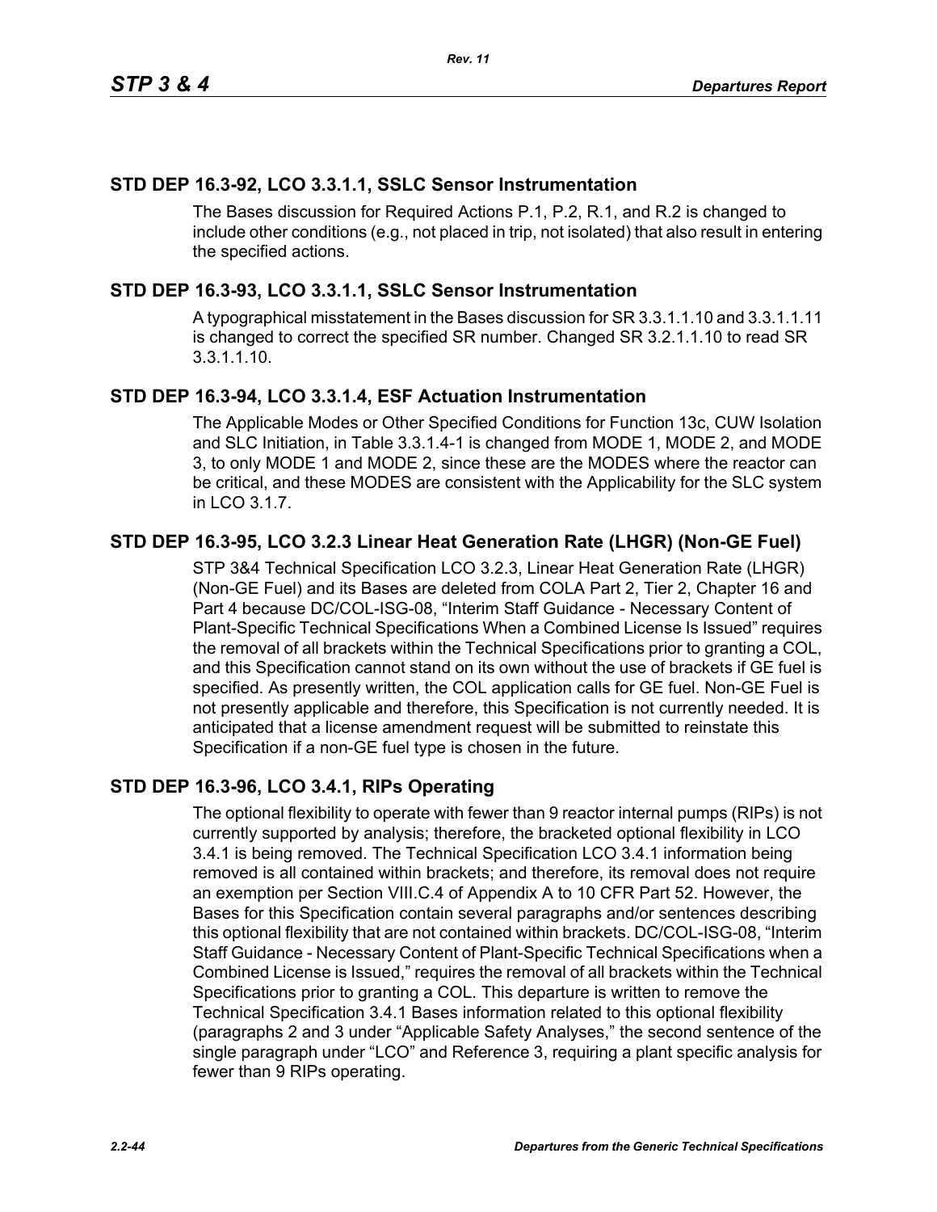## STD DEP 16.3-92, LCO 3.3.1.1, SSLC Sensor Instrumentation

The Bases discussion for Required Actions P.1, P.2, R.1, and R.2 is changed to include other conditions (e.g., not placed in trip, not isolated) that also result in entering the specified actions.

## STD DEP 16.3-93, LCO 3.3.1.1, SSLC Sensor Instrumentation

A typographical misstatement in the Bases discussion for SR 3.3.1.1.10 and 3.3.1.1.11 is changed to correct the specified SR number. Changed SR 3.2.1.1.10 to read SR 3.3.1.1.10.

## STD DEP 16.3-94, LCO 3.3.1.4, ESF Actuation Instrumentation

The Applicable Modes or Other Specified Conditions for Function 13c, CUW Isolation and SLC Initiation, in Table 3.3.1.4-1 is changed from MODE 1, MODE 2, and MODE 3, to only MODE 1 and MODE 2, since these are the MODES where the reactor can be critical, and these MODES are consistent with the Applicability for the SLC system in LCO 3.1.7.

## STD DEP 16.3-95, LCO 3.2.3 Linear Heat Generation Rate (LHGR) (Non-GE Fuel)

STP 3&4 Technical Specification LCO 3.2.3, Linear Heat Generation Rate (LHGR) (Non-GE Fuel) and its Bases are deleted from COLA Part 2, Tier 2, Chapter 16 and Part 4 because DC/COL-ISG-08, “Interim Staff Guidance - Necessary Content of Plant-Specific Technical Specifications When a Combined License Is Issued” requires the removal of all brackets within the Technical Specifications prior to granting a COL, and this Specification cannot stand on its own without the use of brackets if GE fuel is specified. As presently written, the COL application calls for GE fuel. Non-GE Fuel is not presently applicable and therefore, this Specification is not currently needed. It is anticipated that a license amendment request will be submitted to reinstate this Specification if a non-GE fuel type is chosen in the future.

## STD DEP 16.3-96, LCO 3.4.1, RIPs Operating

The optional flexibility to operate with fewer than 9 reactor internal pumps (RIPs) is not currently supported by analysis; therefore, the bracketed optional flexibility in LCO 3.4.1 is being removed. The Technical Specification LCO 3.4.1 information being removed is all contained within brackets; and therefore, its removal does not require an exemption per Section VIII.C.4 of Appendix A to 10 CFR Part 52. However, the Bases for this Specification contain several paragraphs and/or sentences describing this optional flexibility that are not contained within brackets. DC/COL-ISG-08, “Interim Staff Guidance - Necessary Content of Plant-Specific Technical Specifications when a Combined License is Issued,” requires the removal of all brackets within the Technical Specifications prior to granting a COL. This departure is written to remove the Technical Specification 3.4.1 Bases information related to this optional flexibility (paragraphs 2 and 3 under “Applicable Safety Analyses,” the second sentence of the single paragraph under “LCO” and Reference 3, requiring a plant specific analysis for fewer than 9 RIPs operating.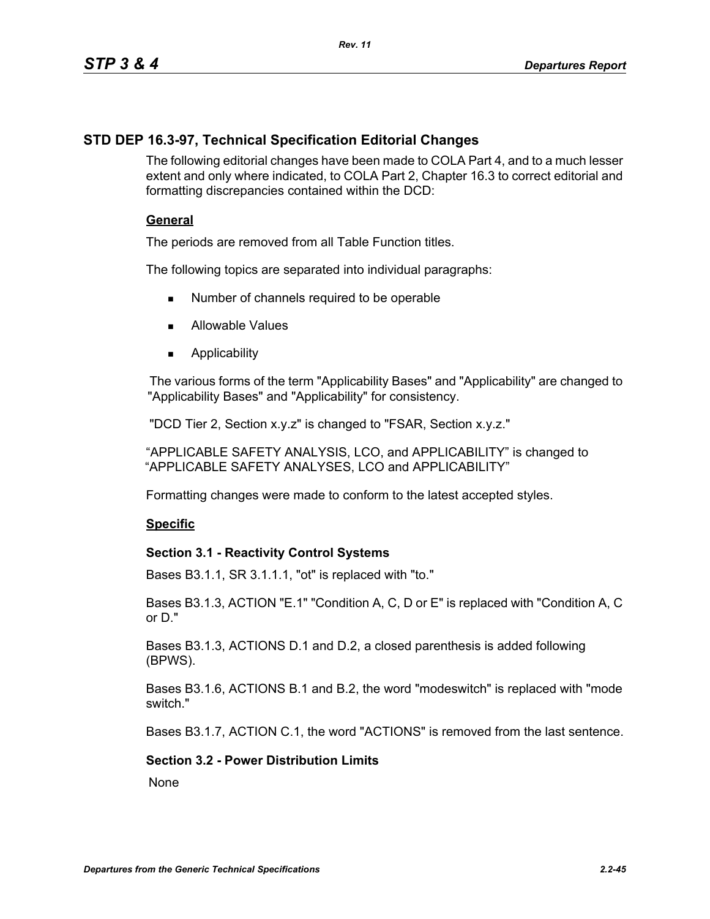## STD DEP 16.3-97, Technical Specification Editorial Changes

The following editorial changes have been made to COLA Part 4, and to a much lesser extent and only where indicated, to COLA Part 2, Chapter 16.3 to correct editorial and formatting discrepancies contained within the DCD:

**General**

The periods are removed from all Table Function titles.

The following topics are separated into individual paragraphs:

- Number of channels required to be operable
- Allowable Values
- Applicability

The various forms of the term "Applicability Bases" and "Applicability" are changed to "Applicability Bases" and "Applicability" for consistency.

"DCD Tier 2, Section x.y.z" is changed to "FSAR, Section x.y.z."

"APPLICABLE SAFETY ANALYSIS, LCO, and APPLICABILITY" is changed to "APPLICABLE SAFETY ANALYSES, LCO and APPLICABILITY"

Formatting changes were made to conform to the latest accepted styles.

**Specific**

**Section 3.1 - Reactivity Control Systems**

Bases B3.1.1, SR 3.1.1.1, "ot" is replaced with "to."

Bases B3.1.3, ACTION "E.1" "Condition A, C, D or E" is replaced with "Condition A, C or D."

Bases B3.1.3, ACTIONS D.1 and D.2, a closed parenthesis is added following (BPWS).

Bases B3.1.6, ACTIONS B.1 and B.2, the word "modeswitch" is replaced with "mode switch."

Bases B3.1.7, ACTION C.1, the word "ACTIONS" is removed from the last sentence.

**Section 3.2 - Power Distribution Limits**

None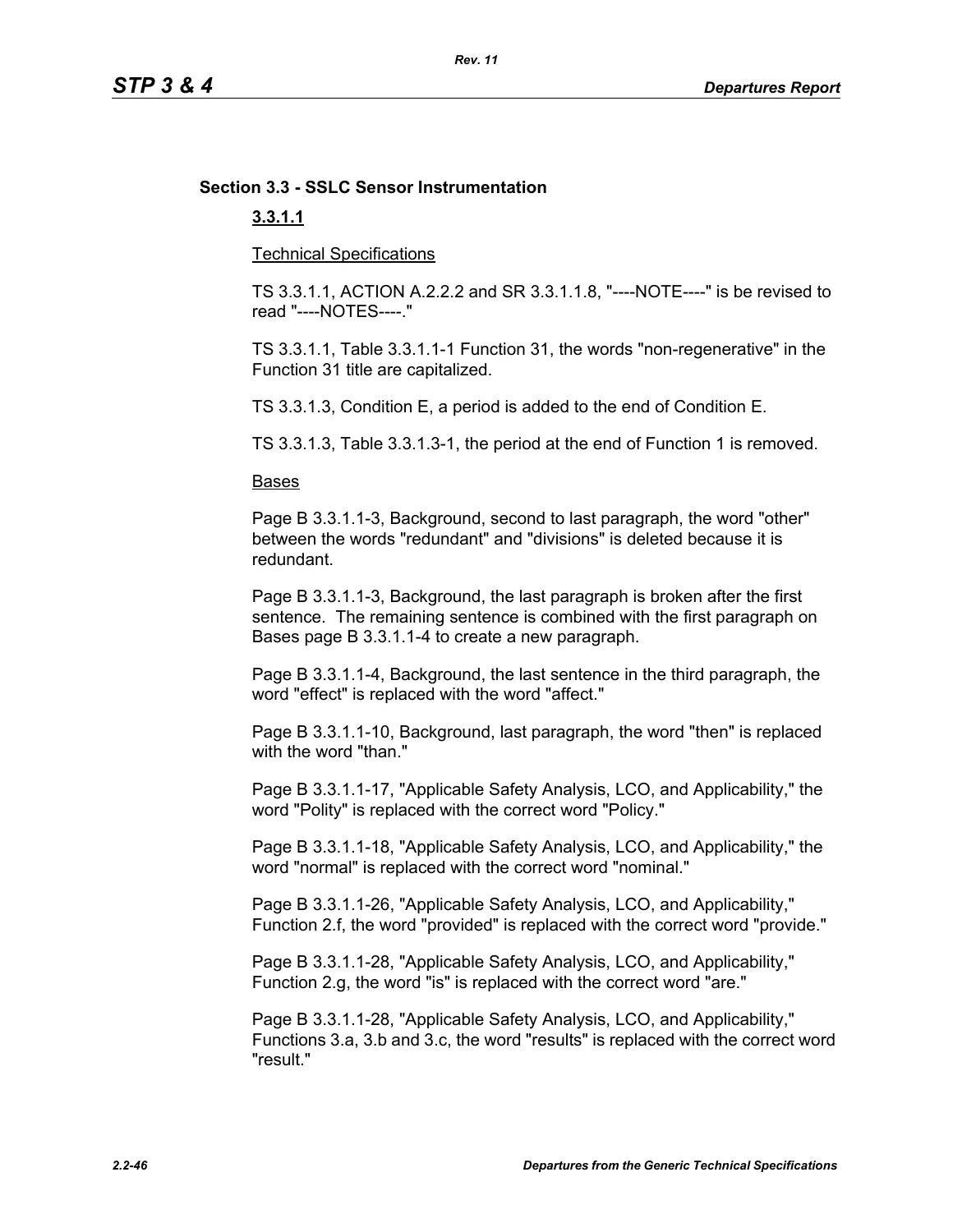## Section 3.3 - SSLC Sensor Instrumentation

### 3.3.1.1

Technical Specifications

TS 3.3.1.1, ACTION A.2.2.2 and SR 3.3.1.1.8, "----NOTE----" is be revised to read "----NOTES----."

TS 3.3.1.1, Table 3.3.1.1-1 Function 31, the words "non-regenerative" in the Function 31 title are capitalized.

TS 3.3.1.3, Condition E, a period is added to the end of Condition E.

TS 3.3.1.3, Table 3.3.1.3-1, the period at the end of Function 1 is removed.

Bases

Page B 3.3.1.1-3, Background, second to last paragraph, the word "other" between the words "redundant" and "divisions" is deleted because it is redundant.

Page B 3.3.1.1-3, Background, the last paragraph is broken after the first sentence. The remaining sentence is combined with the first paragraph on Bases page B 3.3.1.1-4 to create a new paragraph.

Page B 3.3.1.1-4, Background, the last sentence in the third paragraph, the word "effect" is replaced with the word "affect."

Page B 3.3.1.1-10, Background, last paragraph, the word "then" is replaced with the word "than."

Page B 3.3.1.1-17, "Applicable Safety Analysis, LCO, and Applicability," the word "Polity" is replaced with the correct word "Policy."

Page B 3.3.1.1-18, "Applicable Safety Analysis, LCO, and Applicability," the word "normal" is replaced with the correct word "nominal."

Page B 3.3.1.1-26, "Applicable Safety Analysis, LCO, and Applicability," Function 2.f, the word "provided" is replaced with the correct word "provide."

Page B 3.3.1.1-28, "Applicable Safety Analysis, LCO, and Applicability," Function 2.g, the word "is" is replaced with the correct word "are."

Page B 3.3.1.1-28, "Applicable Safety Analysis, LCO, and Applicability," Functions 3.a, 3.b and 3.c, the word "results" is replaced with the correct word "result."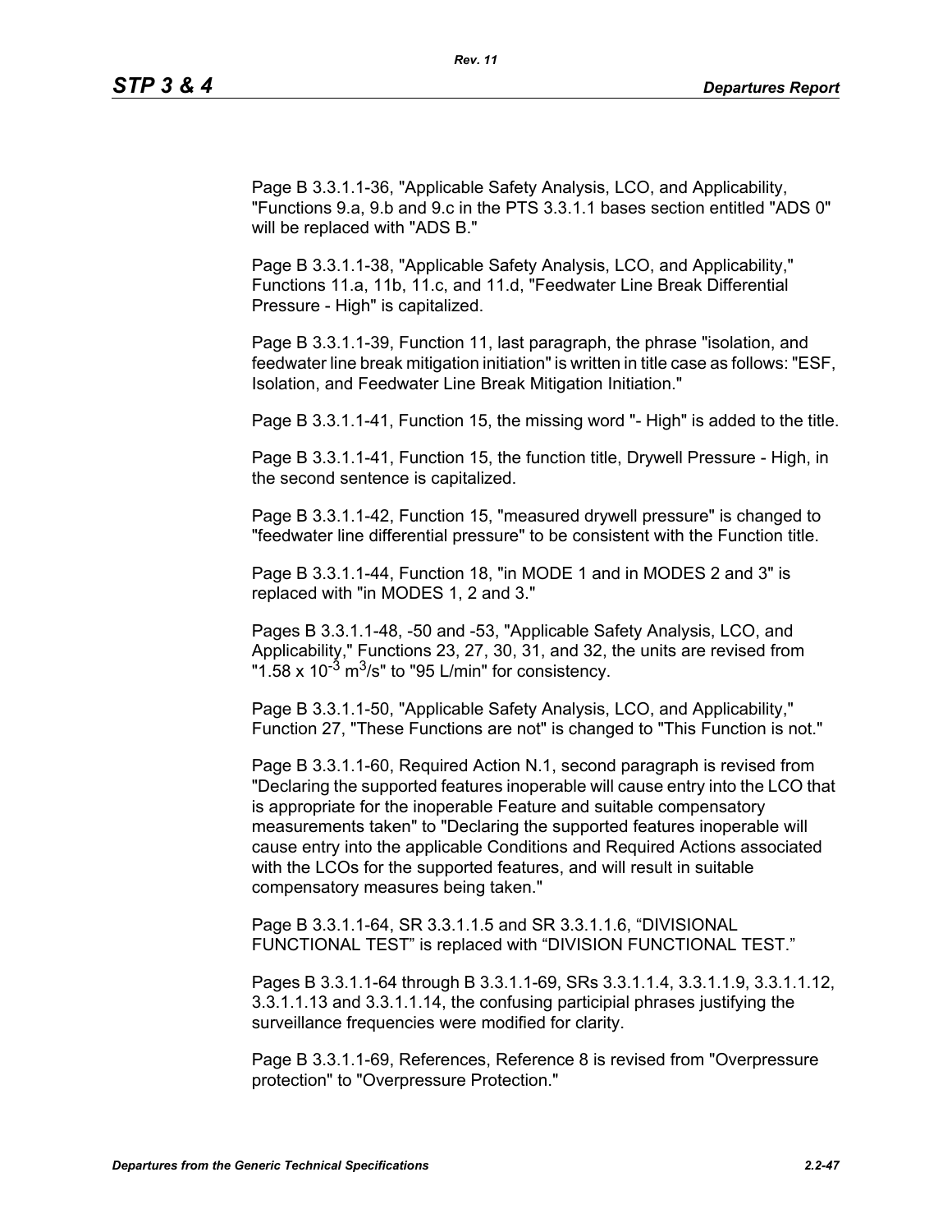Page B 3.3.1.1-36, "Applicable Safety Analysis, LCO, and Applicability, "Functions 9.a, 9.b and 9.c in the PTS 3.3.1.1 bases section entitled "ADS 0" will be replaced with "ADS B."

Page B 3.3.1.1-38, "Applicable Safety Analysis, LCO, and Applicability," Functions 11.a, 11b, 11.c, and 11.d, "Feedwater Line Break Differential Pressure - High" is capitalized.

Page B 3.3.1.1-39, Function 11, last paragraph, the phrase "isolation, and feedwater line break mitigation initiation" is written in title case as follows: "ESF, Isolation, and Feedwater Line Break Mitigation Initiation."

Page B 3.3.1.1-41, Function 15, the missing word "- High" is added to the title.

Page B 3.3.1.1-41, Function 15, the function title, Drywell Pressure - High, in the second sentence is capitalized.

Page B 3.3.1.1-42, Function 15, "measured drywell pressure" is changed to "feedwater line differential pressure" to be consistent with the Function title.

Page B 3.3.1.1-44, Function 18, "in MODE 1 and in MODES 2 and 3" is replaced with "in MODES 1, 2 and 3."

Pages B 3.3.1.1-48, -50 and -53, "Applicable Safety Analysis, LCO, and Applicability," Functions 23, 27, 30, 31, and 32, the units are revised from "$1.58 \times 10^{-3}$ $m^3/s$" to "95 L/min" for consistency.

Page B 3.3.1.1-50, "Applicable Safety Analysis, LCO, and Applicability," Function 27, "These Functions are not" is changed to "This Function is not."

Page B 3.3.1.1-60, Required Action N.1, second paragraph is revised from "Declaring the supported features inoperable will cause entry into the LCO that is appropriate for the inoperable Feature and suitable compensatory measurements taken" to "Declaring the supported features inoperable will cause entry into the applicable Conditions and Required Actions associated with the LCOs for the supported features, and will result in suitable compensatory measures being taken."

Page B 3.3.1.1-64, SR 3.3.1.1.5 and SR 3.3.1.1.6, "DIVISIONAL FUNCTIONAL TEST" is replaced with "DIVISION FUNCTIONAL TEST."

Pages B 3.3.1.1-64 through B 3.3.1.1-69, SRs 3.3.1.1.4, 3.3.1.1.9, 3.3.1.1.12, 3.3.1.1.13 and 3.3.1.1.14, the confusing participial phrases justifying the surveillance frequencies were modified for clarity.

Page B 3.3.1.1-69, References, Reference 8 is revised from "Overpressure protection" to "Overpressure Protection."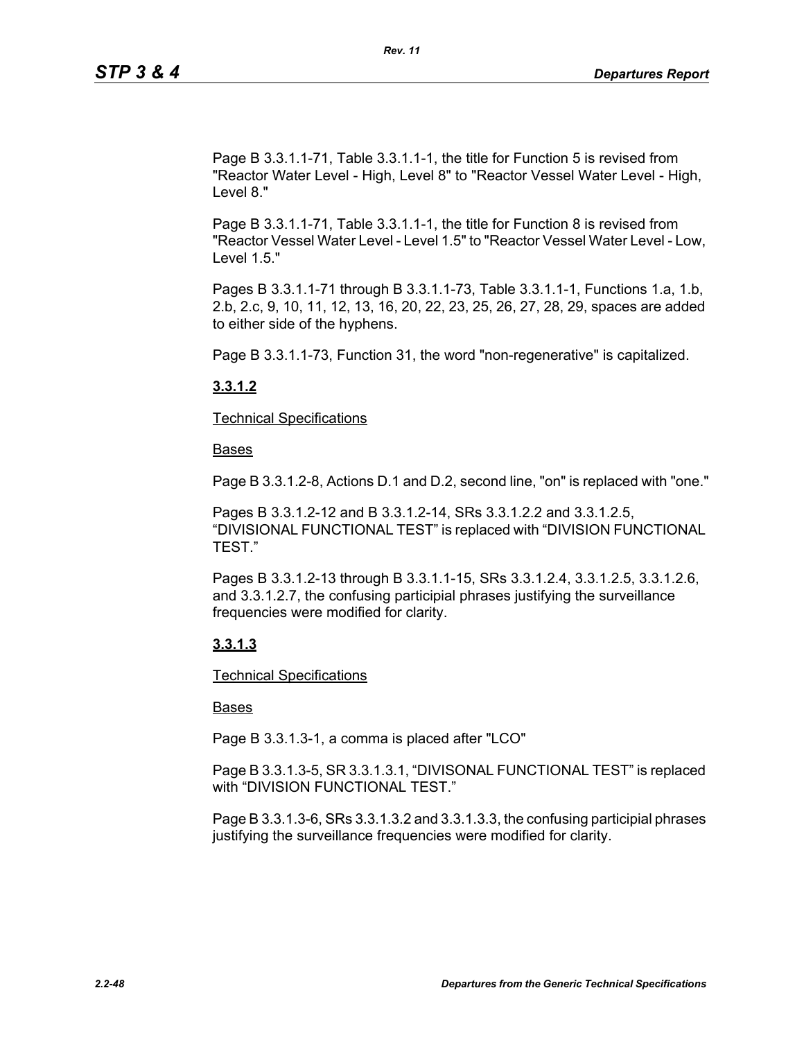Page B 3.3.1.1-71, Table 3.3.1.1-1, the title for Function 5 is revised from "Reactor Water Level - High, Level 8" to "Reactor Vessel Water Level - High, Level 8."

Page B 3.3.1.1-71, Table 3.3.1.1-1, the title for Function 8 is revised from "Reactor Vessel Water Level - Level 1.5" to "Reactor Vessel Water Level - Low, Level 1.5."

Pages B 3.3.1.1-71 through B 3.3.1.1-73, Table 3.3.1.1-1, Functions 1.a, 1.b, 2.b, 2.c, 9, 10, 11, 12, 13, 16, 20, 22, 23, 25, 26, 27, 28, 29, spaces are added to either side of the hyphens.

Page B 3.3.1.1-73, Function 31, the word "non-regenerative" is capitalized.

**3.3.1.2**

Technical Specifications

Bases

Page B 3.3.1.2-8, Actions D.1 and D.2, second line, "on" is replaced with "one."

Pages B 3.3.1.2-12 and B 3.3.1.2-14, SRs 3.3.1.2.2 and 3.3.1.2.5, “DIVISIONAL FUNCTIONAL TEST” is replaced with “DIVISION FUNCTIONAL TEST.”

Pages B 3.3.1.2-13 through B 3.3.1.1-15, SRs 3.3.1.2.4, 3.3.1.2.5, 3.3.1.2.6, and 3.3.1.2.7, the confusing participial phrases justifying the surveillance frequencies were modified for clarity.

**3.3.1.3**

Technical Specifications

Bases

Page B 3.3.1.3-1, a comma is placed after "LCO"

Page B 3.3.1.3-5, SR 3.3.1.3.1, “DIVISONAL FUNCTIONAL TEST” is replaced with “DIVISION FUNCTIONAL TEST.”

Page B 3.3.1.3-6, SRs 3.3.1.3.2 and 3.3.1.3.3, the confusing participial phrases justifying the surveillance frequencies were modified for clarity.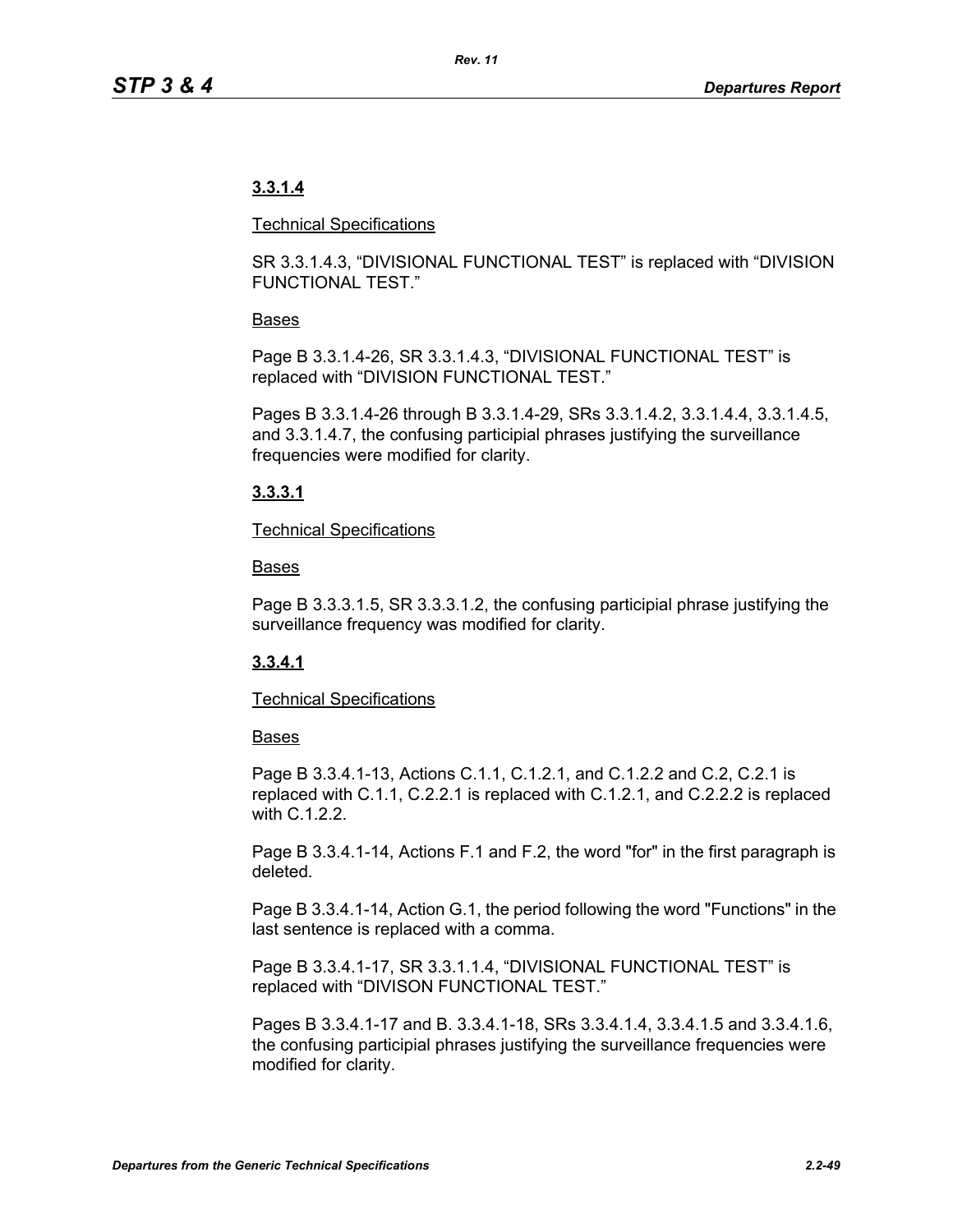**3.3.1.4**

Technical Specifications

SR 3.3.1.4.3, “DIVISIONAL FUNCTIONAL TEST” is replaced with “DIVISION FUNCTIONAL TEST.”

Bases

Page B 3.3.1.4-26, SR 3.3.1.4.3, “DIVISIONAL FUNCTIONAL TEST” is replaced with “DIVISION FUNCTIONAL TEST.”

Pages B 3.3.1.4-26 through B 3.3.1.4-29, SRs 3.3.1.4.2, 3.3.1.4.4, 3.3.1.4.5, and 3.3.1.4.7, the confusing participial phrases justifying the surveillance frequencies were modified for clarity.

**3.3.3.1**

Technical Specifications

Bases

Page B 3.3.3.1.5, SR 3.3.3.1.2, the confusing participial phrase justifying the surveillance frequency was modified for clarity.

**3.3.4.1**

Technical Specifications

Bases

Page B 3.3.4.1-13, Actions C.1.1, C.1.2.1, and C.1.2.2 and C.2, C.2.1 is replaced with C.1.1, C.2.2.1 is replaced with C.1.2.1, and C.2.2.2 is replaced with C.1.2.2.

Page B 3.3.4.1-14, Actions F.1 and F.2, the word "for" in the first paragraph is deleted.

Page B 3.3.4.1-14, Action G.1, the period following the word "Functions" in the last sentence is replaced with a comma.

Page B 3.3.4.1-17, SR 3.3.1.1.4, “DIVISIONAL FUNCTIONAL TEST” is replaced with “DIVISON FUNCTIONAL TEST.”

Pages B 3.3.4.1-17 and B. 3.3.4.1-18, SRs 3.3.4.1.4, 3.3.4.1.5 and 3.3.4.1.6, the confusing participial phrases justifying the surveillance frequencies were modified for clarity.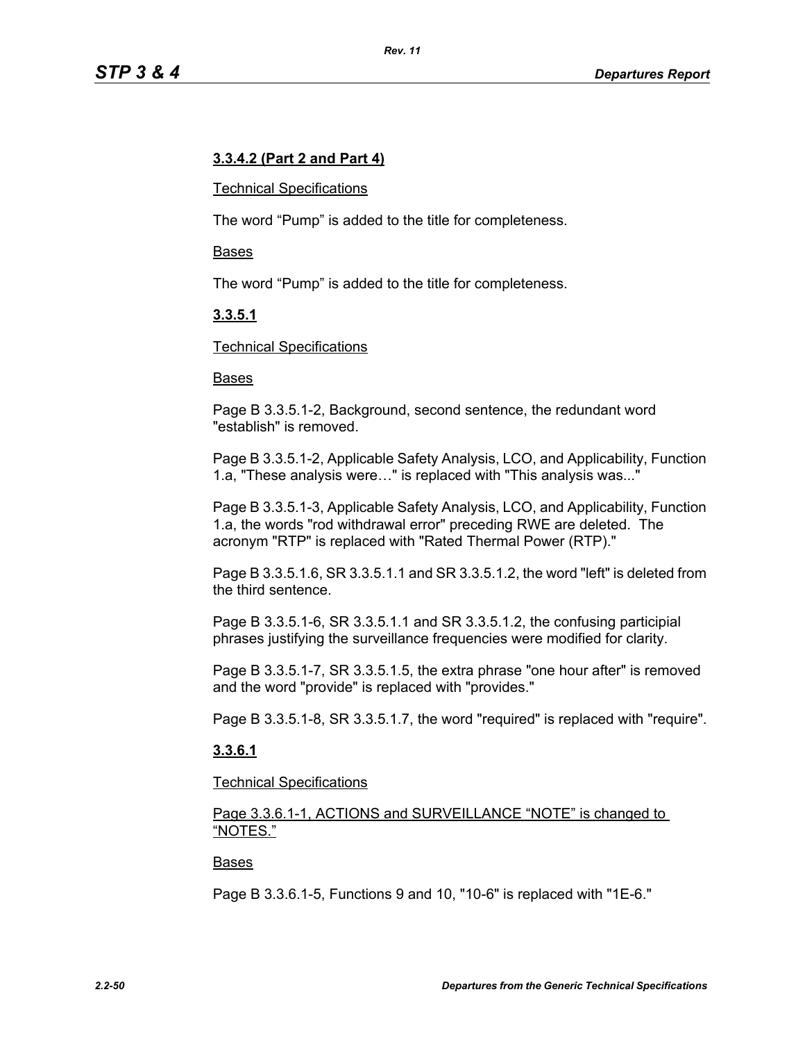**3.3.4.2 (Part 2 and Part 4)**

Technical Specifications

The word “Pump” is added to the title for completeness.

Bases

The word “Pump” is added to the title for completeness.

**3.3.5.1**

Technical Specifications

Bases

Page B 3.3.5.1-2, Background, second sentence, the redundant word "establish" is removed.

Page B 3.3.5.1-2, Applicable Safety Analysis, LCO, and Applicability, Function 1.a, "These analysis were…" is replaced with "This analysis was..."

Page B 3.3.5.1-3, Applicable Safety Analysis, LCO, and Applicability, Function 1.a, the words "rod withdrawal error" preceding RWE are deleted. The acronym "RTP" is replaced with "Rated Thermal Power (RTP)."

Page B 3.3.5.1.6, SR 3.3.5.1.1 and SR 3.3.5.1.2, the word "left" is deleted from the third sentence.

Page B 3.3.5.1-6, SR 3.3.5.1.1 and SR 3.3.5.1.2, the confusing participial phrases justifying the surveillance frequencies were modified for clarity.

Page B 3.3.5.1-7, SR 3.3.5.1.5, the extra phrase "one hour after" is removed and the word "provide" is replaced with "provides."

Page B 3.3.5.1-8, SR 3.3.5.1.7, the word "required" is replaced with "require".

**3.3.6.1**

Technical Specifications

Page 3.3.6.1-1, ACTIONS and SURVEILLANCE “NOTE” is changed to “NOTES.”

Bases

Page B 3.3.6.1-5, Functions 9 and 10, "10-6" is replaced with "1E-6."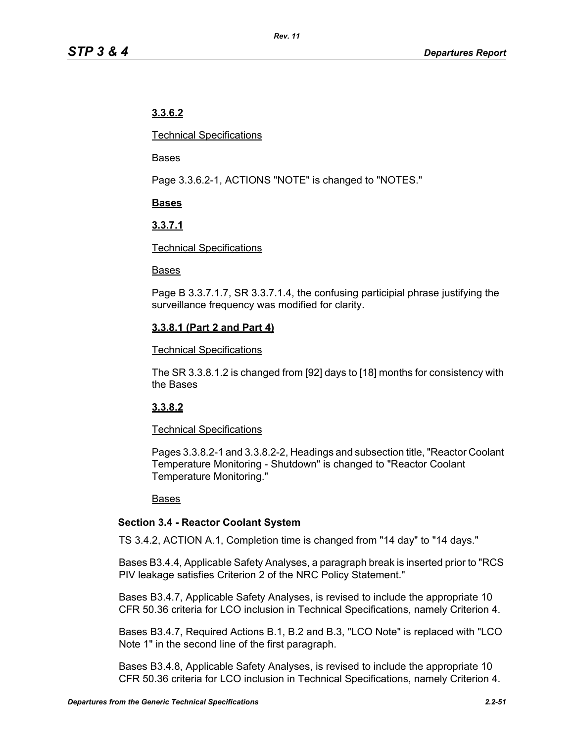**3.3.6.2**

Technical Specifications

Bases

Page 3.3.6.2-1, ACTIONS "NOTE" is changed to "NOTES."

**Bases**

**3.3.7.1**

Technical Specifications

Bases

Page B 3.3.7.1.7, SR 3.3.7.1.4, the confusing participial phrase justifying the surveillance frequency was modified for clarity.

**3.3.8.1 (Part 2 and Part 4)**

Technical Specifications

The SR 3.3.8.1.2 is changed from [92] days to [18] months for consistency with the Bases

**3.3.8.2**

Technical Specifications

Pages 3.3.8.2-1 and 3.3.8.2-2, Headings and subsection title, "Reactor Coolant Temperature Monitoring - Shutdown" is changed to "Reactor Coolant Temperature Monitoring."

Bases

**Section 3.4 - Reactor Coolant System**

TS 3.4.2, ACTION A.1, Completion time is changed from "14 day" to "14 days."

Bases B3.4.4, Applicable Safety Analyses, a paragraph break is inserted prior to "RCS PIV leakage satisfies Criterion 2 of the NRC Policy Statement."

Bases B3.4.7, Applicable Safety Analyses, is revised to include the appropriate 10 CFR 50.36 criteria for LCO inclusion in Technical Specifications, namely Criterion 4.

Bases B3.4.7, Required Actions B.1, B.2 and B.3, "LCO Note" is replaced with "LCO Note 1" in the second line of the first paragraph.

Bases B3.4.8, Applicable Safety Analyses, is revised to include the appropriate 10 CFR 50.36 criteria for LCO inclusion in Technical Specifications, namely Criterion 4.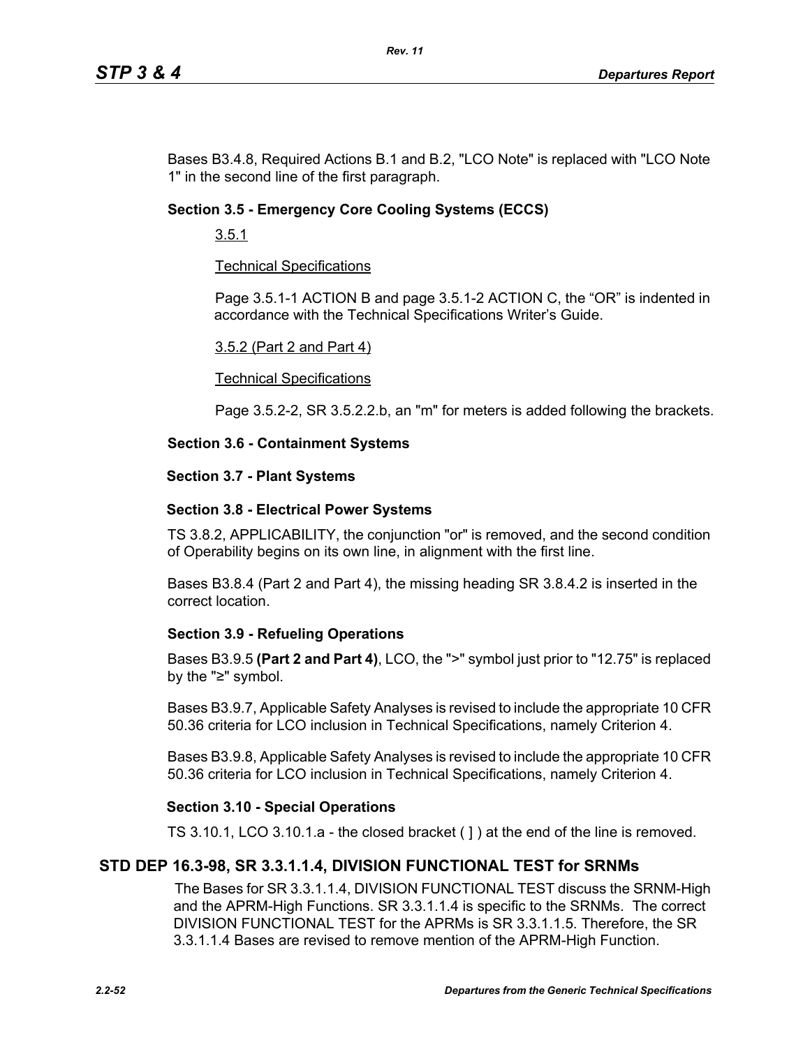Bases B3.4.8, Required Actions B.1 and B.2, "LCO Note" is replaced with "LCO Note 1" in the second line of the first paragraph.

**Section 3.5 - Emergency Core Cooling Systems (ECCS)**

3.5.1

Technical Specifications

Page 3.5.1-1 ACTION B and page 3.5.1-2 ACTION C, the "OR" is indented in accordance with the Technical Specifications Writer's Guide.

3.5.2 (Part 2 and Part 4)

Technical Specifications

Page 3.5.2-2, SR 3.5.2.2.b, an "m" for meters is added following the brackets.

**Section 3.6 - Containment Systems**

**Section 3.7 - Plant Systems**

**Section 3.8 - Electrical Power Systems**

TS 3.8.2, APPLICABILITY, the conjunction "or" is removed, and the second condition of Operability begins on its own line, in alignment with the first line.

Bases B3.8.4 (Part 2 and Part 4), the missing heading SR 3.8.4.2 is inserted in the correct location.

**Section 3.9 - Refueling Operations**

Bases B3.9.5 **(Part 2 and Part 4)**, LCO, the ">" symbol just prior to "12.75" is replaced by the "≥" symbol.

Bases B3.9.7, Applicable Safety Analyses is revised to include the appropriate 10 CFR 50.36 criteria for LCO inclusion in Technical Specifications, namely Criterion 4.

Bases B3.9.8, Applicable Safety Analyses is revised to include the appropriate 10 CFR 50.36 criteria for LCO inclusion in Technical Specifications, namely Criterion 4.

**Section 3.10 - Special Operations**

TS 3.10.1, LCO 3.10.1.a - the closed bracket ( ] ) at the end of the line is removed.

## STD DEP 16.3-98, SR 3.3.1.1.4, DIVISION FUNCTIONAL TEST for SRNMs

The Bases for SR 3.3.1.1.4, DIVISION FUNCTIONAL TEST discuss the SRNM-High and the APRM-High Functions. SR 3.3.1.1.4 is specific to the SRNMs. The correct DIVISION FUNCTIONAL TEST for the APRMs is SR 3.3.1.1.5. Therefore, the SR 3.3.1.1.4 Bases are revised to remove mention of the APRM-High Function.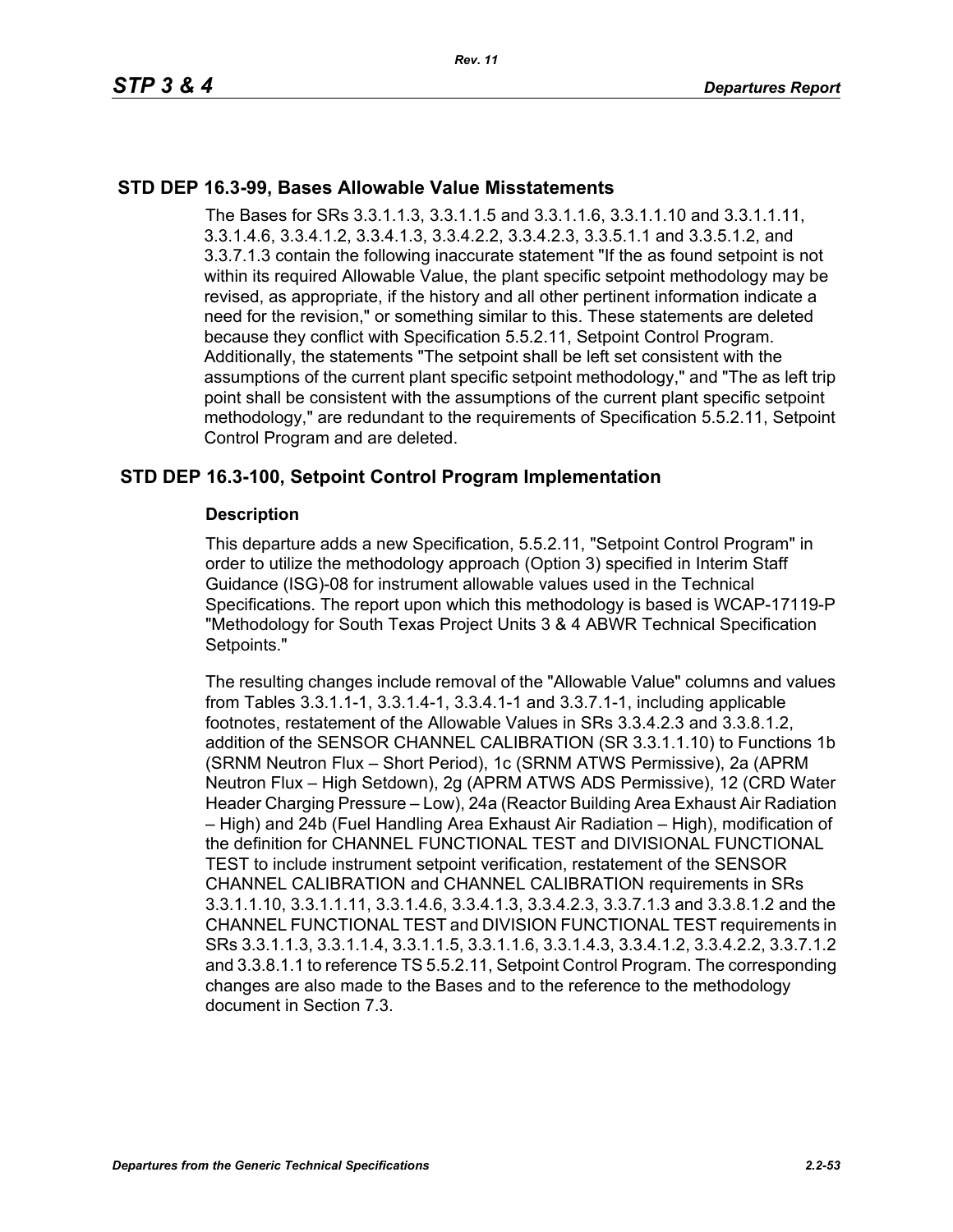## STD DEP 16.3-99, Bases Allowable Value Misstatements

The Bases for SRs 3.3.1.1.3, 3.3.1.1.5 and 3.3.1.1.6, 3.3.1.1.10 and 3.3.1.1.11, 3.3.1.4.6, 3.3.4.1.2, 3.3.4.1.3, 3.3.4.2.2, 3.3.4.2.3, 3.3.5.1.1 and 3.3.5.1.2, and 3.3.7.1.3 contain the following inaccurate statement "If the as found setpoint is not within its required Allowable Value, the plant specific setpoint methodology may be revised, as appropriate, if the history and all other pertinent information indicate a need for the revision," or something similar to this. These statements are deleted because they conflict with Specification 5.5.2.11, Setpoint Control Program. Additionally, the statements "The setpoint shall be left set consistent with the assumptions of the current plant specific setpoint methodology," and "The as left trip point shall be consistent with the assumptions of the current plant specific setpoint methodology," are redundant to the requirements of Specification 5.5.2.11, Setpoint Control Program and are deleted.

## STD DEP 16.3-100, Setpoint Control Program Implementation

### Description

This departure adds a new Specification, 5.5.2.11, "Setpoint Control Program" in order to utilize the methodology approach (Option 3) specified in Interim Staff Guidance (ISG)-08 for instrument allowable values used in the Technical Specifications. The report upon which this methodology is based is WCAP-17119-P "Methodology for South Texas Project Units 3 & 4 ABWR Technical Specification Setpoints."

The resulting changes include removal of the "Allowable Value" columns and values from Tables 3.3.1.1-1, 3.3.1.4-1, 3.3.4.1-1 and 3.3.7.1-1, including applicable footnotes, restatement of the Allowable Values in SRs 3.3.4.2.3 and 3.3.8.1.2, addition of the SENSOR CHANNEL CALIBRATION (SR 3.3.1.1.10) to Functions 1b (SRNM Neutron Flux – Short Period), 1c (SRNM ATWS Permissive), 2a (APRM Neutron Flux – High Setdown), 2g (APRM ATWS ADS Permissive), 12 (CRD Water Header Charging Pressure – Low), 24a (Reactor Building Area Exhaust Air Radiation – High) and 24b (Fuel Handling Area Exhaust Air Radiation – High), modification of the definition for CHANNEL FUNCTIONAL TEST and DIVISIONAL FUNCTIONAL TEST to include instrument setpoint verification, restatement of the SENSOR CHANNEL CALIBRATION and CHANNEL CALIBRATION requirements in SRs 3.3.1.1.10, 3.3.1.1.11, 3.3.1.4.6, 3.3.4.1.3, 3.3.4.2.3, 3.3.7.1.3 and 3.3.8.1.2 and the CHANNEL FUNCTIONAL TEST and DIVISION FUNCTIONAL TEST requirements in SRs 3.3.1.1.3, 3.3.1.1.4, 3.3.1.1.5, 3.3.1.1.6, 3.3.1.4.3, 3.3.4.1.2, 3.3.4.2.2, 3.3.7.1.2 and 3.3.8.1.1 to reference TS 5.5.2.11, Setpoint Control Program. The corresponding changes are also made to the Bases and to the reference to the methodology document in Section 7.3.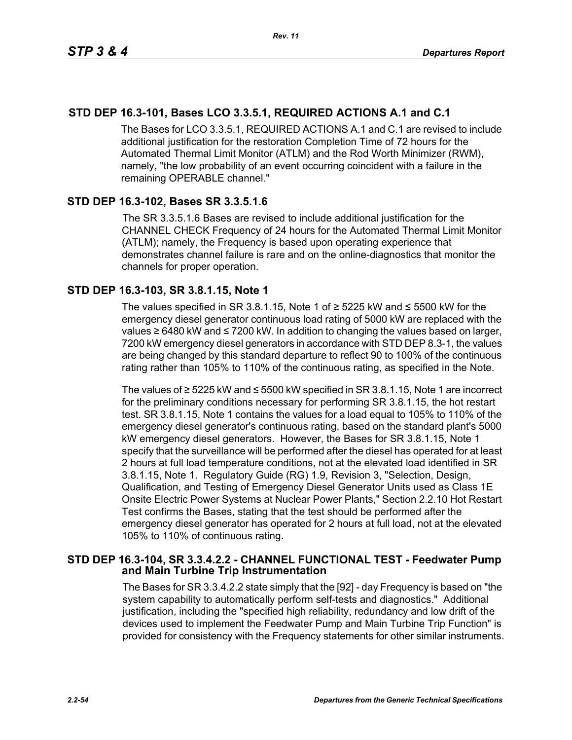## STD DEP 16.3-101, Bases LCO 3.3.5.1, REQUIRED ACTIONS A.1 and C.1

The Bases for LCO 3.3.5.1, REQUIRED ACTIONS A.1 and C.1 are revised to include additional justification for the restoration Completion Time of 72 hours for the Automated Thermal Limit Monitor (ATLM) and the Rod Worth Minimizer (RWM), namely, "the low probability of an event occurring coincident with a failure in the remaining OPERABLE channel."

## STD DEP 16.3-102, Bases SR 3.3.5.1.6

The SR 3.3.5.1.6 Bases are revised to include additional justification for the CHANNEL CHECK Frequency of 24 hours for the Automated Thermal Limit Monitor (ATLM); namely, the Frequency is based upon operating experience that demonstrates channel failure is rare and on the online-diagnostics that monitor the channels for proper operation.

## STD DEP 16.3-103, SR 3.8.1.15, Note 1

The values specified in SR 3.8.1.15, Note 1 of ≥ 5225 kW and ≤ 5500 kW for the emergency diesel generator continuous load rating of 5000 kW are replaced with the values ≥ 6480 kW and ≤ 7200 kW. In addition to changing the values based on larger, 7200 kW emergency diesel generators in accordance with STD DEP 8.3-1, the values are being changed by this standard departure to reflect 90 to 100% of the continuous rating rather than 105% to 110% of the continuous rating, as specified in the Note.

The values of ≥ 5225 kW and ≤ 5500 kW specified in SR 3.8.1.15, Note 1 are incorrect for the preliminary conditions necessary for performing SR 3.8.1.15, the hot restart test. SR 3.8.1.15, Note 1 contains the values for a load equal to 105% to 110% of the emergency diesel generator's continuous rating, based on the standard plant's 5000 kW emergency diesel generators. However, the Bases for SR 3.8.1.15, Note 1 specify that the surveillance will be performed after the diesel has operated for at least 2 hours at full load temperature conditions, not at the elevated load identified in SR 3.8.1.15, Note 1. Regulatory Guide (RG) 1.9, Revision 3, "Selection, Design, Qualification, and Testing of Emergency Diesel Generator Units used as Class 1E Onsite Electric Power Systems at Nuclear Power Plants," Section 2.2.10 Hot Restart Test confirms the Bases, stating that the test should be performed after the emergency diesel generator has operated for 2 hours at full load, not at the elevated 105% to 110% of continuous rating.

## STD DEP 16.3-104, SR 3.3.4.2.2 - CHANNEL FUNCTIONAL TEST - Feedwater Pump and Main Turbine Trip Instrumentation

The Bases for SR 3.3.4.2.2 state simply that the [92] - day Frequency is based on "the system capability to automatically perform self-tests and diagnostics." Additional justification, including the "specified high reliability, redundancy and low drift of the devices used to implement the Feedwater Pump and Main Turbine Trip Function" is provided for consistency with the Frequency statements for other similar instruments.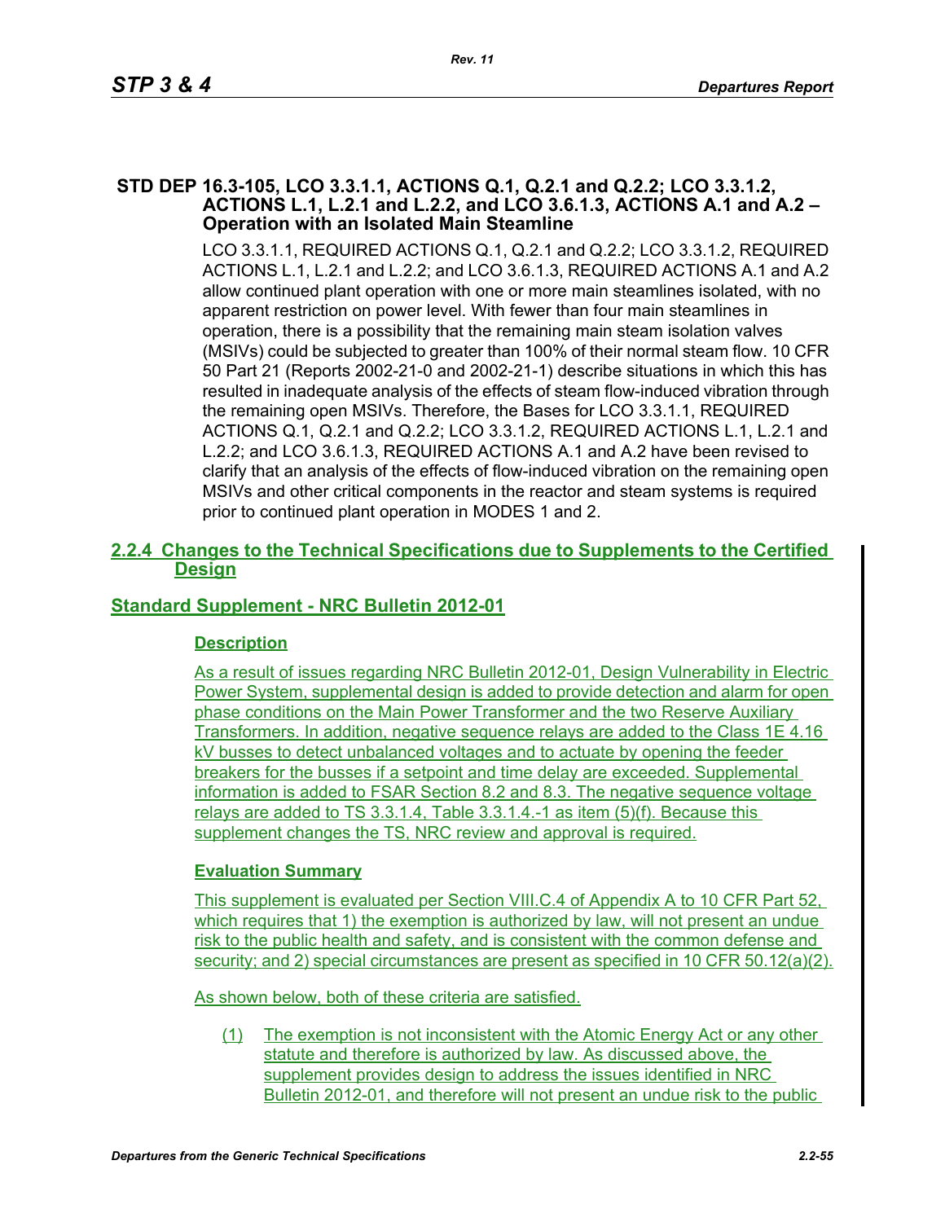## STD DEP 16.3-105, LCO 3.3.1.1, ACTIONS Q.1, Q.2.1 and Q.2.2; LCO 3.3.1.2, ACTIONS L.1, L.2.1 and L.2.2, and LCO 3.6.1.3, ACTIONS A.1 and A.2 – Operation with an Isolated Main Steamline

LCO 3.3.1.1, REQUIRED ACTIONS Q.1, Q.2.1 and Q.2.2; LCO 3.3.1.2, REQUIRED ACTIONS L.1, L.2.1 and L.2.2; and LCO 3.6.1.3, REQUIRED ACTIONS A.1 and A.2 allow continued plant operation with one or more main steamlines isolated, with no apparent restriction on power level. With fewer than four main steamlines in operation, there is a possibility that the remaining main steam isolation valves (MSIVs) could be subjected to greater than 100% of their normal steam flow. 10 CFR 50 Part 21 (Reports 2002-21-0 and 2002-21-1) describe situations in which this has resulted in inadequate analysis of the effects of steam flow-induced vibration through the remaining open MSIVs. Therefore, the Bases for LCO 3.3.1.1, REQUIRED ACTIONS Q.1, Q.2.1 and Q.2.2; LCO 3.3.1.2, REQUIRED ACTIONS L.1, L.2.1 and L.2.2; and LCO 3.6.1.3, REQUIRED ACTIONS A.1 and A.2 have been revised to clarify that an analysis of the effects of flow-induced vibration on the remaining open MSIVs and other critical components in the reactor and steam systems is required prior to continued plant operation in MODES 1 and 2.

## 2.2.4 Changes to the Technical Specifications due to Supplements to the Certified Design

## Standard Supplement - NRC Bulletin 2012-01

### Description

As a result of issues regarding NRC Bulletin 2012-01, Design Vulnerability in Electric Power System, supplemental design is added to provide detection and alarm for open phase conditions on the Main Power Transformer and the two Reserve Auxiliary Transformers. In addition, negative sequence relays are added to the Class 1E 4.16 kV busses to detect unbalanced voltages and to actuate by opening the feeder breakers for the busses if a setpoint and time delay are exceeded. Supplemental information is added to FSAR Section 8.2 and 8.3. The negative sequence voltage relays are added to TS 3.3.1.4, Table 3.3.1.4.-1 as item (5)(f). Because this supplement changes the TS, NRC review and approval is required.

### Evaluation Summary

This supplement is evaluated per Section VIII.C.4 of Appendix A to 10 CFR Part 52, which requires that 1) the exemption is authorized by law, will not present an undue risk to the public health and safety, and is consistent with the common defense and security; and 2) special circumstances are present as specified in 10 CFR 50.12(a)(2).

As shown below, both of these criteria are satisfied.

(1) The exemption is not inconsistent with the Atomic Energy Act or any other statute and therefore is authorized by law. As discussed above, the supplement provides design to address the issues identified in NRC Bulletin 2012-01, and therefore will not present an undue risk to the public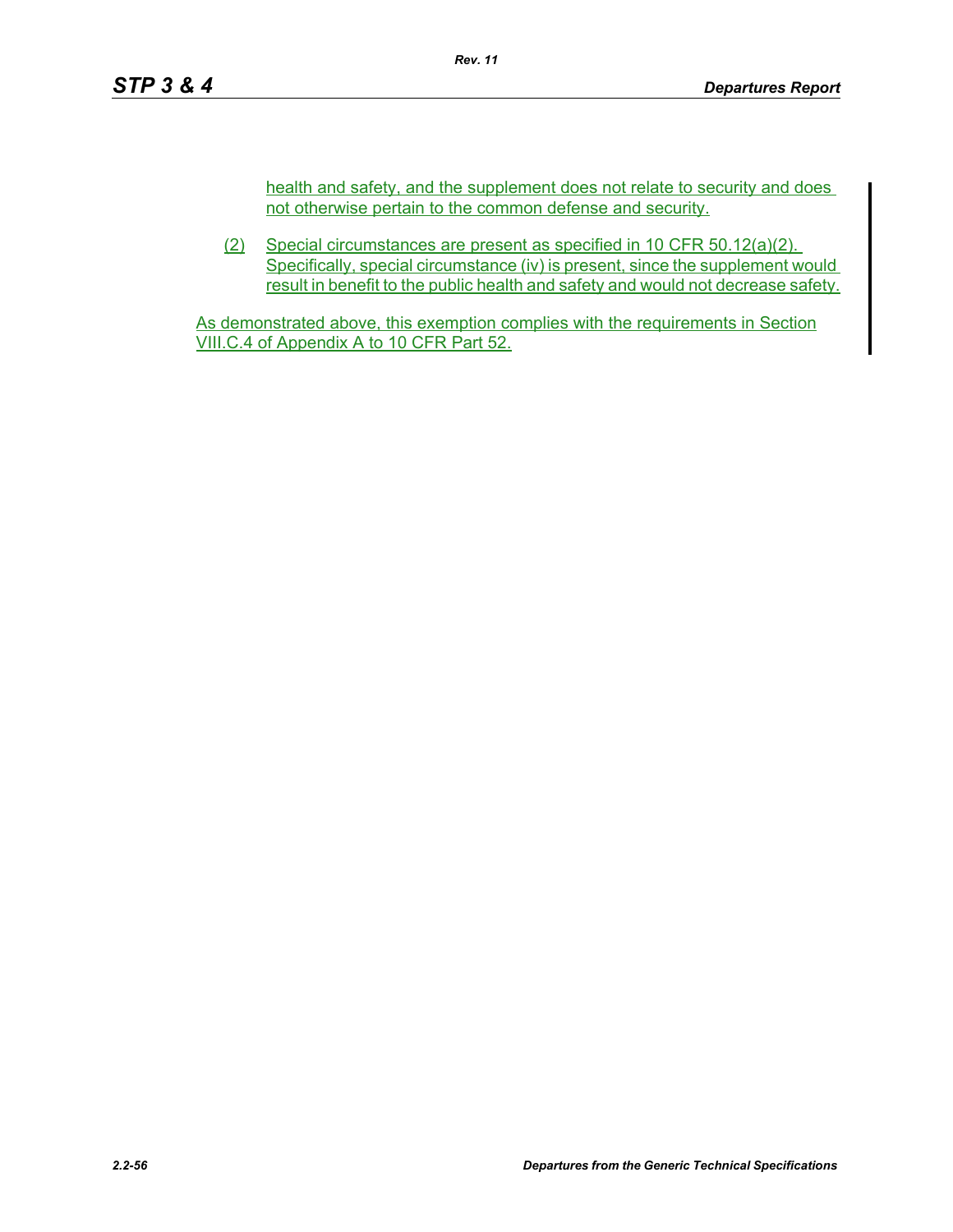health and safety, and the supplement does not relate to security and does not otherwise pertain to the common defense and security.

(2) Special circumstances are present as specified in 10 CFR 50.12(a)(2). Specifically, special circumstance (iv) is present, since the supplement would result in benefit to the public health and safety and would not decrease safety.

As demonstrated above, this exemption complies with the requirements in Section VIII.C.4 of Appendix A to 10 CFR Part 52.